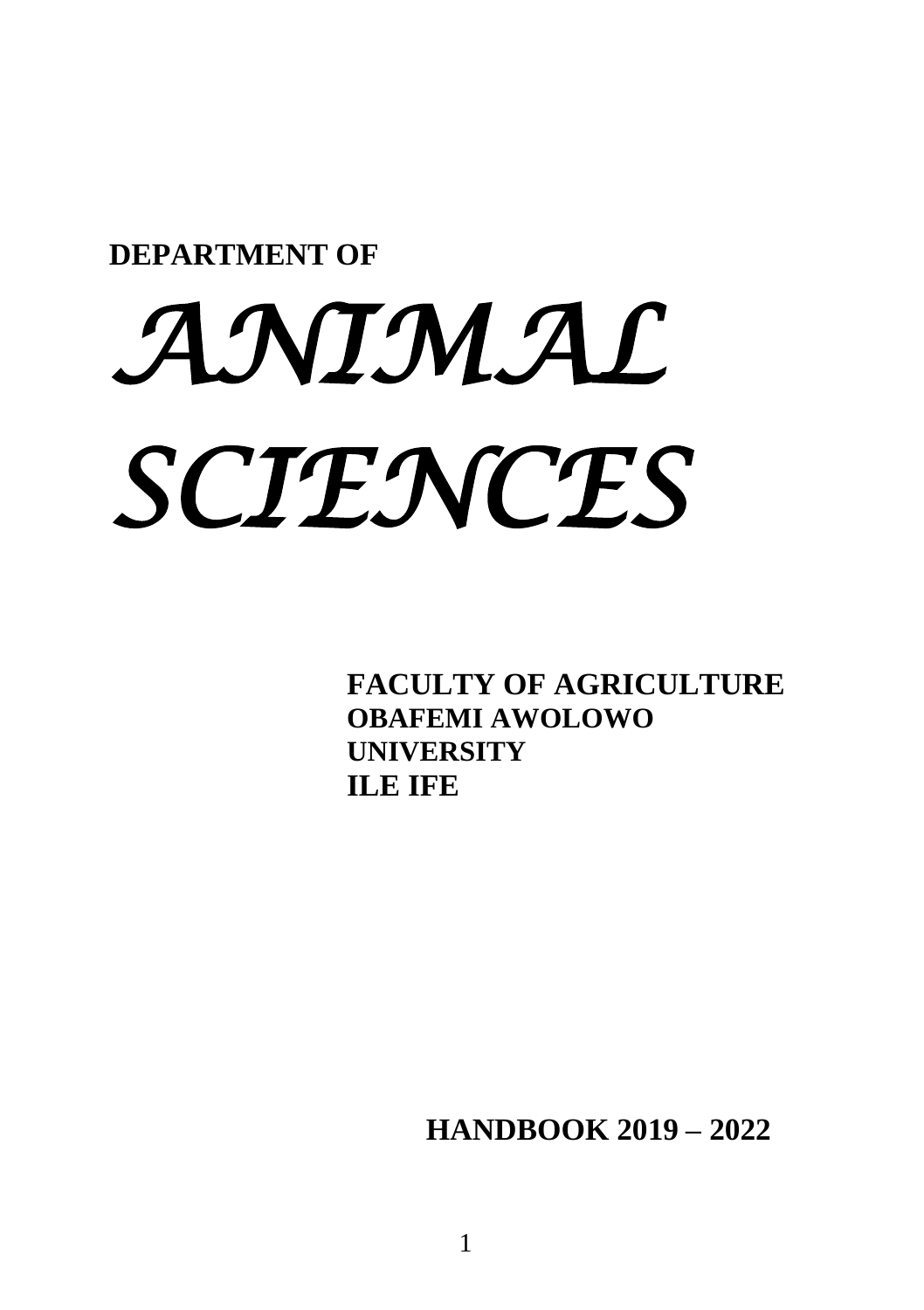**DEPARTMENT OF**

# *ANIMAL SCIENCES*

**FACULTY OF AGRICULTURE**
**OBAFEMI AWOLOWO UNIVERSITY**
**ILE IFE**

**HANDBOOK 2019 – 2022**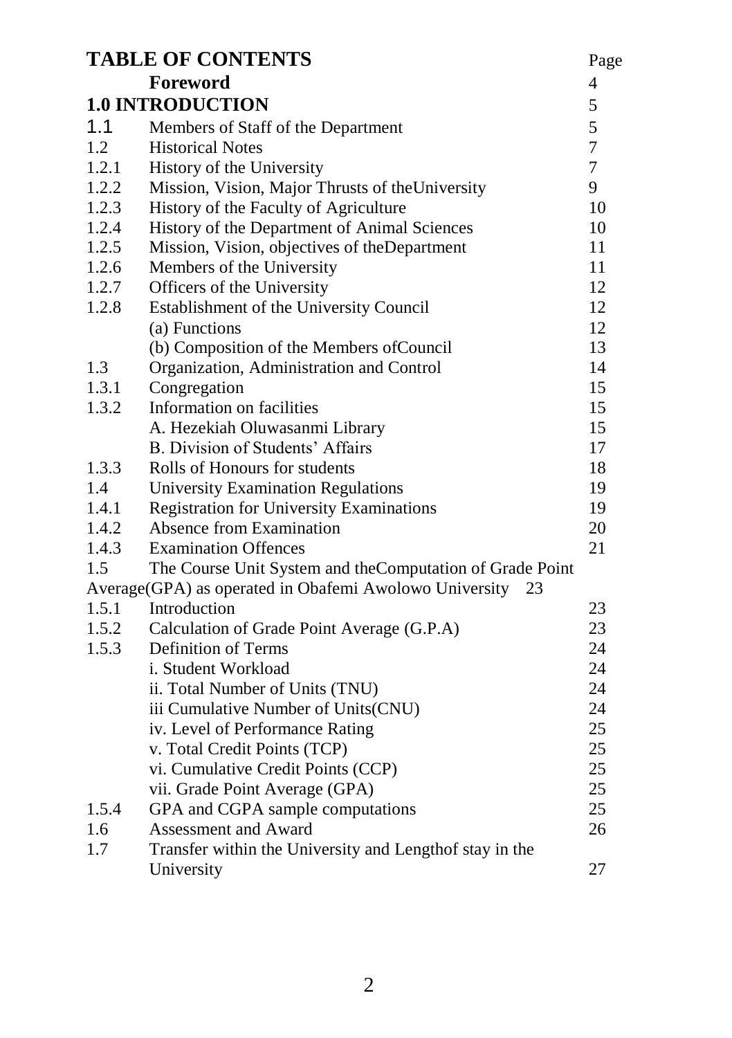# TABLE OF CONTENTS

| | | Page |
|---|---|---|
| | **Foreword** | 4 |
| **1.0 INTRODUCTION** | | 5 |
| 1.1 | Members of Staff of the Department | 5 |
| 1.2 | Historical Notes | 7 |
| 1.2.1 | History of the University | 7 |
| 1.2.2 | Mission, Vision, Major Thrusts of theUniversity | 9 |
| 1.2.3 | History of the Faculty of Agriculture | 10 |
| 1.2.4 | History of the Department of Animal Sciences | 10 |
| 1.2.5 | Mission, Vision, objectives of theDepartment | 11 |
| 1.2.6 | Members of the University | 11 |
| 1.2.7 | Officers of the University | 12 |
| 1.2.8 | Establishment of the University Council | 12 |
| | (a) Functions | 12 |
| | (b) Composition of the Members ofCouncil | 13 |
| 1.3 | Organization, Administration and Control | 14 |
| 1.3.1 | Congregation | 15 |
| 1.3.2 | Information on facilities | 15 |
| | A. Hezekiah Oluwasanmi Library | 15 |
| | B. Division of Students' Affairs | 17 |
| 1.3.3 | Rolls of Honours for students | 18 |
| 1.4 | University Examination Regulations | 19 |
| 1.4.1 | Registration for University Examinations | 19 |
| 1.4.2 | Absence from Examination | 20 |
| 1.4.3 | Examination Offences | 21 |
| 1.5 | The Course Unit System and theComputation of Grade Point Average(GPA) as operated in Obafemi Awolowo University | 23 |
| 1.5.1 | Introduction | 23 |
| 1.5.2 | Calculation of Grade Point Average (G.P.A) | 23 |
| 1.5.3 | Definition of Terms | 24 |
| | i. Student Workload | 24 |
| | ii. Total Number of Units (TNU) | 24 |
| | iii Cumulative Number of Units(CNU) | 24 |
| | iv. Level of Performance Rating | 25 |
| | v. Total Credit Points (TCP) | 25 |
| | vi. Cumulative Credit Points (CCP) | 25 |
| | vii. Grade Point Average (GPA) | 25 |
| 1.5.4 | GPA and CGPA sample computations | 25 |
| 1.6 | Assessment and Award | 26 |
| 1.7 | Transfer within the University and Lengthof stay in the University | 27 |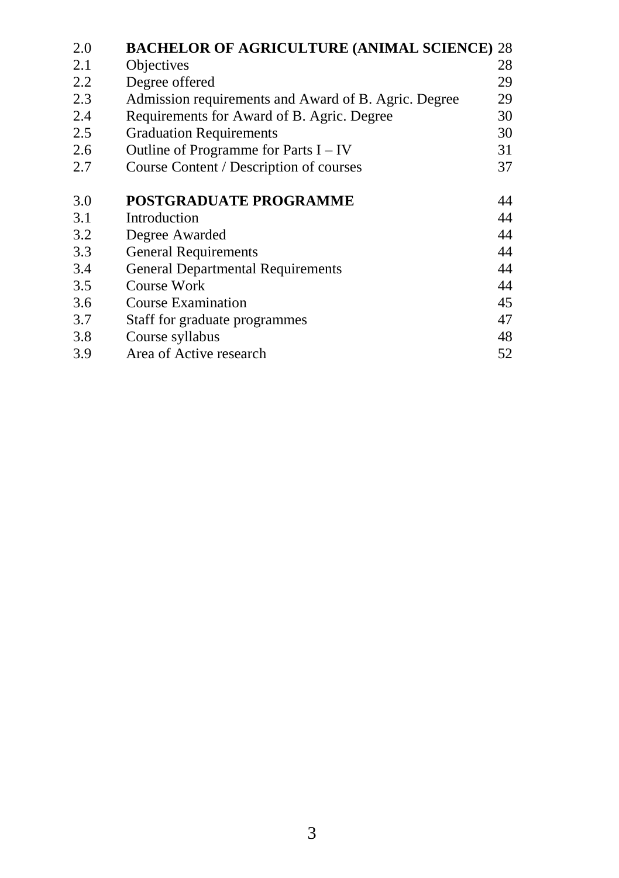| | | |
|---|---|---|
| 2.0 | **BACHELOR OF AGRICULTURE (ANIMAL SCIENCE)** | 28 |
| 2.1 | Objectives | 28 |
| 2.2 | Degree offered | 29 |
| 2.3 | Admission requirements and Award of B. Agric. Degree | 29 |
| 2.4 | Requirements for Award of B. Agric. Degree | 30 |
| 2.5 | Graduation Requirements | 30 |
| 2.6 | Outline of Programme for Parts I – IV | 31 |
| 2.7 | Course Content / Description of courses | 37 |
| | | |
| 3.0 | **POSTGRADUATE PROGRAMME** | 44 |
| 3.1 | Introduction | 44 |
| 3.2 | Degree Awarded | 44 |
| 3.3 | General Requirements | 44 |
| 3.4 | General Departmental Requirements | 44 |
| 3.5 | Course Work | 44 |
| 3.6 | Course Examination | 45 |
| 3.7 | Staff for graduate programmes | 47 |
| 3.8 | Course syllabus | 48 |
| 3.9 | Area of Active research | 52 |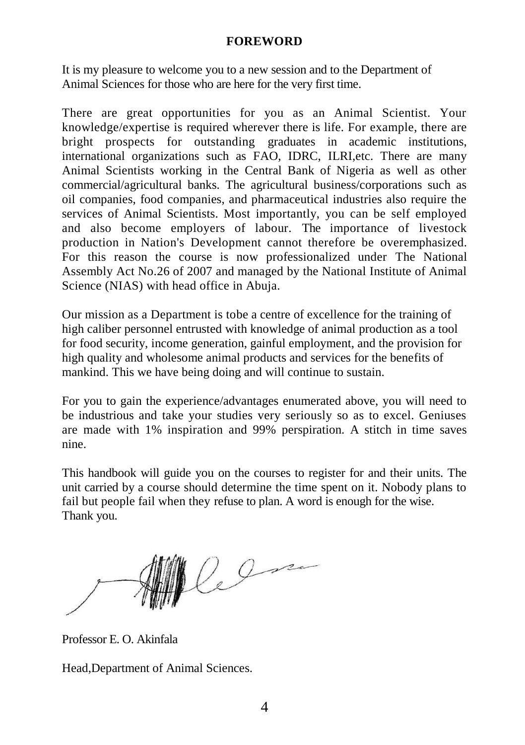# FOREWORD

It is my pleasure to welcome you to a new session and to the Department of Animal Sciences for those who are here for the very first time.

There are great opportunities for you as an Animal Scientist. Your knowledge/expertise is required wherever there is life. For example, there are bright prospects for outstanding graduates in academic institutions, international organizations such as FAO, IDRC, ILRI,etc. There are many Animal Scientists working in the Central Bank of Nigeria as well as other commercial/agricultural banks. The agricultural business/corporations such as oil companies, food companies, and pharmaceutical industries also require the services of Animal Scientists. Most importantly, you can be self employed and also become employers of labour. The importance of livestock production in Nation's Development cannot therefore be overemphasized. For this reason the course is now professionalized under The National Assembly Act No.26 of 2007 and managed by the National Institute of Animal Science (NIAS) with head office in Abuja.

Our mission as a Department is tobe a centre of excellence for the training of high caliber personnel entrusted with knowledge of animal production as a tool for food security, income generation, gainful employment, and the provision for high quality and wholesome animal products and services for the benefits of mankind. This we have being doing and will continue to sustain.

For you to gain the experience/advantages enumerated above, you will need to be industrious and take your studies very seriously so as to excel. Geniuses are made with 1% inspiration and 99% perspiration. A stitch in time saves nine.

This handbook will guide you on the courses to register for and their units. The unit carried by a course should determine the time spent on it. Nobody plans to fail but people fail when they refuse to plan. A word is enough for the wise.
Thank you.

Professor E. O. Akinfala

Head,Department of Animal Sciences.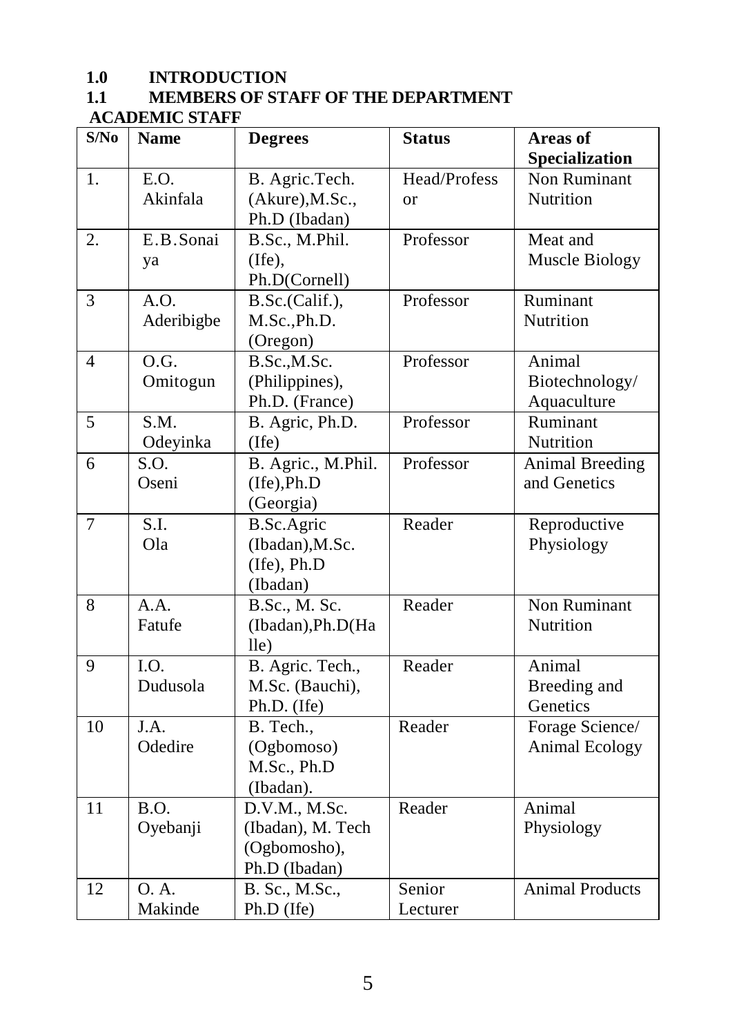## 1.0 INTRODUCTION

### 1.1 MEMBERS OF STAFF OF THE DEPARTMENT

**ACADEMIC STAFF**

| S/No | Name | Degrees | Status | Areas of Specialization |
|---|---|---|---|---|
| 1. | E.O. Akinfala | B. Agric.Tech. (Akure),M.Sc., Ph.D (Ibadan) | Head/Professor | Non Ruminant Nutrition |
| 2. | E.B.Sonaiya | B.Sc., M.Phil. (Ife), Ph.D(Cornell) | Professor | Meat and Muscle Biology |
| 3 | A.O. Aderibigbe | B.Sc.(Calif.), M.Sc.,Ph.D. (Oregon) | Professor | Ruminant Nutrition |
| 4 | O.G. Omitogun | B.Sc.,M.Sc. (Philippines), Ph.D. (France) | Professor | Animal Biotechnology/ Aquaculture |
| 5 | S.M. Odeyinka | B. Agric, Ph.D. (Ife) | Professor | Ruminant Nutrition |
| 6 | S.O. Oseni | B. Agric., M.Phil. (Ife),Ph.D (Georgia) | Professor | Animal Breeding and Genetics |
| 7 | S.I. Ola | B.Sc.Agric (Ibadan),M.Sc. (Ife), Ph.D (Ibadan) | Reader | Reproductive Physiology |
| 8 | A.A. Fatufe | B.Sc., M. Sc. (Ibadan),Ph.D(Halle) | Reader | Non Ruminant Nutrition |
| 9 | I.O. Dudusola | B. Agric. Tech., M.Sc. (Bauchi), Ph.D. (Ife) | Reader | Animal Breeding and Genetics |
| 10 | J.A. Odedire | B. Tech., (Ogbomoso) M.Sc., Ph.D (Ibadan). | Reader | Forage Science/ Animal Ecology |
| 11 | B.O. Oyebanji | D.V.M., M.Sc. (Ibadan), M. Tech (Ogbomosho), Ph.D (Ibadan) | Reader | Animal Physiology |
| 12 | O. A. Makinde | B. Sc., M.Sc., Ph.D (Ife) | Senior Lecturer | Animal Products |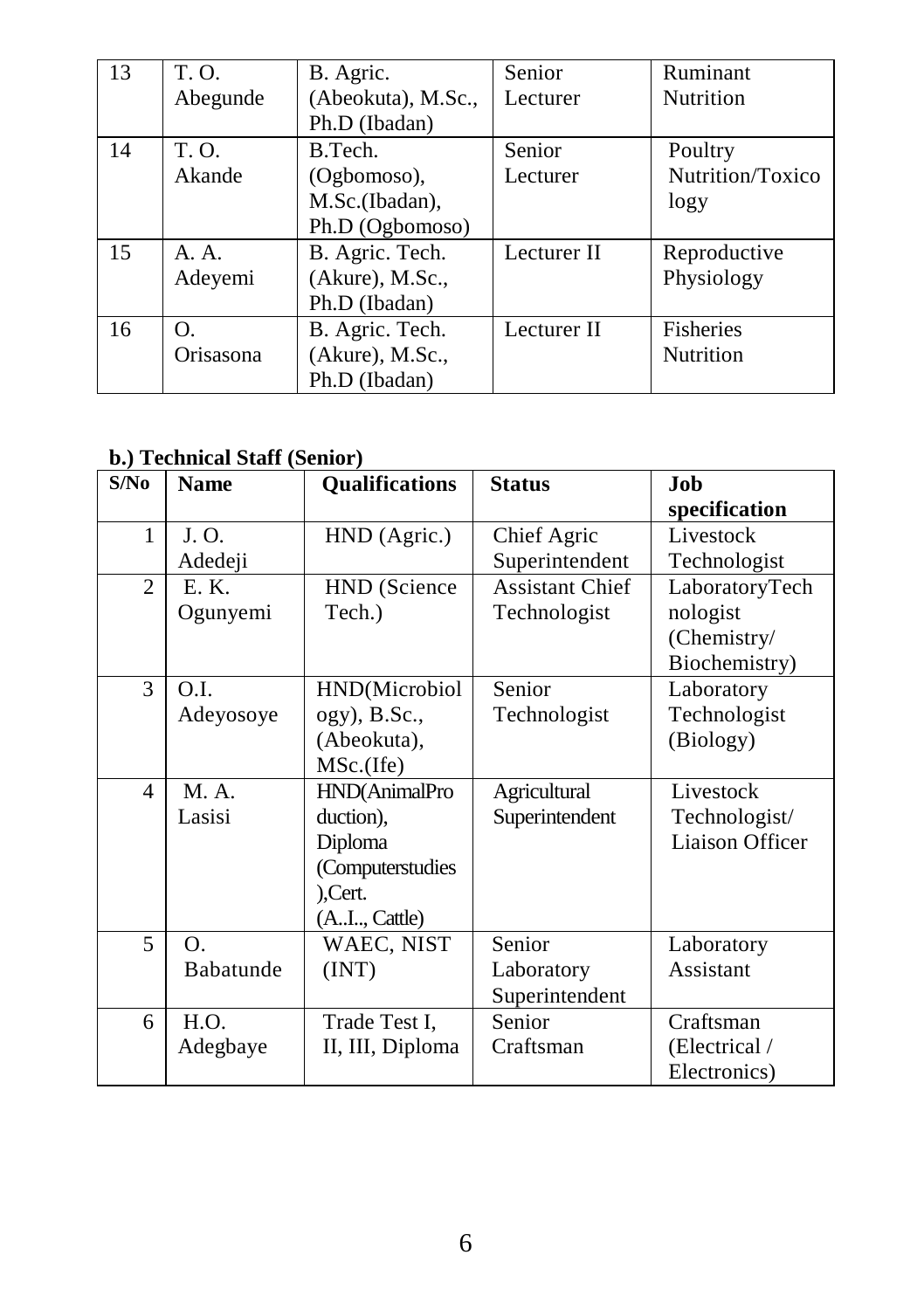| 13 | T. O. Abegunde | B. Agric. (Abeokuta), M.Sc., Ph.D (Ibadan) | Senior Lecturer | Ruminant Nutrition |
|---|---|---|---|---|
| 14 | T. O. Akande | B.Tech. (Ogbomoso), M.Sc.(Ibadan), Ph.D (Ogbomoso) | Senior Lecturer | Poultry Nutrition/Toxicology |
| 15 | A. A. Adeyemi | B. Agric. Tech. (Akure), M.Sc., Ph.D (Ibadan) | Lecturer II | Reproductive Physiology |
| 16 | O. Orisasona | B. Agric. Tech. (Akure), M.Sc., Ph.D (Ibadan) | Lecturer II | Fisheries Nutrition |

**b.) Technical Staff (Senior)**

| S/No | Name | Qualifications | Status | Job specification |
|---|---|---|---|---|
| 1 | J. O. Adedeji | HND (Agric.) | Chief Agric Superintendent | Livestock Technologist |
| 2 | E. K. Ogunyemi | HND (Science Tech.) | Assistant Chief Technologist | LaboratoryTechnologist (Chemistry/ Biochemistry) |
| 3 | O.I. Adeyosoye | HND(Microbiology), B.Sc., (Abeokuta), MSc.(Ife) | Senior Technologist | Laboratory Technologist (Biology) |
| 4 | M. A. Lasisi | HND(AnimalProduction), Diploma (Computerstudies),Cert. (A..I.., Cattle) | Agricultural Superintendent | Livestock Technologist/ Liaison Officer |
| 5 | O. Babatunde | WAEC, NIST (INT) | Senior Laboratory Superintendent | Laboratory Assistant |
| 6 | H.O. Adegbaye | Trade Test I, II, III, Diploma | Senior Craftsman | Craftsman (Electrical / Electronics) |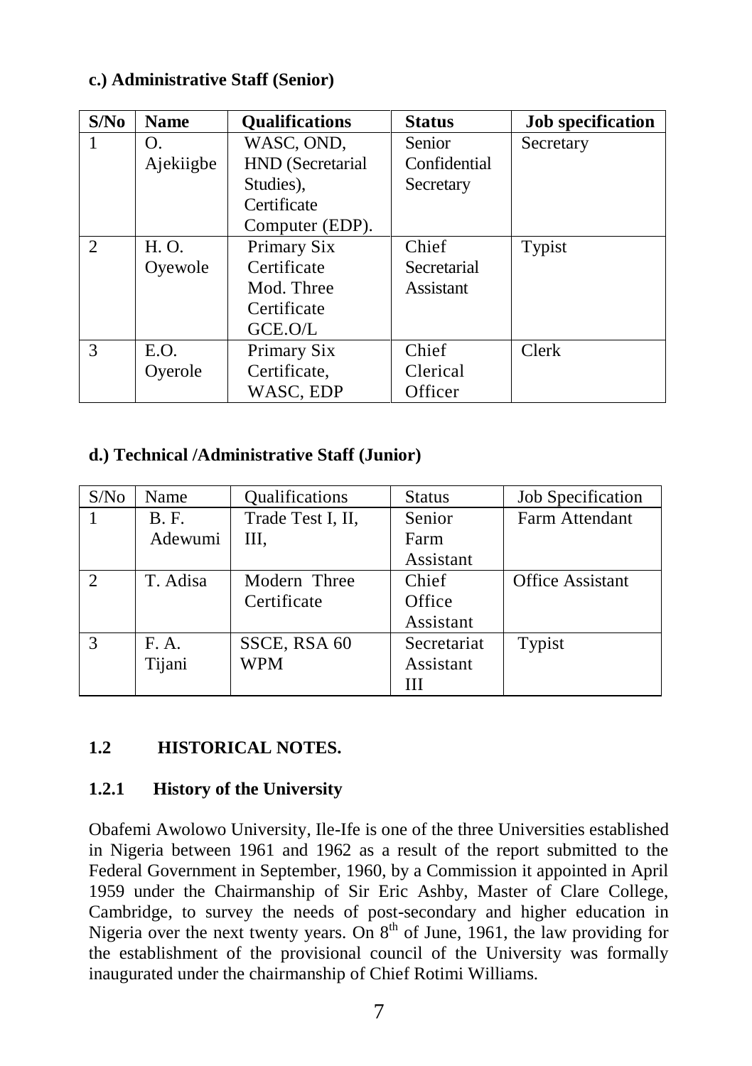**c.) Administrative Staff (Senior)**

| S/No | Name | Qualifications | Status | Job specification |
|---|---|---|---|---|
| 1 | O. Ajekiigbe | WASC, OND, HND (Secretarial Studies), Certificate Computer (EDP). | Senior Confidential Secretary | Secretary |
| 2 | H. O. Oyewole | Primary Six Certificate Mod. Three Certificate GCE.O/L | Chief Secretarial Assistant | Typist |
| 3 | E.O. Oyerole | Primary Six Certificate, WASC, EDP | Chief Clerical Officer | Clerk |

**d.) Technical /Administrative Staff (Junior)**

| S/No | Name | Qualifications | Status | Job Specification |
|---|---|---|---|---|
| 1 | B. F. Adewumi | Trade Test I, II, III, | Senior Farm Assistant | Farm Attendant |
| 2 | T. Adisa | Modern Three Certificate | Chief Office Assistant | Office Assistant |
| 3 | F. A. Tijani | SSCE, RSA 60 WPM | Secretariat Assistant III | Typist |

## 1.2 HISTORICAL NOTES.

### 1.2.1 History of the University

Obafemi Awolowo University, Ile-Ife is one of the three Universities established in Nigeria between 1961 and 1962 as a result of the report submitted to the Federal Government in September, 1960, by a Commission it appointed in April 1959 under the Chairmanship of Sir Eric Ashby, Master of Clare College, Cambridge, to survey the needs of post-secondary and higher education in Nigeria over the next twenty years. On 8th of June, 1961, the law providing for the establishment of the provisional council of the University was formally inaugurated under the chairmanship of Chief Rotimi Williams.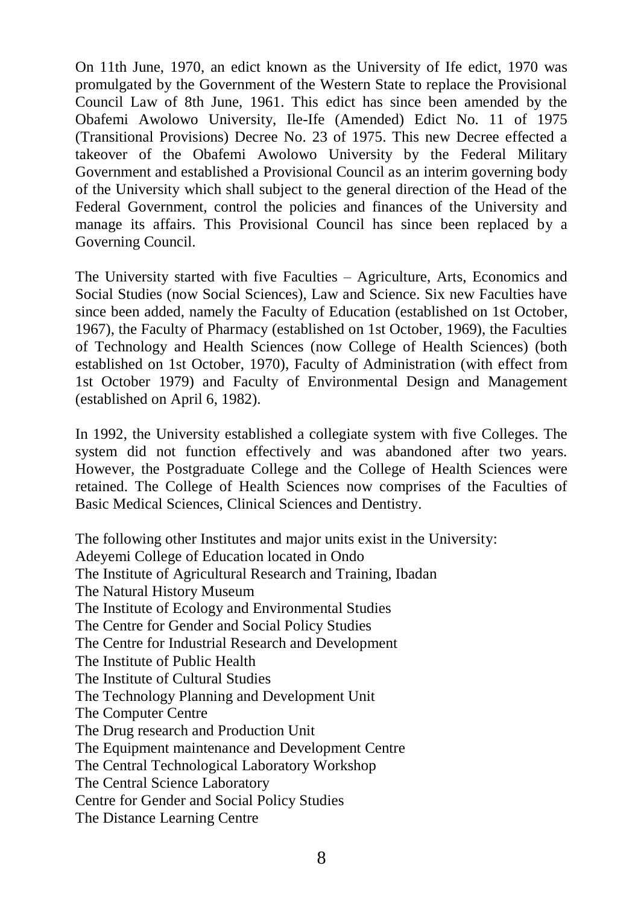On 11th June, 1970, an edict known as the University of Ife edict, 1970 was promulgated by the Government of the Western State to replace the Provisional Council Law of 8th June, 1961. This edict has since been amended by the Obafemi Awolowo University, Ile-Ife (Amended) Edict No. 11 of 1975 (Transitional Provisions) Decree No. 23 of 1975. This new Decree effected a takeover of the Obafemi Awolowo University by the Federal Military Government and established a Provisional Council as an interim governing body of the University which shall subject to the general direction of the Head of the Federal Government, control the policies and finances of the University and manage its affairs. This Provisional Council has since been replaced by a Governing Council.

The University started with five Faculties – Agriculture, Arts, Economics and Social Studies (now Social Sciences), Law and Science. Six new Faculties have since been added, namely the Faculty of Education (established on 1st October, 1967), the Faculty of Pharmacy (established on 1st October, 1969), the Faculties of Technology and Health Sciences (now College of Health Sciences) (both established on 1st October, 1970), Faculty of Administration (with effect from 1st October 1979) and Faculty of Environmental Design and Management (established on April 6, 1982).

In 1992, the University established a collegiate system with five Colleges. The system did not function effectively and was abandoned after two years. However, the Postgraduate College and the College of Health Sciences were retained. The College of Health Sciences now comprises of the Faculties of Basic Medical Sciences, Clinical Sciences and Dentistry.

The following other Institutes and major units exist in the University:

Adeyemi College of Education located in Ondo
The Institute of Agricultural Research and Training, Ibadan
The Natural History Museum
The Institute of Ecology and Environmental Studies
The Centre for Gender and Social Policy Studies
The Centre for Industrial Research and Development
The Institute of Public Health
The Institute of Cultural Studies
The Technology Planning and Development Unit
The Computer Centre
The Drug research and Production Unit
The Equipment maintenance and Development Centre
The Central Technological Laboratory Workshop
The Central Science Laboratory
Centre for Gender and Social Policy Studies
The Distance Learning Centre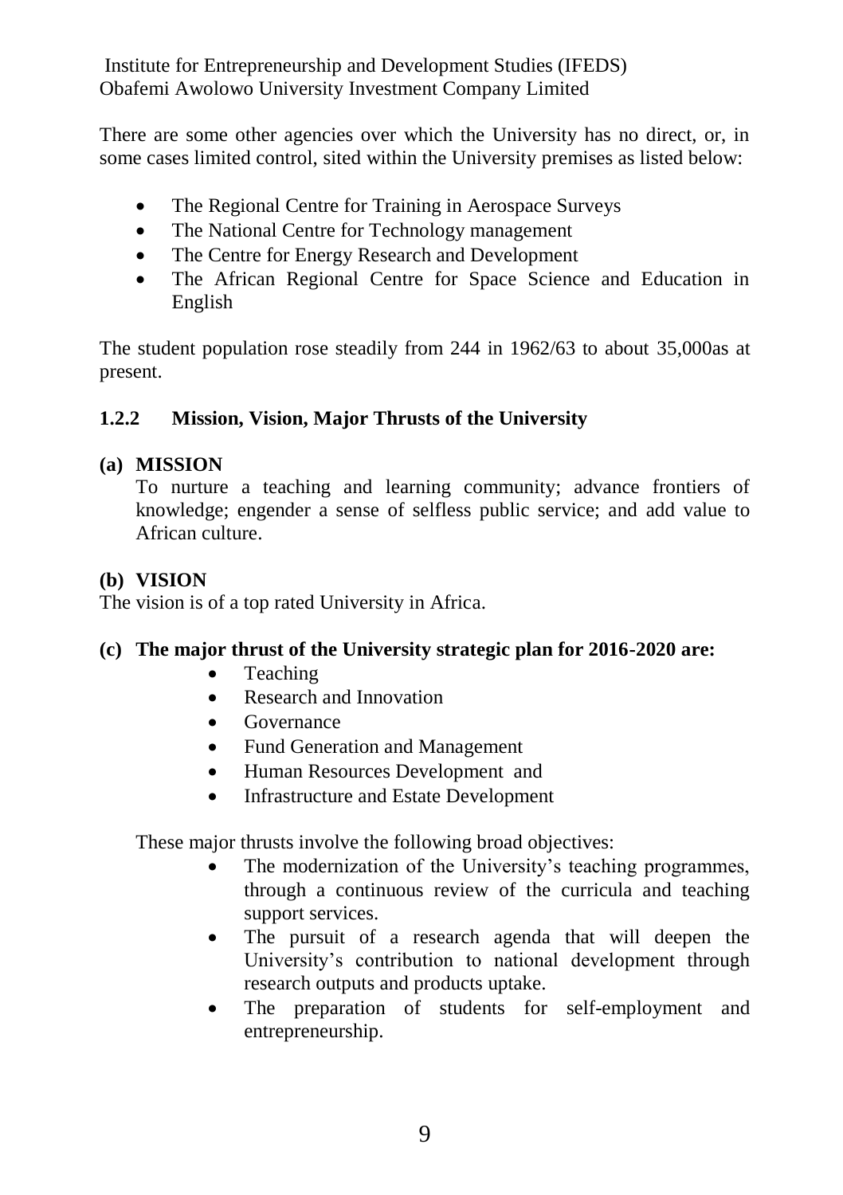Institute for Entrepreneurship and Development Studies (IFEDS)
Obafemi Awolowo University Investment Company Limited

There are some other agencies over which the University has no direct, or, in some cases limited control, sited within the University premises as listed below:

- The Regional Centre for Training in Aerospace Surveys
- The National Centre for Technology management
- The Centre for Energy Research and Development
- The African Regional Centre for Space Science and Education in English

The student population rose steadily from 244 in 1962/63 to about 35,000as at present.

### 1.2.2 Mission, Vision, Major Thrusts of the University

**(a) MISSION**

To nurture a teaching and learning community; advance frontiers of knowledge; engender a sense of selfless public service; and add value to African culture.

**(b) VISION**

The vision is of a top rated University in Africa.

**(c) The major thrust of the University strategic plan for 2016-2020 are:**

- Teaching
- Research and Innovation
- Governance
- Fund Generation and Management
- Human Resources Development and
- Infrastructure and Estate Development

These major thrusts involve the following broad objectives:

- The modernization of the University's teaching programmes, through a continuous review of the curricula and teaching support services.
- The pursuit of a research agenda that will deepen the University's contribution to national development through research outputs and products uptake.
- The preparation of students for self-employment and entrepreneurship.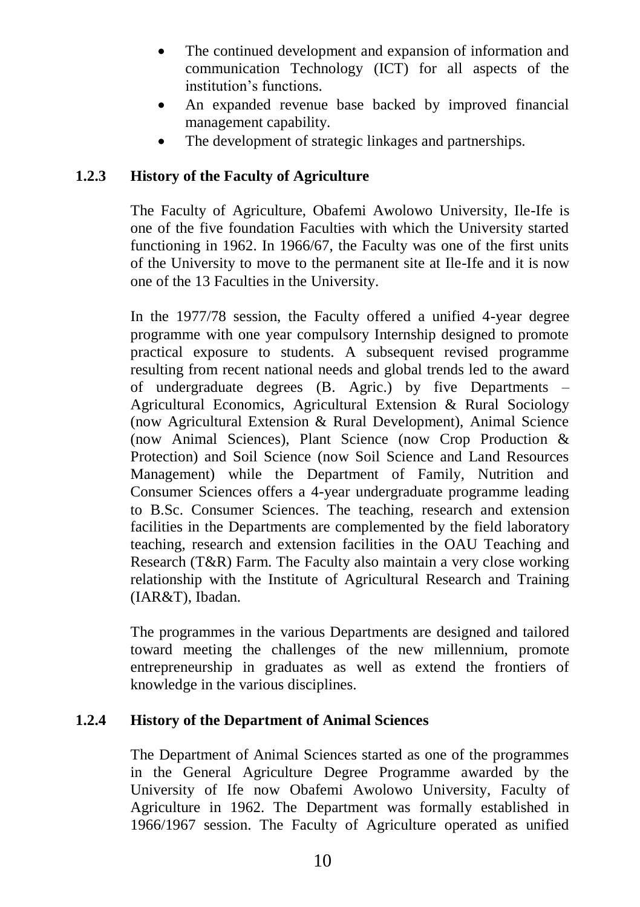- The continued development and expansion of information and communication Technology (ICT) for all aspects of the institution's functions.
- An expanded revenue base backed by improved financial management capability.
- The development of strategic linkages and partnerships.

### 1.2.3 History of the Faculty of Agriculture

The Faculty of Agriculture, Obafemi Awolowo University, Ile-Ife is one of the five foundation Faculties with which the University started functioning in 1962. In 1966/67, the Faculty was one of the first units of the University to move to the permanent site at Ile-Ife and it is now one of the 13 Faculties in the University.

In the 1977/78 session, the Faculty offered a unified 4-year degree programme with one year compulsory Internship designed to promote practical exposure to students. A subsequent revised programme resulting from recent national needs and global trends led to the award of undergraduate degrees (B. Agric.) by five Departments – Agricultural Economics, Agricultural Extension & Rural Sociology (now Agricultural Extension & Rural Development), Animal Science (now Animal Sciences), Plant Science (now Crop Production & Protection) and Soil Science (now Soil Science and Land Resources Management) while the Department of Family, Nutrition and Consumer Sciences offers a 4-year undergraduate programme leading to B.Sc. Consumer Sciences. The teaching, research and extension facilities in the Departments are complemented by the field laboratory teaching, research and extension facilities in the OAU Teaching and Research (T&R) Farm. The Faculty also maintain a very close working relationship with the Institute of Agricultural Research and Training (IAR&T), Ibadan.

The programmes in the various Departments are designed and tailored toward meeting the challenges of the new millennium, promote entrepreneurship in graduates as well as extend the frontiers of knowledge in the various disciplines.

### 1.2.4 History of the Department of Animal Sciences

The Department of Animal Sciences started as one of the programmes in the General Agriculture Degree Programme awarded by the University of Ife now Obafemi Awolowo University, Faculty of Agriculture in 1962. The Department was formally established in 1966/1967 session. The Faculty of Agriculture operated as unified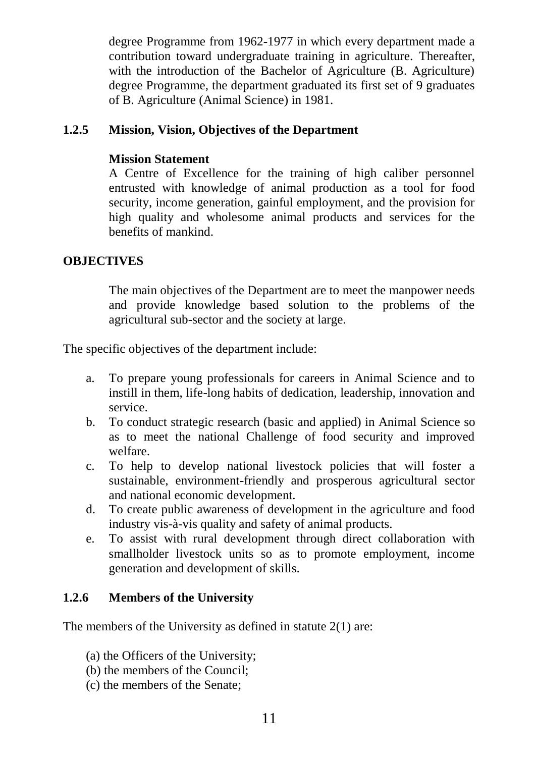degree Programme from 1962-1977 in which every department made a contribution toward undergraduate training in agriculture. Thereafter, with the introduction of the Bachelor of Agriculture (B. Agriculture) degree Programme, the department graduated its first set of 9 graduates of B. Agriculture (Animal Science) in 1981.

### 1.2.5 Mission, Vision, Objectives of the Department

**Mission Statement**

A Centre of Excellence for the training of high caliber personnel entrusted with knowledge of animal production as a tool for food security, income generation, gainful employment, and the provision for high quality and wholesome animal products and services for the benefits of mankind.

**OBJECTIVES**

The main objectives of the Department are to meet the manpower needs and provide knowledge based solution to the problems of the agricultural sub-sector and the society at large.

The specific objectives of the department include:

a. To prepare young professionals for careers in Animal Science and to instill in them, life-long habits of dedication, leadership, innovation and service.
b. To conduct strategic research (basic and applied) in Animal Science so as to meet the national Challenge of food security and improved welfare.
c. To help to develop national livestock policies that will foster a sustainable, environment-friendly and prosperous agricultural sector and national economic development.
d. To create public awareness of development in the agriculture and food industry vis-à-vis quality and safety of animal products.
e. To assist with rural development through direct collaboration with smallholder livestock units so as to promote employment, income generation and development of skills.

### 1.2.6 Members of the University

The members of the University as defined in statute 2(1) are:

(a) the Officers of the University;
(b) the members of the Council;
(c) the members of the Senate;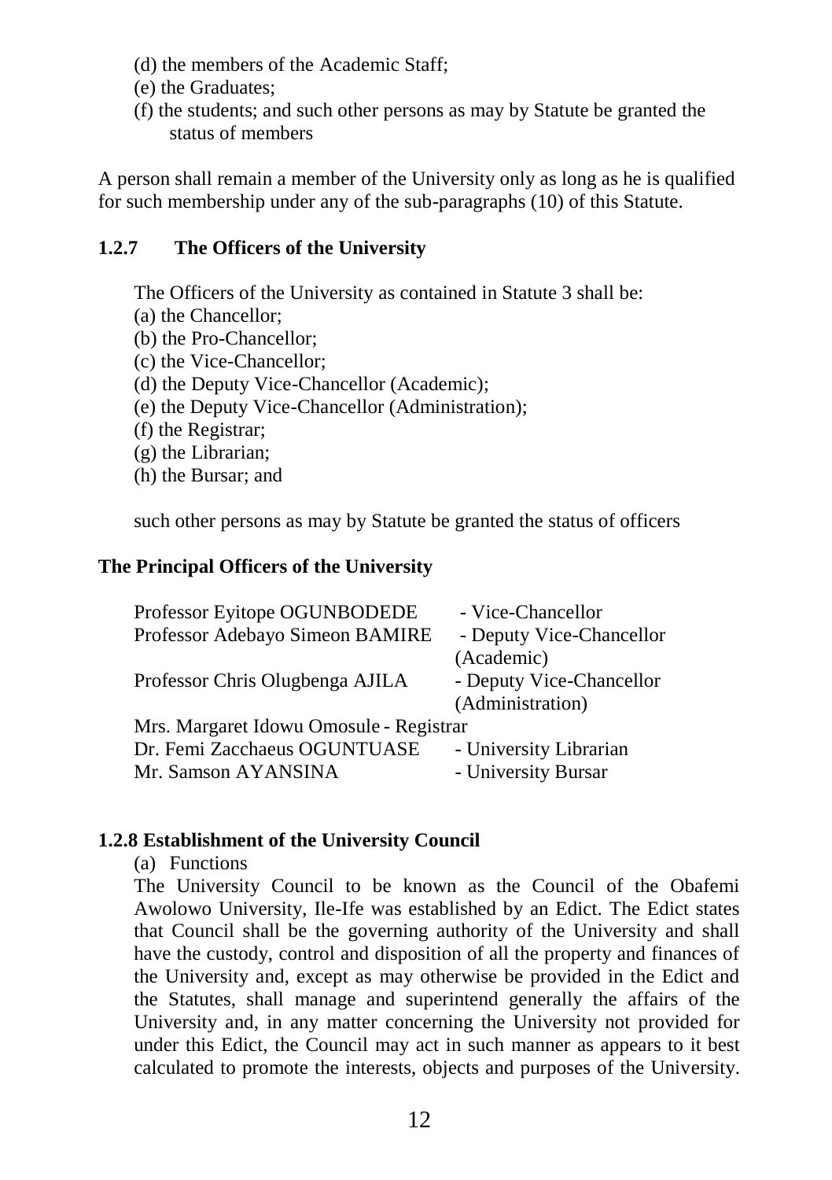(d) the members of the Academic Staff;
(e) the Graduates;
(f) the students; and such other persons as may by Statute be granted the status of members

A person shall remain a member of the University only as long as he is qualified for such membership under any of the sub-paragraphs (10) of this Statute.

### 1.2.7 The Officers of the University

The Officers of the University as contained in Statute 3 shall be:

(a) the Chancellor;
(b) the Pro-Chancellor;
(c) the Vice-Chancellor;
(d) the Deputy Vice-Chancellor (Academic);
(e) the Deputy Vice-Chancellor (Administration);
(f) the Registrar;
(g) the Librarian;
(h) the Bursar; and

such other persons as may by Statute be granted the status of officers

### The Principal Officers of the University

| Name | Office |
|---|---|
| Professor Eyitope OGUNBODEDE | - Vice-Chancellor |
| Professor Adebayo Simeon BAMIRE | - Deputy Vice-Chancellor (Academic) |
| Professor Chris Olugbenga AJILA | - Deputy Vice-Chancellor (Administration) |
| Mrs. Margaret Idowu Omosule | - Registrar |
| Dr. Femi Zacchaeus OGUNTUASE | - University Librarian |
| Mr. Samson AYANSINA | - University Bursar |

### 1.2.8 Establishment of the University Council

(a) Functions

The University Council to be known as the Council of the Obafemi Awolowo University, Ile-Ife was established by an Edict. The Edict states that Council shall be the governing authority of the University and shall have the custody, control and disposition of all the property and finances of the University and, except as may otherwise be provided in the Edict and the Statutes, shall manage and superintend generally the affairs of the University and, in any matter concerning the University not provided for under this Edict, the Council may act in such manner as appears to it best calculated to promote the interests, objects and purposes of the University.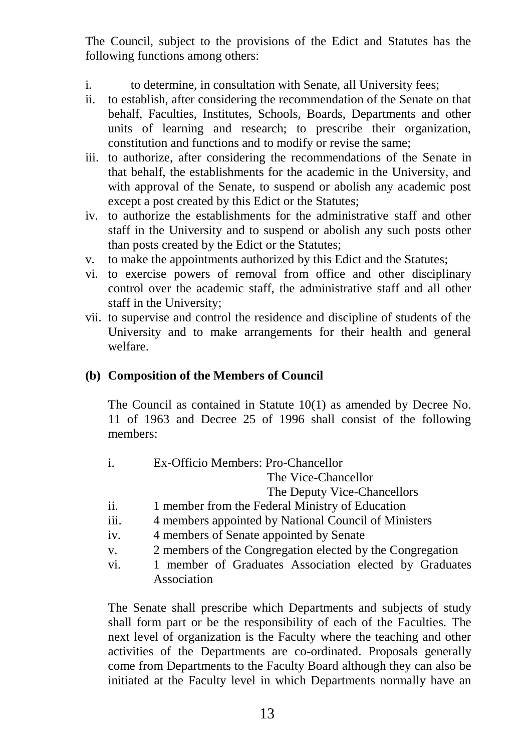The Council, subject to the provisions of the Edict and Statutes has the following functions among others:

i. to determine, in consultation with Senate, all University fees;
ii. to establish, after considering the recommendation of the Senate on that behalf, Faculties, Institutes, Schools, Boards, Departments and other units of learning and research; to prescribe their organization, constitution and functions and to modify or revise the same;
iii. to authorize, after considering the recommendations of the Senate in that behalf, the establishments for the academic in the University, and with approval of the Senate, to suspend or abolish any academic post except a post created by this Edict or the Statutes;
iv. to authorize the establishments for the administrative staff and other staff in the University and to suspend or abolish any such posts other than posts created by the Edict or the Statutes;
v. to make the appointments authorized by this Edict and the Statutes;
vi. to exercise powers of removal from office and other disciplinary control over the academic staff, the administrative staff and all other staff in the University;
vii. to supervise and control the residence and discipline of students of the University and to make arrangements for their health and general welfare.

**(b) Composition of the Members of Council**

The Council as contained in Statute 10(1) as amended by Decree No. 11 of 1963 and Decree 25 of 1996 shall consist of the following members:

i. Ex-Officio Members: Pro-Chancellor
   The Vice-Chancellor
   The Deputy Vice-Chancellors
ii. 1 member from the Federal Ministry of Education
iii. 4 members appointed by National Council of Ministers
iv. 4 members of Senate appointed by Senate
v. 2 members of the Congregation elected by the Congregation
vi. 1 member of Graduates Association elected by Graduates Association

The Senate shall prescribe which Departments and subjects of study shall form part or be the responsibility of each of the Faculties. The next level of organization is the Faculty where the teaching and other activities of the Departments are co-ordinated. Proposals generally come from Departments to the Faculty Board although they can also be initiated at the Faculty level in which Departments normally have an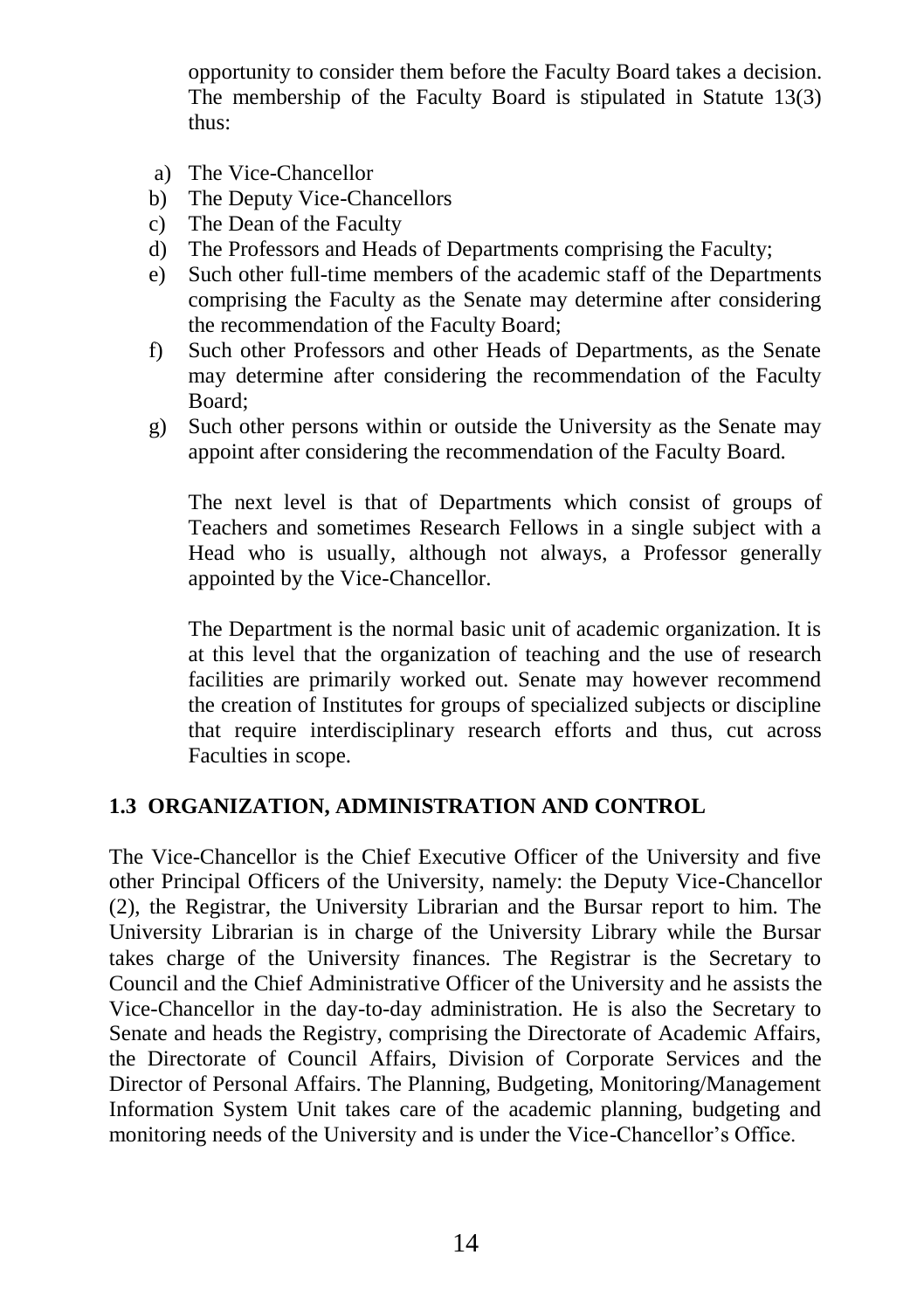opportunity to consider them before the Faculty Board takes a decision. The membership of the Faculty Board is stipulated in Statute 13(3) thus:

a) The Vice-Chancellor
b) The Deputy Vice-Chancellors
c) The Dean of the Faculty
d) The Professors and Heads of Departments comprising the Faculty;
e) Such other full-time members of the academic staff of the Departments comprising the Faculty as the Senate may determine after considering the recommendation of the Faculty Board;
f) Such other Professors and other Heads of Departments, as the Senate may determine after considering the recommendation of the Faculty Board;
g) Such other persons within or outside the University as the Senate may appoint after considering the recommendation of the Faculty Board.

The next level is that of Departments which consist of groups of Teachers and sometimes Research Fellows in a single subject with a Head who is usually, although not always, a Professor generally appointed by the Vice-Chancellor.

The Department is the normal basic unit of academic organization. It is at this level that the organization of teaching and the use of research facilities are primarily worked out. Senate may however recommend the creation of Institutes for groups of specialized subjects or discipline that require interdisciplinary research efforts and thus, cut across Faculties in scope.

## 1.3 ORGANIZATION, ADMINISTRATION AND CONTROL

The Vice-Chancellor is the Chief Executive Officer of the University and five other Principal Officers of the University, namely: the Deputy Vice-Chancellor (2), the Registrar, the University Librarian and the Bursar report to him. The University Librarian is in charge of the University Library while the Bursar takes charge of the University finances. The Registrar is the Secretary to Council and the Chief Administrative Officer of the University and he assists the Vice-Chancellor in the day-to-day administration. He is also the Secretary to Senate and heads the Registry, comprising the Directorate of Academic Affairs, the Directorate of Council Affairs, Division of Corporate Services and the Director of Personal Affairs. The Planning, Budgeting, Monitoring/Management Information System Unit takes care of the academic planning, budgeting and monitoring needs of the University and is under the Vice-Chancellor's Office.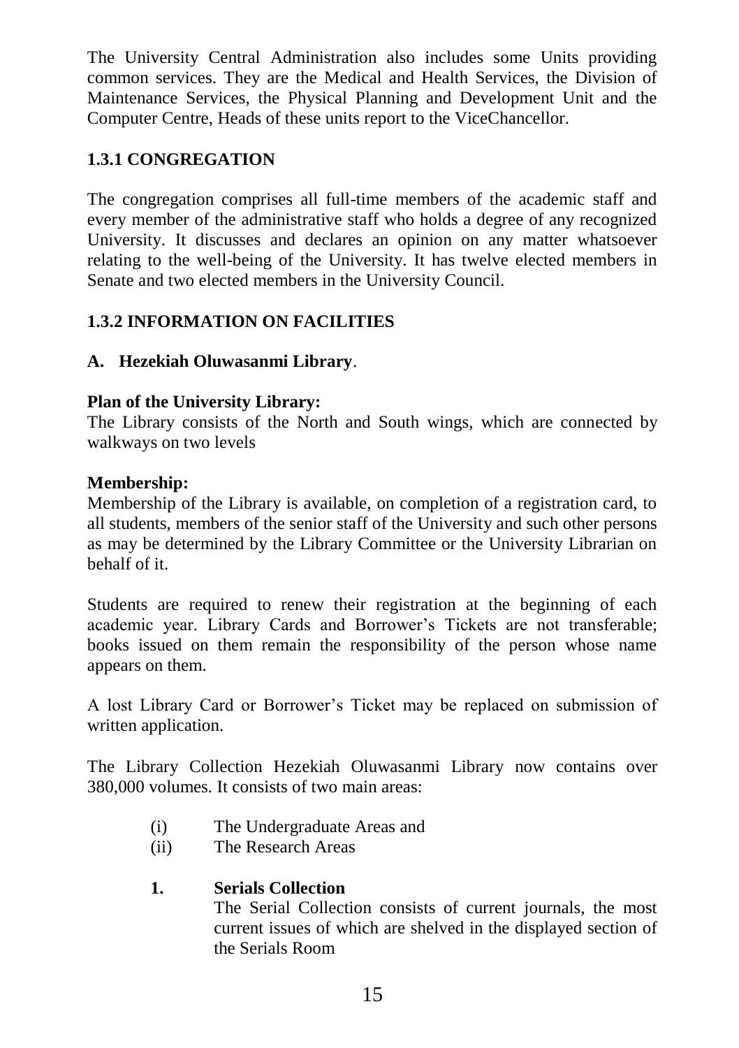The University Central Administration also includes some Units providing common services. They are the Medical and Health Services, the Division of Maintenance Services, the Physical Planning and Development Unit and the Computer Centre, Heads of these units report to the ViceChancellor.

### 1.3.1 CONGREGATION

The congregation comprises all full-time members of the academic staff and every member of the administrative staff who holds a degree of any recognized University. It discusses and declares an opinion on any matter whatsoever relating to the well-being of the University. It has twelve elected members in Senate and two elected members in the University Council.

### 1.3.2 INFORMATION ON FACILITIES

#### A. Hezekiah Oluwasanmi Library.

**Plan of the University Library:**
The Library consists of the North and South wings, which are connected by walkways on two levels

**Membership:**
Membership of the Library is available, on completion of a registration card, to all students, members of the senior staff of the University and such other persons as may be determined by the Library Committee or the University Librarian on behalf of it.

Students are required to renew their registration at the beginning of each academic year. Library Cards and Borrower's Tickets are not transferable; books issued on them remain the responsibility of the person whose name appears on them.

A lost Library Card or Borrower's Ticket may be replaced on submission of written application.

The Library Collection Hezekiah Oluwasanmi Library now contains over 380,000 volumes. It consists of two main areas:

(i) The Undergraduate Areas and
(ii) The Research Areas

**1. Serials Collection**

The Serial Collection consists of current journals, the most current issues of which are shelved in the displayed section of the Serials Room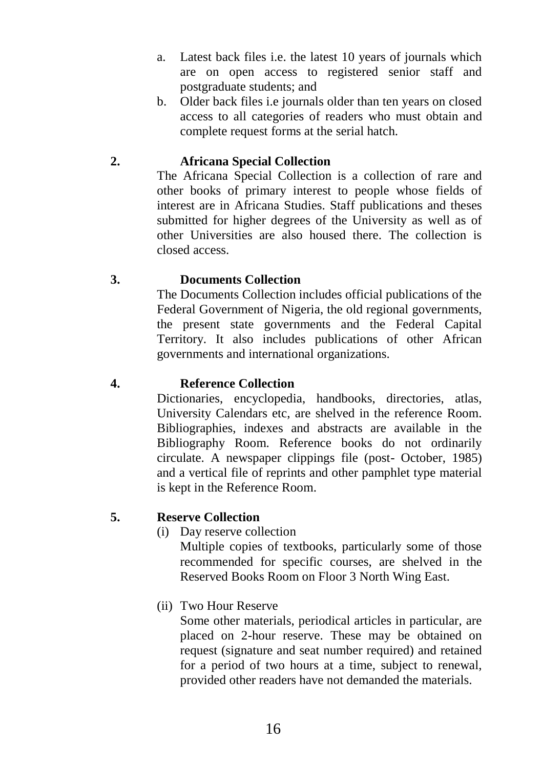a. Latest back files i.e. the latest 10 years of journals which are on open access to registered senior staff and postgraduate students; and
b. Older back files i.e journals older than ten years on closed access to all categories of readers who must obtain and complete request forms at the serial hatch.

**2. Africana Special Collection**

The Africana Special Collection is a collection of rare and other books of primary interest to people whose fields of interest are in Africana Studies. Staff publications and theses submitted for higher degrees of the University as well as of other Universities are also housed there. The collection is closed access.

**3. Documents Collection**

The Documents Collection includes official publications of the Federal Government of Nigeria, the old regional governments, the present state governments and the Federal Capital Territory. It also includes publications of other African governments and international organizations.

**4. Reference Collection**

Dictionaries, encyclopedia, handbooks, directories, atlas, University Calendars etc, are shelved in the reference Room. Bibliographies, indexes and abstracts are available in the Bibliography Room. Reference books do not ordinarily circulate. A newspaper clippings file (post- October, 1985) and a vertical file of reprints and other pamphlet type material is kept in the Reference Room.

**5. Reserve Collection**

(i) Day reserve collection

Multiple copies of textbooks, particularly some of those recommended for specific courses, are shelved in the Reserved Books Room on Floor 3 North Wing East.

(ii) Two Hour Reserve

Some other materials, periodical articles in particular, are placed on 2-hour reserve. These may be obtained on request (signature and seat number required) and retained for a period of two hours at a time, subject to renewal, provided other readers have not demanded the materials.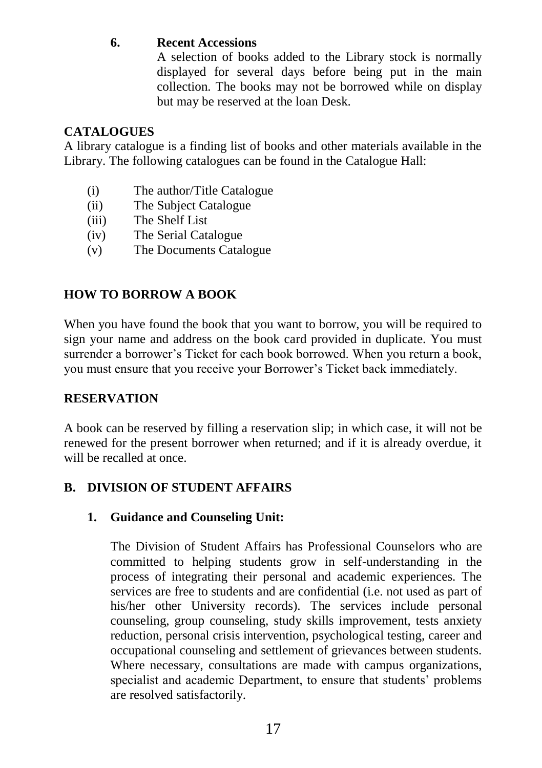**6. Recent Accessions**

A selection of books added to the Library stock is normally displayed for several days before being put in the main collection. The books may not be borrowed while on display but may be reserved at the loan Desk.

## CATALOGUES

A library catalogue is a finding list of books and other materials available in the Library. The following catalogues can be found in the Catalogue Hall:

(i) The author/Title Catalogue
(ii) The Subject Catalogue
(iii) The Shelf List
(iv) The Serial Catalogue
(v) The Documents Catalogue

## HOW TO BORROW A BOOK

When you have found the book that you want to borrow, you will be required to sign your name and address on the book card provided in duplicate. You must surrender a borrower's Ticket for each book borrowed. When you return a book, you must ensure that you receive your Borrower's Ticket back immediately.

## RESERVATION

A book can be reserved by filling a reservation slip; in which case, it will not be renewed for the present borrower when returned; and if it is already overdue, it will be recalled at once.

## B. DIVISION OF STUDENT AFFAIRS

### 1. Guidance and Counseling Unit:

The Division of Student Affairs has Professional Counselors who are committed to helping students grow in self-understanding in the process of integrating their personal and academic experiences. The services are free to students and are confidential (i.e. not used as part of his/her other University records). The services include personal counseling, group counseling, study skills improvement, tests anxiety reduction, personal crisis intervention, psychological testing, career and occupational counseling and settlement of grievances between students. Where necessary, consultations are made with campus organizations, specialist and academic Department, to ensure that students' problems are resolved satisfactorily.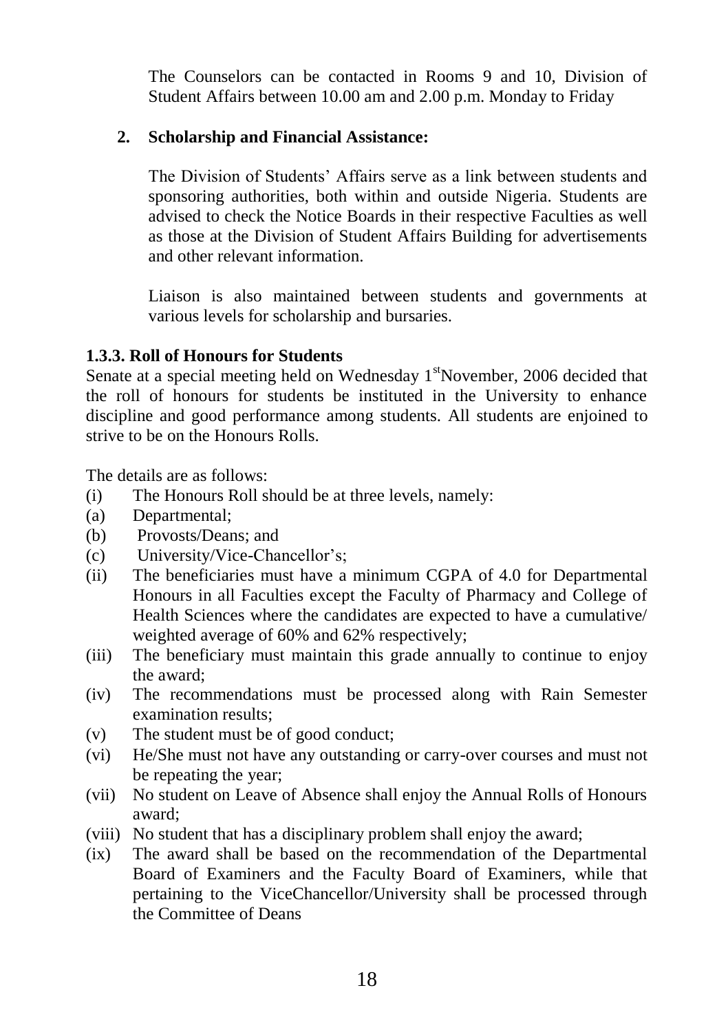The Counselors can be contacted in Rooms 9 and 10, Division of Student Affairs between 10.00 am and 2.00 p.m. Monday to Friday

**2. Scholarship and Financial Assistance:**

The Division of Students' Affairs serve as a link between students and sponsoring authorities, both within and outside Nigeria. Students are advised to check the Notice Boards in their respective Faculties as well as those at the Division of Student Affairs Building for advertisements and other relevant information.

Liaison is also maintained between students and governments at various levels for scholarship and bursaries.

### 1.3.3. Roll of Honours for Students

Senate at a special meeting held on Wednesday 1st November, 2006 decided that the roll of honours for students be instituted in the University to enhance discipline and good performance among students. All students are enjoined to strive to be on the Honours Rolls.

The details are as follows:

(i) The Honours Roll should be at three levels, namely:
(a) Departmental;
(b) Provosts/Deans; and
(c) University/Vice-Chancellor's;
(ii) The beneficiaries must have a minimum CGPA of 4.0 for Departmental Honours in all Faculties except the Faculty of Pharmacy and College of Health Sciences where the candidates are expected to have a cumulative/ weighted average of 60% and 62% respectively;
(iii) The beneficiary must maintain this grade annually to continue to enjoy the award;
(iv) The recommendations must be processed along with Rain Semester examination results;
(v) The student must be of good conduct;
(vi) He/She must not have any outstanding or carry-over courses and must not be repeating the year;
(vii) No student on Leave of Absence shall enjoy the Annual Rolls of Honours award;
(viii) No student that has a disciplinary problem shall enjoy the award;
(ix) The award shall be based on the recommendation of the Departmental Board of Examiners and the Faculty Board of Examiners, while that pertaining to the ViceChancellor/University shall be processed through the Committee of Deans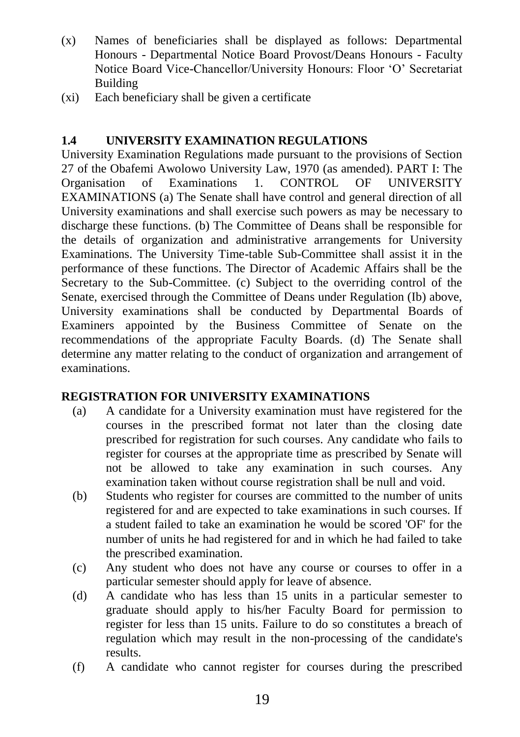(x) Names of beneficiaries shall be displayed as follows: Departmental Honours - Departmental Notice Board Provost/Deans Honours - Faculty Notice Board Vice-Chancellor/University Honours: Floor 'O' Secretariat Building

(xi) Each beneficiary shall be given a certificate

### 1.4 UNIVERSITY EXAMINATION REGULATIONS

University Examination Regulations made pursuant to the provisions of Section 27 of the Obafemi Awolowo University Law, 1970 (as amended). PART I: The Organisation of Examinations 1. CONTROL OF UNIVERSITY EXAMINATIONS (a) The Senate shall have control and general direction of all University examinations and shall exercise such powers as may be necessary to discharge these functions. (b) The Committee of Deans shall be responsible for the details of organization and administrative arrangements for University Examinations. The University Time-table Sub-Committee shall assist it in the performance of these functions. The Director of Academic Affairs shall be the Secretary to the Sub-Committee. (c) Subject to the overriding control of the Senate, exercised through the Committee of Deans under Regulation (Ib) above, University examinations shall be conducted by Departmental Boards of Examiners appointed by the Business Committee of Senate on the recommendations of the appropriate Faculty Boards. (d) The Senate shall determine any matter relating to the conduct of organization and arrangement of examinations.

**REGISTRATION FOR UNIVERSITY EXAMINATIONS**

(a) A candidate for a University examination must have registered for the courses in the prescribed format not later than the closing date prescribed for registration for such courses. Any candidate who fails to register for courses at the appropriate time as prescribed by Senate will not be allowed to take any examination in such courses. Any examination taken without course registration shall be null and void.

(b) Students who register for courses are committed to the number of units registered for and are expected to take examinations in such courses. If a student failed to take an examination he would be scored 'OF' for the number of units he had registered for and in which he had failed to take the prescribed examination.

(c) Any student who does not have any course or courses to offer in a particular semester should apply for leave of absence.

(d) A candidate who has less than 15 units in a particular semester to graduate should apply to his/her Faculty Board for permission to register for less than 15 units. Failure to do so constitutes a breach of regulation which may result in the non-processing of the candidate's results.

(f) A candidate who cannot register for courses during the prescribed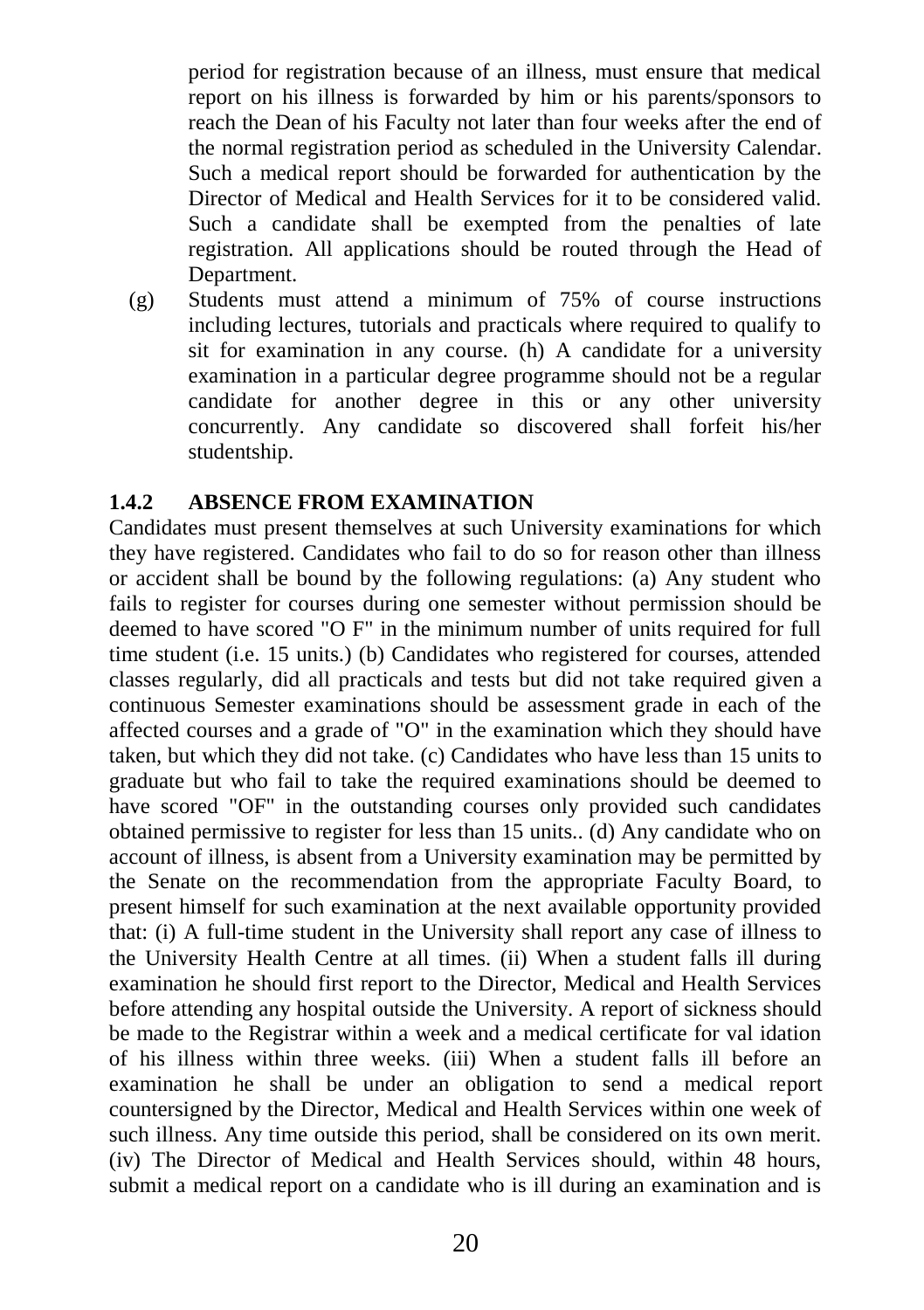period for registration because of an illness, must ensure that medical report on his illness is forwarded by him or his parents/sponsors to reach the Dean of his Faculty not later than four weeks after the end of the normal registration period as scheduled in the University Calendar. Such a medical report should be forwarded for authentication by the Director of Medical and Health Services for it to be considered valid. Such a candidate shall be exempted from the penalties of late registration. All applications should be routed through the Head of Department.

(g) Students must attend a minimum of 75% of course instructions including lectures, tutorials and practicals where required to qualify to sit for examination in any course. (h) A candidate for a university examination in a particular degree programme should not be a regular candidate for another degree in this or any other university concurrently. Any candidate so discovered shall forfeit his/her studentship.

### 1.4.2 ABSENCE FROM EXAMINATION

Candidates must present themselves at such University examinations for which they have registered. Candidates who fail to do so for reason other than illness or accident shall be bound by the following regulations: (a) Any student who fails to register for courses during one semester without permission should be deemed to have scored "O F" in the minimum number of units required for full time student (i.e. 15 units.) (b) Candidates who registered for courses, attended classes regularly, did all practicals and tests but did not take required given a continuous Semester examinations should be assessment grade in each of the affected courses and a grade of "O" in the examination which they should have taken, but which they did not take. (c) Candidates who have less than 15 units to graduate but who fail to take the required examinations should be deemed to have scored "OF" in the outstanding courses only provided such candidates obtained permissive to register for less than 15 units.. (d) Any candidate who on account of illness, is absent from a University examination may be permitted by the Senate on the recommendation from the appropriate Faculty Board, to present himself for such examination at the next available opportunity provided that: (i) A full-time student in the University shall report any case of illness to the University Health Centre at all times. (ii) When a student falls ill during examination he should first report to the Director, Medical and Health Services before attending any hospital outside the University. A report of sickness should be made to the Registrar within a week and a medical certificate for val idation of his illness within three weeks. (iii) When a student falls ill before an examination he shall be under an obligation to send a medical report countersigned by the Director, Medical and Health Services within one week of such illness. Any time outside this period, shall be considered on its own merit. (iv) The Director of Medical and Health Services should, within 48 hours, submit a medical report on a candidate who is ill during an examination and is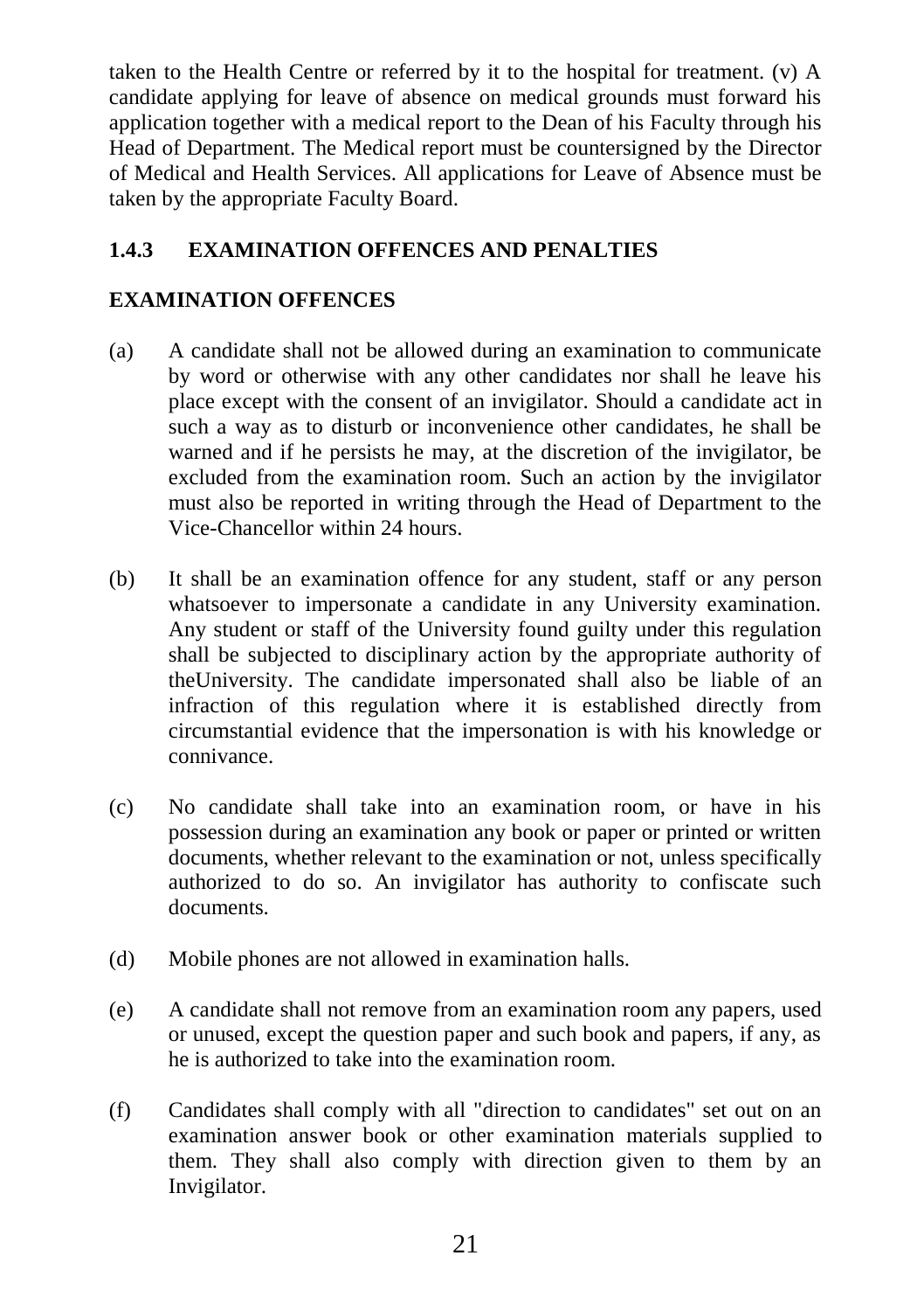taken to the Health Centre or referred by it to the hospital for treatment. (v) A candidate applying for leave of absence on medical grounds must forward his application together with a medical report to the Dean of his Faculty through his Head of Department. The Medical report must be countersigned by the Director of Medical and Health Services. All applications for Leave of Absence must be taken by the appropriate Faculty Board.

### 1.4.3 EXAMINATION OFFENCES AND PENALTIES

#### EXAMINATION OFFENCES

(a) A candidate shall not be allowed during an examination to communicate by word or otherwise with any other candidates nor shall he leave his place except with the consent of an invigilator. Should a candidate act in such a way as to disturb or inconvenience other candidates, he shall be warned and if he persists he may, at the discretion of the invigilator, be excluded from the examination room. Such an action by the invigilator must also be reported in writing through the Head of Department to the Vice-Chancellor within 24 hours.

(b) It shall be an examination offence for any student, staff or any person whatsoever to impersonate a candidate in any University examination. Any student or staff of the University found guilty under this regulation shall be subjected to disciplinary action by the appropriate authority of theUniversity. The candidate impersonated shall also be liable of an infraction of this regulation where it is established directly from circumstantial evidence that the impersonation is with his knowledge or connivance.

(c) No candidate shall take into an examination room, or have in his possession during an examination any book or paper or printed or written documents, whether relevant to the examination or not, unless specifically authorized to do so. An invigilator has authority to confiscate such documents.

(d) Mobile phones are not allowed in examination halls.

(e) A candidate shall not remove from an examination room any papers, used or unused, except the question paper and such book and papers, if any, as he is authorized to take into the examination room.

(f) Candidates shall comply with all "direction to candidates" set out on an examination answer book or other examination materials supplied to them. They shall also comply with direction given to them by an Invigilator.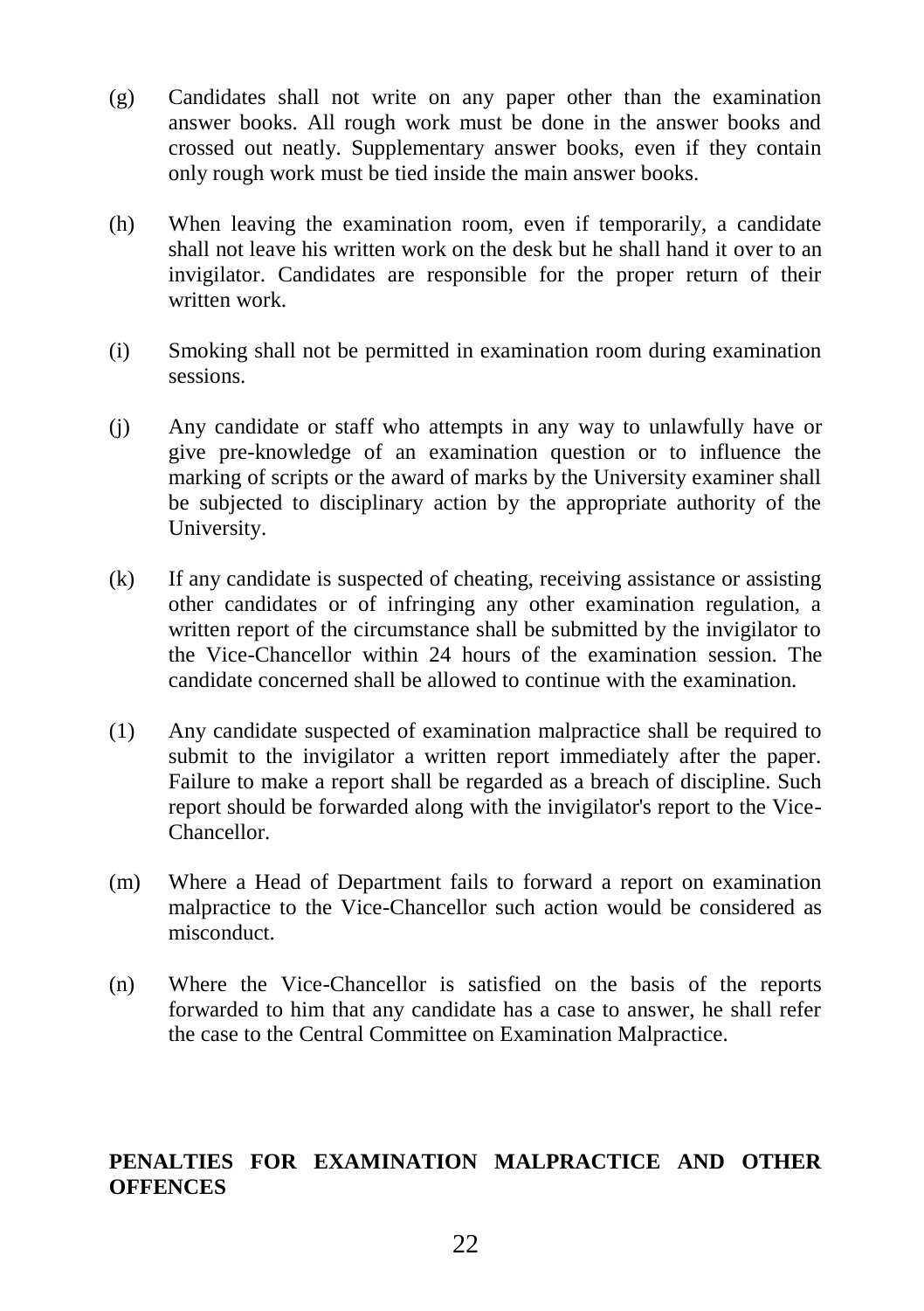(g) Candidates shall not write on any paper other than the examination answer books. All rough work must be done in the answer books and crossed out neatly. Supplementary answer books, even if they contain only rough work must be tied inside the main answer books.

(h) When leaving the examination room, even if temporarily, a candidate shall not leave his written work on the desk but he shall hand it over to an invigilator. Candidates are responsible for the proper return of their written work.

(i) Smoking shall not be permitted in examination room during examination sessions.

(j) Any candidate or staff who attempts in any way to unlawfully have or give pre-knowledge of an examination question or to influence the marking of scripts or the award of marks by the University examiner shall be subjected to disciplinary action by the appropriate authority of the University.

(k) If any candidate is suspected of cheating, receiving assistance or assisting other candidates or of infringing any other examination regulation, a written report of the circumstance shall be submitted by the invigilator to the Vice-Chancellor within 24 hours of the examination session. The candidate concerned shall be allowed to continue with the examination.

(1) Any candidate suspected of examination malpractice shall be required to submit to the invigilator a written report immediately after the paper. Failure to make a report shall be regarded as a breach of discipline. Such report should be forwarded along with the invigilator's report to the Vice-Chancellor.

(m) Where a Head of Department fails to forward a report on examination malpractice to the Vice-Chancellor such action would be considered as misconduct.

(n) Where the Vice-Chancellor is satisfied on the basis of the reports forwarded to him that any candidate has a case to answer, he shall refer the case to the Central Committee on Examination Malpractice.

**PENALTIES FOR EXAMINATION MALPRACTICE AND OTHER OFFENCES**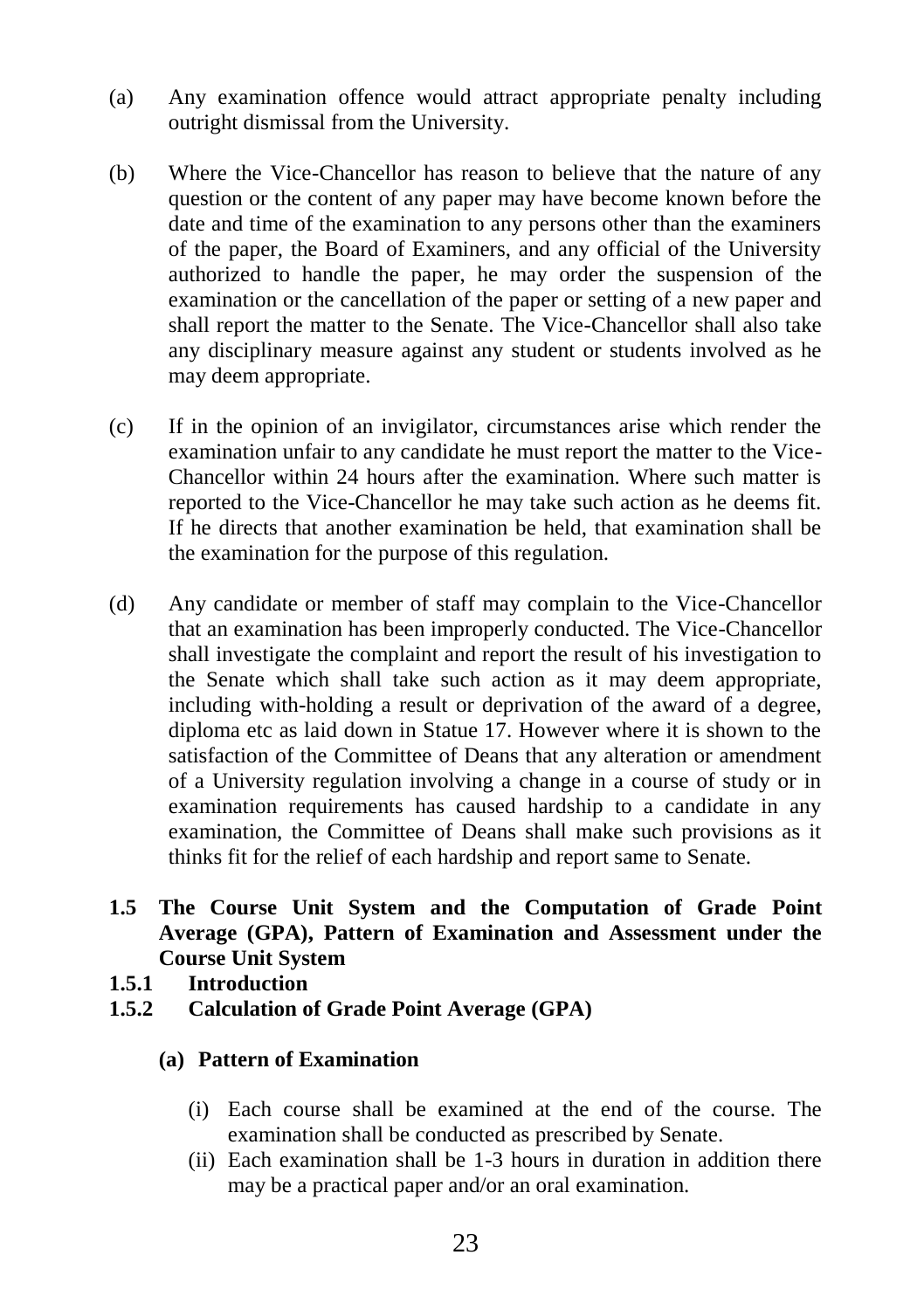(a) Any examination offence would attract appropriate penalty including outright dismissal from the University.

(b) Where the Vice-Chancellor has reason to believe that the nature of any question or the content of any paper may have become known before the date and time of the examination to any persons other than the examiners of the paper, the Board of Examiners, and any official of the University authorized to handle the paper, he may order the suspension of the examination or the cancellation of the paper or setting of a new paper and shall report the matter to the Senate. The Vice-Chancellor shall also take any disciplinary measure against any student or students involved as he may deem appropriate.

(c) If in the opinion of an invigilator, circumstances arise which render the examination unfair to any candidate he must report the matter to the Vice-Chancellor within 24 hours after the examination. Where such matter is reported to the Vice-Chancellor he may take such action as he deems fit. If he directs that another examination be held, that examination shall be the examination for the purpose of this regulation.

(d) Any candidate or member of staff may complain to the Vice-Chancellor that an examination has been improperly conducted. The Vice-Chancellor shall investigate the complaint and report the result of his investigation to the Senate which shall take such action as it may deem appropriate, including with-holding a result or deprivation of the award of a degree, diploma etc as laid down in Statue 17. However where it is shown to the satisfaction of the Committee of Deans that any alteration or amendment of a University regulation involving a change in a course of study or in examination requirements has caused hardship to a candidate in any examination, the Committee of Deans shall make such provisions as it thinks fit for the relief of each hardship and report same to Senate.

## 1.5 The Course Unit System and the Computation of Grade Point Average (GPA), Pattern of Examination and Assessment under the Course Unit System

### 1.5.1 Introduction

### 1.5.2 Calculation of Grade Point Average (GPA)

**(a) Pattern of Examination**

(i) Each course shall be examined at the end of the course. The examination shall be conducted as prescribed by Senate.

(ii) Each examination shall be 1-3 hours in duration in addition there may be a practical paper and/or an oral examination.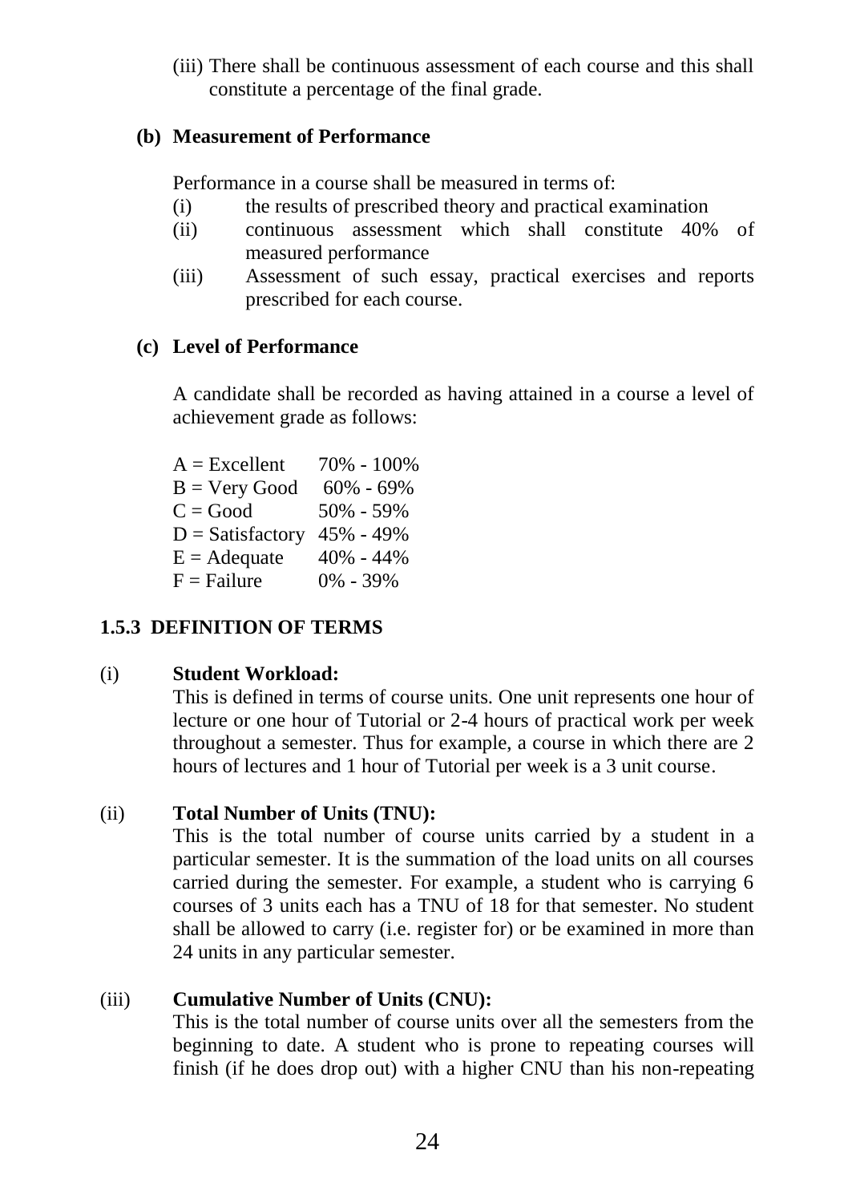(iii) There shall be continuous assessment of each course and this shall constitute a percentage of the final grade.

**(b) Measurement of Performance**

Performance in a course shall be measured in terms of:

(i) the results of prescribed theory and practical examination

(ii) continuous assessment which shall constitute 40% of measured performance

(iii) Assessment of such essay, practical exercises and reports prescribed for each course.

**(c) Level of Performance**

A candidate shall be recorded as having attained in a course a level of achievement grade as follows:

| | |
|---|---|
| A = Excellent | 70% - 100% |
| B = Very Good | 60% - 69% |
| C = Good | 50% - 59% |
| D = Satisfactory | 45% - 49% |
| E = Adequate | 40% - 44% |
| F = Failure | 0% - 39% |

**1.5.3 DEFINITION OF TERMS**

(i) **Student Workload:**
This is defined in terms of course units. One unit represents one hour of lecture or one hour of Tutorial or 2-4 hours of practical work per week throughout a semester. Thus for example, a course in which there are 2 hours of lectures and 1 hour of Tutorial per week is a 3 unit course.

(ii) **Total Number of Units (TNU):**
This is the total number of course units carried by a student in a particular semester. It is the summation of the load units on all courses carried during the semester. For example, a student who is carrying 6 courses of 3 units each has a TNU of 18 for that semester. No student shall be allowed to carry (i.e. register for) or be examined in more than 24 units in any particular semester.

(iii) **Cumulative Number of Units (CNU):**
This is the total number of course units over all the semesters from the beginning to date. A student who is prone to repeating courses will finish (if he does drop out) with a higher CNU than his non-repeating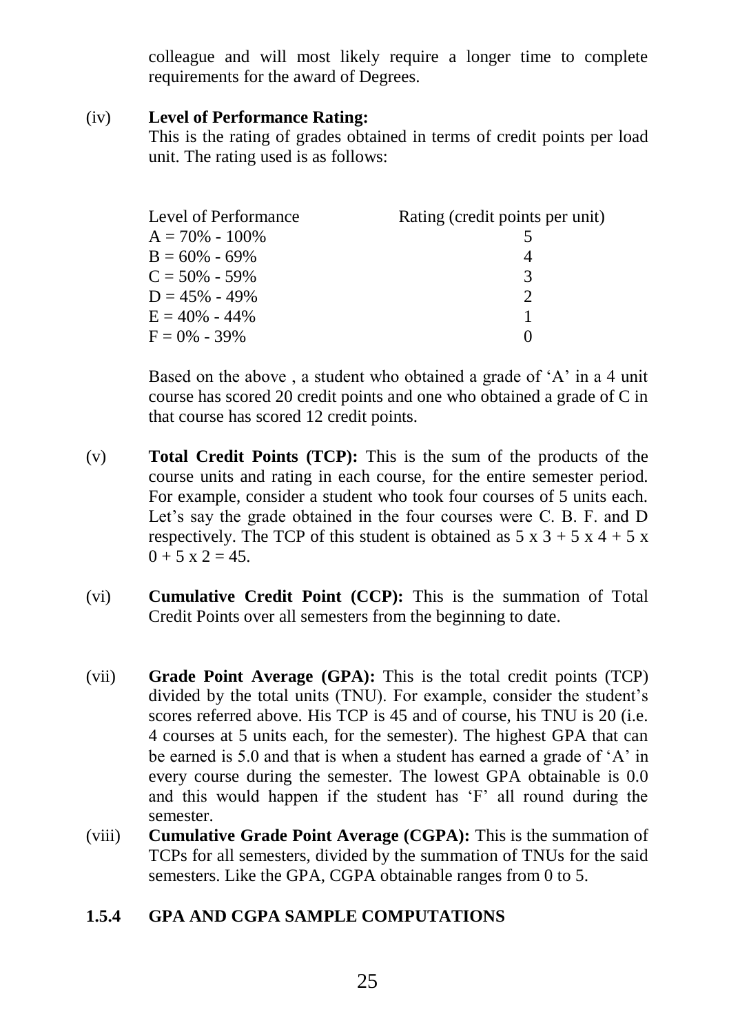colleague and will most likely require a longer time to complete requirements for the award of Degrees.

(iv) **Level of Performance Rating:**
This is the rating of grades obtained in terms of credit points per load unit. The rating used is as follows:

| Level of Performance | Rating (credit points per unit) |
|---|---|
| A = 70% - 100% | 5 |
| B = 60% - 69% | 4 |
| C = 50% - 59% | 3 |
| D = 45% - 49% | 2 |
| E = 40% - 44% | 1 |
| F = 0% - 39% | 0 |

Based on the above , a student who obtained a grade of 'A' in a 4 unit course has scored 20 credit points and one who obtained a grade of C in that course has scored 12 credit points.

(v) **Total Credit Points (TCP):** This is the sum of the products of the course units and rating in each course, for the entire semester period. For example, consider a student who took four courses of 5 units each. Let's say the grade obtained in the four courses were C. B. F. and D respectively. The TCP of this student is obtained as 5 x 3 + 5 x 4 + 5 x 0 + 5 x 2 = 45.

(vi) **Cumulative Credit Point (CCP):** This is the summation of Total Credit Points over all semesters from the beginning to date.

(vii) **Grade Point Average (GPA):** This is the total credit points (TCP) divided by the total units (TNU). For example, consider the student's scores referred above. His TCP is 45 and of course, his TNU is 20 (i.e. 4 courses at 5 units each, for the semester). The highest GPA that can be earned is 5.0 and that is when a student has earned a grade of 'A' in every course during the semester. The lowest GPA obtainable is 0.0 and this would happen if the student has 'F' all round during the semester.

(viii) **Cumulative Grade Point Average (CGPA):** This is the summation of TCPs for all semesters, divided by the summation of TNUs for the said semesters. Like the GPA, CGPA obtainable ranges from 0 to 5.

### 1.5.4 GPA AND CGPA SAMPLE COMPUTATIONS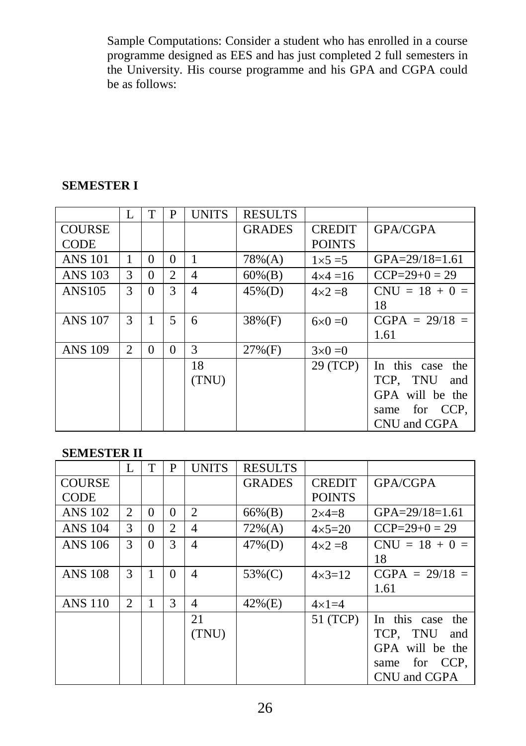Sample Computations: Consider a student who has enrolled in a course programme designed as EES and has just completed 2 full semesters in the University. His course programme and his GPA and CGPA could be as follows:

**SEMESTER I**

| | L | T | P | UNITS | RESULTS | | |
|---|---|---|---|---|---|---|---|
| COURSE CODE | | | | | GRADES | CREDIT POINTS | GPA/CGPA |
| ANS 101 | 1 | 0 | 0 | 1 | 78%(A) | $1\times5=5$ | GPA=29/18=1.61 |
| ANS 103 | 3 | 0 | 2 | 4 | 60%(B) | $4\times4=16$ | CCP=29+0 = 29 |
| ANS105 | 3 | 0 | 3 | 4 | 45%(D) | $4\times2=8$ | CNU = 18 + 0 = 18 |
| ANS 107 | 3 | 1 | 5 | 6 | 38%(F) | $6\times0=0$ | CGPA = 29/18 = 1.61 |
| ANS 109 | 2 | 0 | 0 | 3 | 27%(F) | $3\times0=0$ | |
| | | | | 18 (TNU) | | 29 (TCP) | In this case the TCP, TNU and GPA will be the same for CCP, CNU and CGPA |

**SEMESTER II**

| | L | T | P | UNITS | RESULTS | | |
|---|---|---|---|---|---|---|---|
| COURSE CODE | | | | | GRADES | CREDIT POINTS | GPA/CGPA |
| ANS 102 | 2 | 0 | 0 | 2 | 66%(B) | $2\times4=8$ | GPA=29/18=1.61 |
| ANS 104 | 3 | 0 | 2 | 4 | 72%(A) | $4\times5=20$ | CCP=29+0 = 29 |
| ANS 106 | 3 | 0 | 3 | 4 | 47%(D) | $4\times2=8$ | CNU = 18 + 0 = 18 |
| ANS 108 | 3 | 1 | 0 | 4 | 53%(C) | $4\times3=12$ | CGPA = 29/18 = 1.61 |
| ANS 110 | 2 | 1 | 3 | 4 | 42%(E) | $4\times1=4$ | |
| | | | | 21 (TNU) | | 51 (TCP) | In this case the TCP, TNU and GPA will be the same for CCP, CNU and CGPA |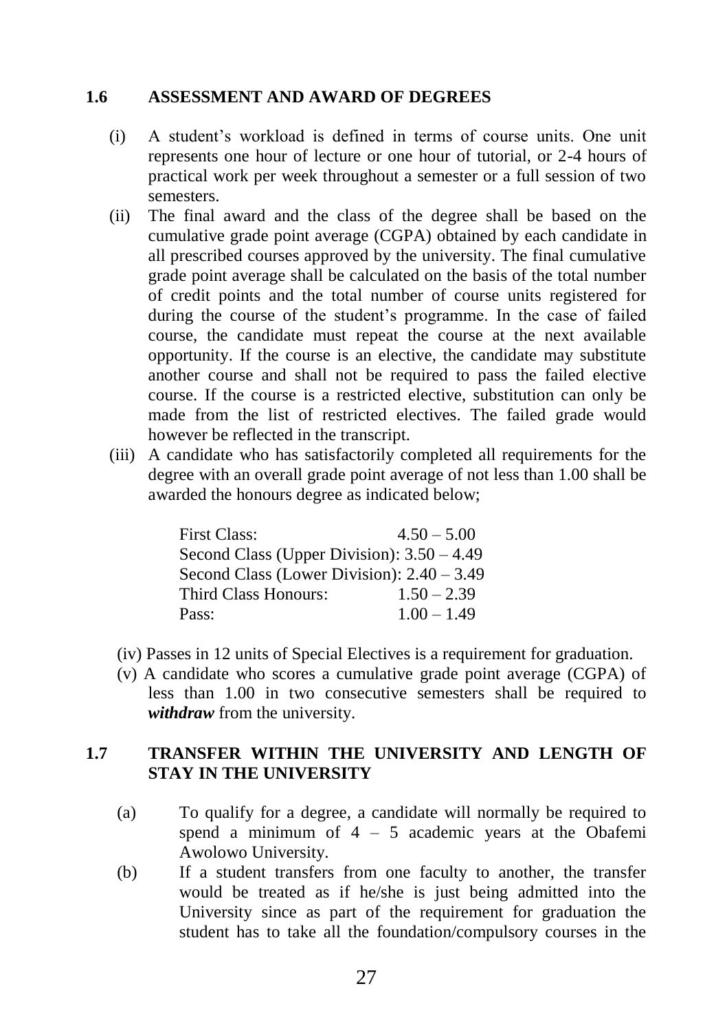### 1.6 ASSESSMENT AND AWARD OF DEGREES

(i) A student's workload is defined in terms of course units. One unit represents one hour of lecture or one hour of tutorial, or 2-4 hours of practical work per week throughout a semester or a full session of two semesters.

(ii) The final award and the class of the degree shall be based on the cumulative grade point average (CGPA) obtained by each candidate in all prescribed courses approved by the university. The final cumulative grade point average shall be calculated on the basis of the total number of credit points and the total number of course units registered for during the course of the student's programme. In the case of failed course, the candidate must repeat the course at the next available opportunity. If the course is an elective, the candidate may substitute another course and shall not be required to pass the failed elective course. If the course is a restricted elective, substitution can only be made from the list of restricted electives. The failed grade would however be reflected in the transcript.

(iii) A candidate who has satisfactorily completed all requirements for the degree with an overall grade point average of not less than 1.00 shall be awarded the honours degree as indicated below;

| Class | CGPA |
|---|---|
| First Class: | 4.50 – 5.00 |
| Second Class (Upper Division): | 3.50 – 4.49 |
| Second Class (Lower Division): | 2.40 – 3.49 |
| Third Class Honours: | 1.50 – 2.39 |
| Pass: | 1.00 – 1.49 |

(iv) Passes in 12 units of Special Electives is a requirement for graduation.

(v) A candidate who scores a cumulative grade point average (CGPA) of less than 1.00 in two consecutive semesters shall be required to ***withdraw*** from the university.

### 1.7 TRANSFER WITHIN THE UNIVERSITY AND LENGTH OF STAY IN THE UNIVERSITY

(a) To qualify for a degree, a candidate will normally be required to spend a minimum of 4 – 5 academic years at the Obafemi Awolowo University.

(b) If a student transfers from one faculty to another, the transfer would be treated as if he/she is just being admitted into the University since as part of the requirement for graduation the student has to take all the foundation/compulsory courses in the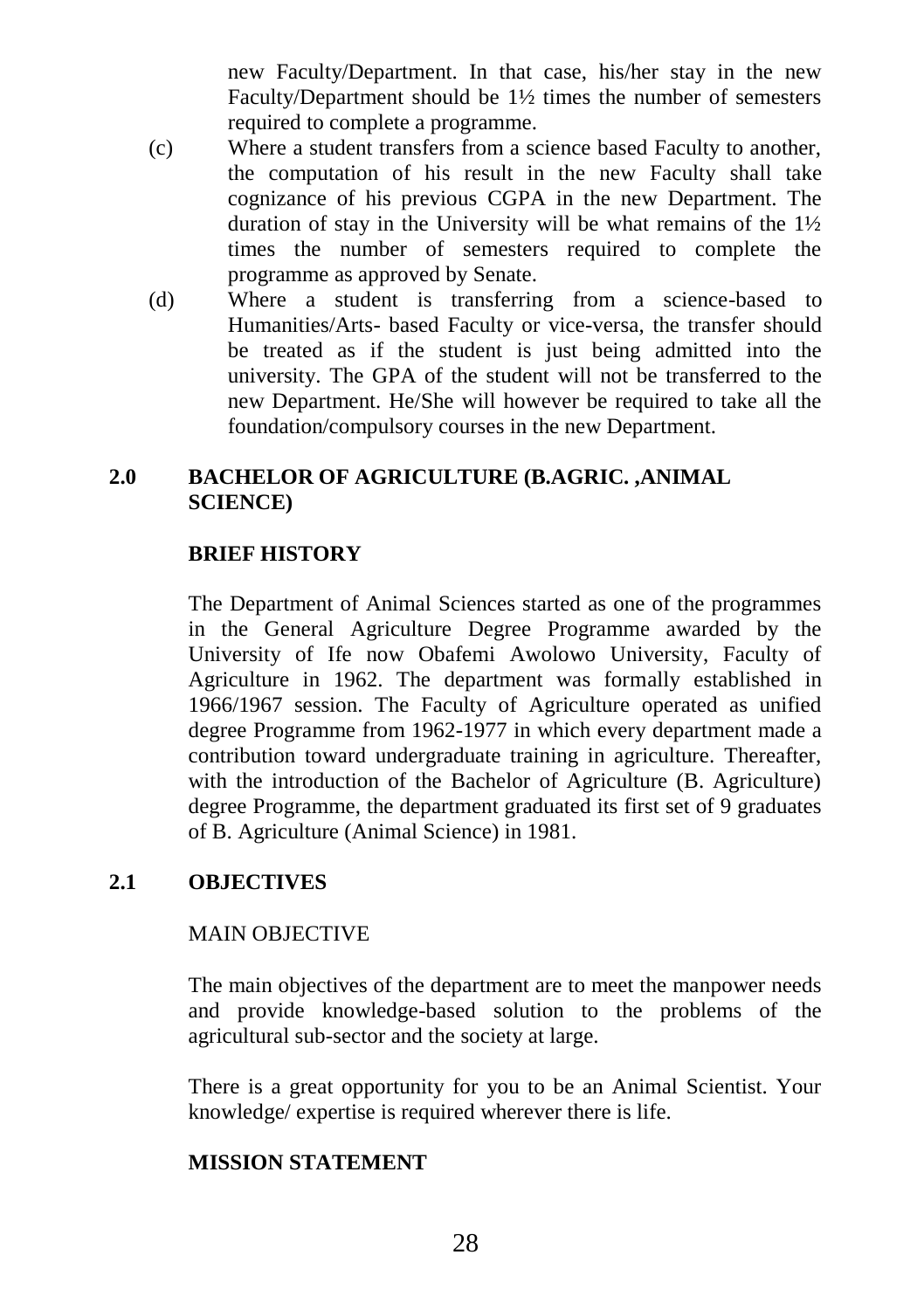new Faculty/Department. In that case, his/her stay in the new Faculty/Department should be 1½ times the number of semesters required to complete a programme.

(c) Where a student transfers from a science based Faculty to another, the computation of his result in the new Faculty shall take cognizance of his previous CGPA in the new Department. The duration of stay in the University will be what remains of the 1½ times the number of semesters required to complete the programme as approved by Senate.

(d) Where a student is transferring from a science-based to Humanities/Arts- based Faculty or vice-versa, the transfer should be treated as if the student is just being admitted into the university. The GPA of the student will not be transferred to the new Department. He/She will however be required to take all the foundation/compulsory courses in the new Department.

## 2.0 BACHELOR OF AGRICULTURE (B.AGRIC. ,ANIMAL SCIENCE)

### BRIEF HISTORY

The Department of Animal Sciences started as one of the programmes in the General Agriculture Degree Programme awarded by the University of Ife now Obafemi Awolowo University, Faculty of Agriculture in 1962. The department was formally established in 1966/1967 session. The Faculty of Agriculture operated as unified degree Programme from 1962-1977 in which every department made a contribution toward undergraduate training in agriculture. Thereafter, with the introduction of the Bachelor of Agriculture (B. Agriculture) degree Programme, the department graduated its first set of 9 graduates of B. Agriculture (Animal Science) in 1981.

## 2.1 OBJECTIVES

MAIN OBJECTIVE

The main objectives of the department are to meet the manpower needs and provide knowledge-based solution to the problems of the agricultural sub-sector and the society at large.

There is a great opportunity for you to be an Animal Scientist. Your knowledge/ expertise is required wherever there is life.

### MISSION STATEMENT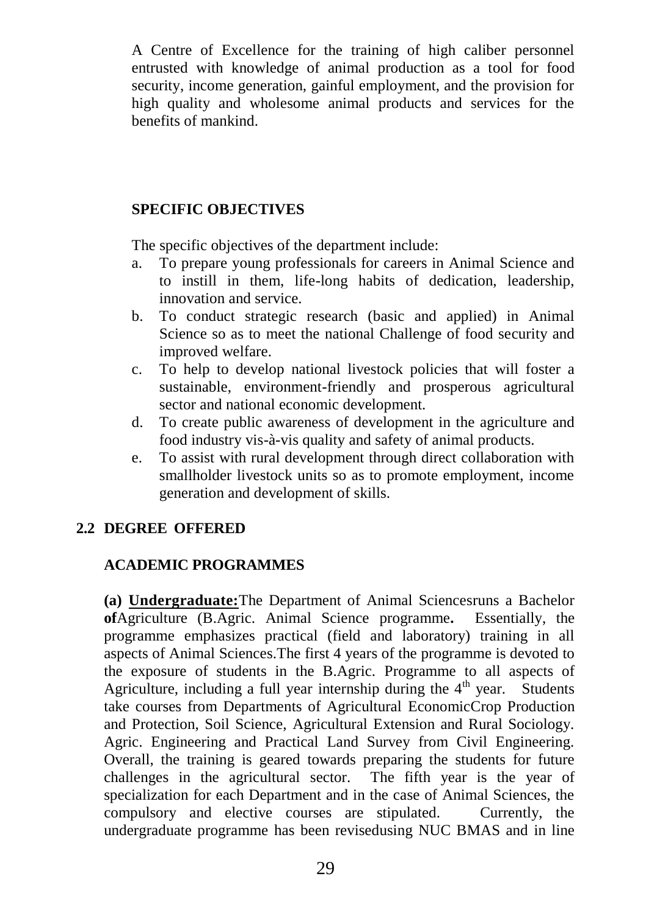A Centre of Excellence for the training of high caliber personnel entrusted with knowledge of animal production as a tool for food security, income generation, gainful employment, and the provision for high quality and wholesome animal products and services for the benefits of mankind.

**SPECIFIC OBJECTIVES**

The specific objectives of the department include:

a. To prepare young professionals for careers in Animal Science and to instill in them, life-long habits of dedication, leadership, innovation and service.
b. To conduct strategic research (basic and applied) in Animal Science so as to meet the national Challenge of food security and improved welfare.
c. To help to develop national livestock policies that will foster a sustainable, environment-friendly and prosperous agricultural sector and national economic development.
d. To create public awareness of development in the agriculture and food industry vis-à-vis quality and safety of animal products.
e. To assist with rural development through direct collaboration with smallholder livestock units so as to promote employment, income generation and development of skills.

## 2.2 DEGREE OFFERED

**ACADEMIC PROGRAMMES**

**(a) Undergraduate:**The Department of Animal Sciencesruns a Bachelor **of**Agriculture (B.Agric. Animal Science programme**.** Essentially, the programme emphasizes practical (field and laboratory) training in all aspects of Animal Sciences.The first 4 years of the programme is devoted to the exposure of students in the B.Agric. Programme to all aspects of Agriculture, including a full year internship during the 4th year. Students take courses from Departments of Agricultural EconomicCrop Production and Protection, Soil Science, Agricultural Extension and Rural Sociology. Agric. Engineering and Practical Land Survey from Civil Engineering. Overall, the training is geared towards preparing the students for future challenges in the agricultural sector. The fifth year is the year of specialization for each Department and in the case of Animal Sciences, the compulsory and elective courses are stipulated. Currently, the undergraduate programme has been revisedusing NUC BMAS and in line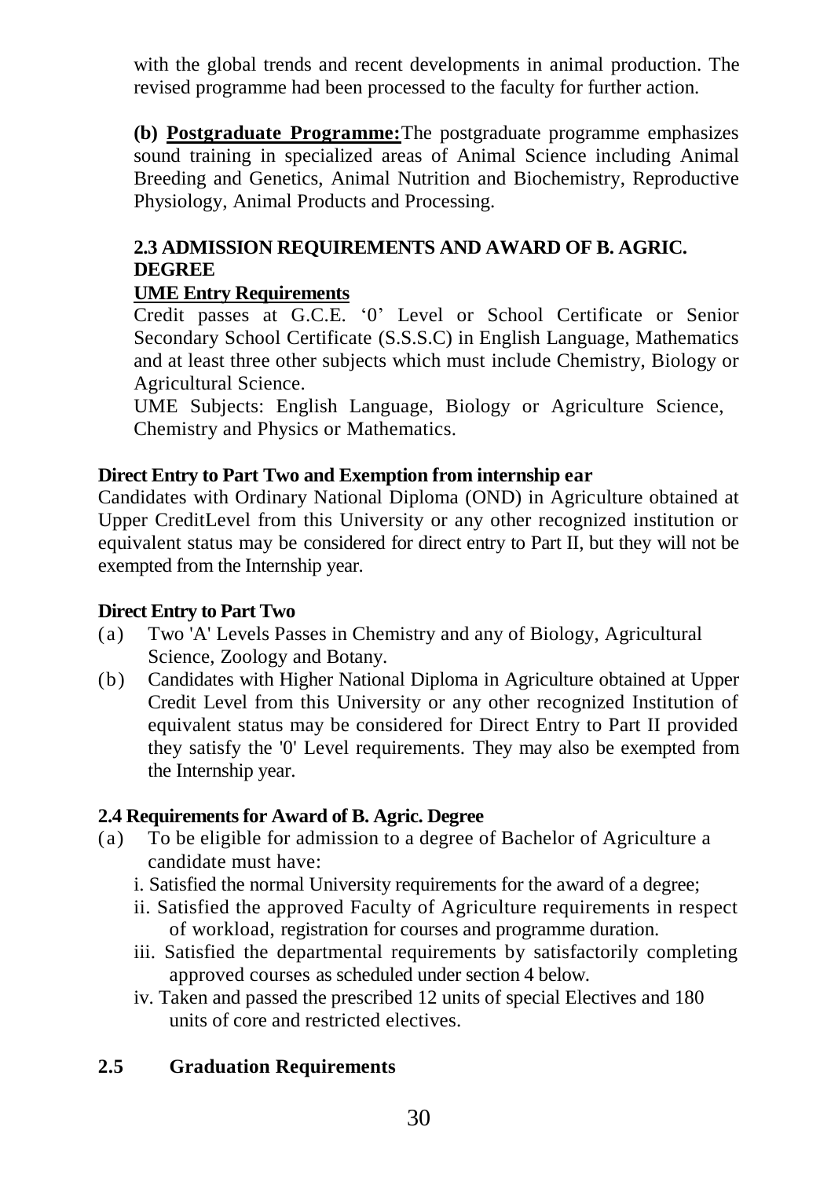with the global trends and recent developments in animal production. The revised programme had been processed to the faculty for further action.

**(b) Postgraduate Programme:**The postgraduate programme emphasizes sound training in specialized areas of Animal Science including Animal Breeding and Genetics, Animal Nutrition and Biochemistry, Reproductive Physiology, Animal Products and Processing.

### 2.3 ADMISSION REQUIREMENTS AND AWARD OF B. AGRIC. DEGREE

**UME Entry Requirements**

Credit passes at G.C.E. '0' Level or School Certificate or Senior Secondary School Certificate (S.S.S.C) in English Language, Mathematics and at least three other subjects which must include Chemistry, Biology or Agricultural Science.

UME Subjects: English Language, Biology or Agriculture Science, Chemistry and Physics or Mathematics.

**Direct Entry to Part Two and Exemption from internship ear**

Candidates with Ordinary National Diploma (OND) in Agriculture obtained at Upper CreditLevel from this University or any other recognized institution or equivalent status may be considered for direct entry to Part II, but they will not be exempted from the Internship year.

**Direct Entry to Part Two**

(a) Two 'A' Levels Passes in Chemistry and any of Biology, Agricultural Science, Zoology and Botany.

(b) Candidates with Higher National Diploma in Agriculture obtained at Upper Credit Level from this University or any other recognized Institution of equivalent status may be considered for Direct Entry to Part II provided they satisfy the '0' Level requirements. They may also be exempted from the Internship year.

### 2.4 Requirements for Award of B. Agric. Degree

(a) To be eligible for admission to a degree of Bachelor of Agriculture a candidate must have:

i. Satisfied the normal University requirements for the award of a degree;

ii. Satisfied the approved Faculty of Agriculture requirements in respect of workload, registration for courses and programme duration.

iii. Satisfied the departmental requirements by satisfactorily completing approved courses as scheduled under section 4 below.

iv. Taken and passed the prescribed 12 units of special Electives and 180 units of core and restricted electives.

### 2.5 Graduation Requirements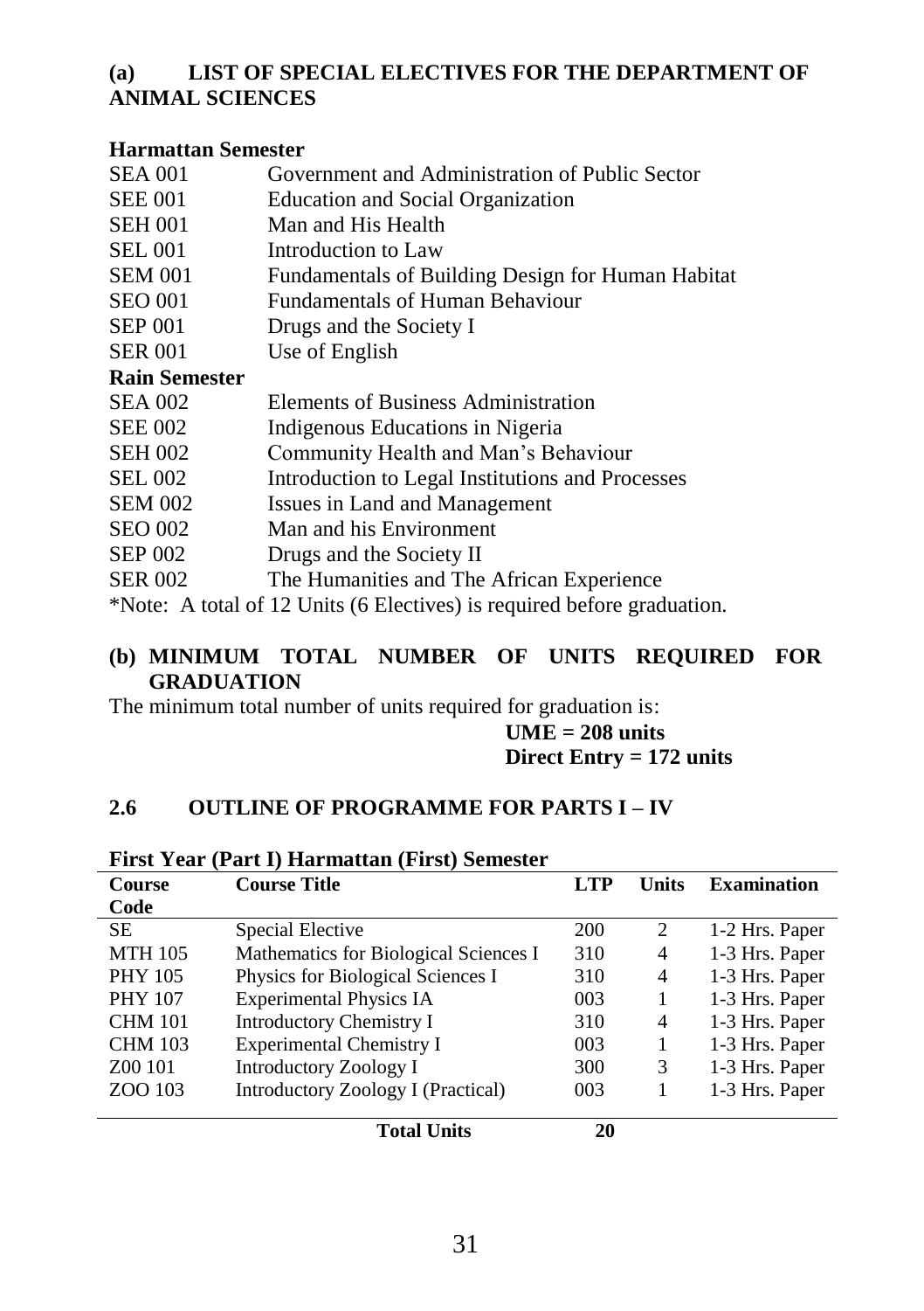## (a) LIST OF SPECIAL ELECTIVES FOR THE DEPARTMENT OF ANIMAL SCIENCES

**Harmattan Semester**

| | |
|---|---|
| SEA 001 | Government and Administration of Public Sector |
| SEE 001 | Education and Social Organization |
| SEH 001 | Man and His Health |
| SEL 001 | Introduction to Law |
| SEM 001 | Fundamentals of Building Design for Human Habitat |
| SEO 001 | Fundamentals of Human Behaviour |
| SEP 001 | Drugs and the Society I |
| SER 001 | Use of English |

**Rain Semester**

| | |
|---|---|
| SEA 002 | Elements of Business Administration |
| SEE 002 | Indigenous Educations in Nigeria |
| SEH 002 | Community Health and Man's Behaviour |
| SEL 002 | Introduction to Legal Institutions and Processes |
| SEM 002 | Issues in Land and Management |
| SEO 002 | Man and his Environment |
| SEP 002 | Drugs and the Society II |
| SER 002 | The Humanities and The African Experience |

*Note: A total of 12 Units (6 Electives) is required before graduation.

## (b) MINIMUM TOTAL NUMBER OF UNITS REQUIRED FOR GRADUATION

The minimum total number of units required for graduation is:

**UME = 208 units**
**Direct Entry = 172 units**

## 2.6 OUTLINE OF PROGRAMME FOR PARTS I – IV

**First Year (Part I) Harmattan (First) Semester**

| Course Code | Course Title | LTP | Units | Examination |
|---|---|---|---|---|
| SE | Special Elective | 200 | 2 | 1-2 Hrs. Paper |
| MTH 105 | Mathematics for Biological Sciences I | 310 | 4 | 1-3 Hrs. Paper |
| PHY 105 | Physics for Biological Sciences I | 310 | 4 | 1-3 Hrs. Paper |
| PHY 107 | Experimental Physics IA | 003 | 1 | 1-3 Hrs. Paper |
| CHM 101 | Introductory Chemistry I | 310 | 4 | 1-3 Hrs. Paper |
| CHM 103 | Experimental Chemistry I | 003 | 1 | 1-3 Hrs. Paper |
| Z00 101 | Introductory Zoology I | 300 | 3 | 1-3 Hrs. Paper |
| ZOO 103 | Introductory Zoology I (Practical) | 003 | 1 | 1-3 Hrs. Paper |
| | **Total Units** | **20** | | |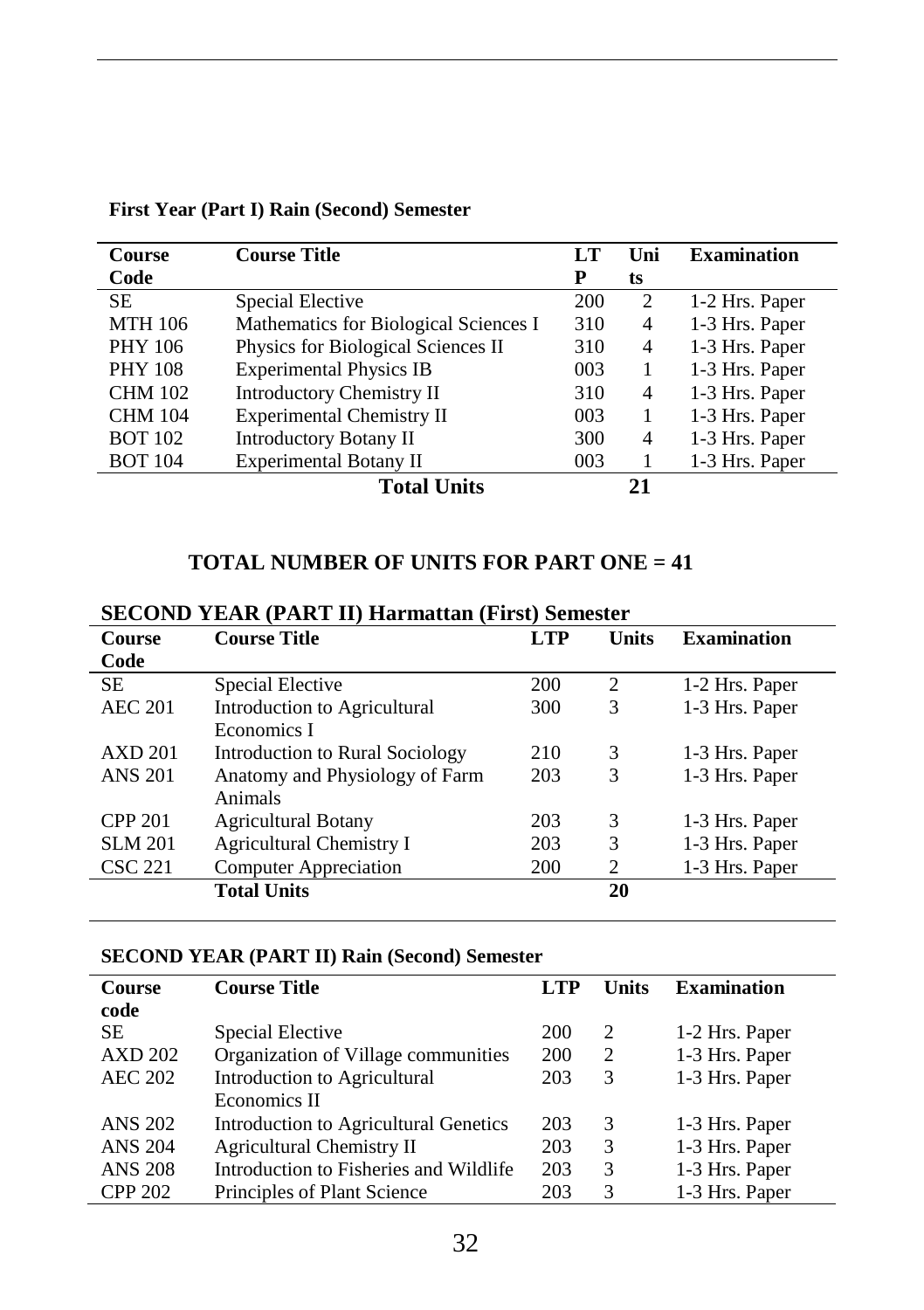**First Year (Part I) Rain (Second) Semester**

| Course Code | Course Title | LTP | Units | Examination |
|---|---|---|---|---|
| SE | Special Elective | 200 | 2 | 1-2 Hrs. Paper |
| MTH 106 | Mathematics for Biological Sciences I | 310 | 4 | 1-3 Hrs. Paper |
| PHY 106 | Physics for Biological Sciences II | 310 | 4 | 1-3 Hrs. Paper |
| PHY 108 | Experimental Physics IB | 003 | 1 | 1-3 Hrs. Paper |
| CHM 102 | Introductory Chemistry II | 310 | 4 | 1-3 Hrs. Paper |
| CHM 104 | Experimental Chemistry II | 003 | 1 | 1-3 Hrs. Paper |
| BOT 102 | Introductory Botany II | 300 | 4 | 1-3 Hrs. Paper |
| BOT 104 | Experimental Botany II | 003 | 1 | 1-3 Hrs. Paper |
| | **Total Units** | | **21** | |

## TOTAL NUMBER OF UNITS FOR PART ONE = 41

**SECOND YEAR (PART II) Harmattan (First) Semester**

| Course Code | Course Title | LTP | Units | Examination |
|---|---|---|---|---|
| SE | Special Elective | 200 | 2 | 1-2 Hrs. Paper |
| AEC 201 | Introduction to Agricultural Economics I | 300 | 3 | 1-3 Hrs. Paper |
| AXD 201 | Introduction to Rural Sociology | 210 | 3 | 1-3 Hrs. Paper |
| ANS 201 | Anatomy and Physiology of Farm Animals | 203 | 3 | 1-3 Hrs. Paper |
| CPP 201 | Agricultural Botany | 203 | 3 | 1-3 Hrs. Paper |
| SLM 201 | Agricultural Chemistry I | 203 | 3 | 1-3 Hrs. Paper |
| CSC 221 | Computer Appreciation | 200 | 2 | 1-3 Hrs. Paper |
| | **Total Units** | | **20** | |

**SECOND YEAR (PART II) Rain (Second) Semester**

| Course code | Course Title | LTP | Units | Examination |
|---|---|---|---|---|
| SE | Special Elective | 200 | 2 | 1-2 Hrs. Paper |
| AXD 202 | Organization of Village communities | 200 | 2 | 1-3 Hrs. Paper |
| AEC 202 | Introduction to Agricultural Economics II | 203 | 3 | 1-3 Hrs. Paper |
| ANS 202 | Introduction to Agricultural Genetics | 203 | 3 | 1-3 Hrs. Paper |
| ANS 204 | Agricultural Chemistry II | 203 | 3 | 1-3 Hrs. Paper |
| ANS 208 | Introduction to Fisheries and Wildlife | 203 | 3 | 1-3 Hrs. Paper |
| CPP 202 | Principles of Plant Science | 203 | 3 | 1-3 Hrs. Paper |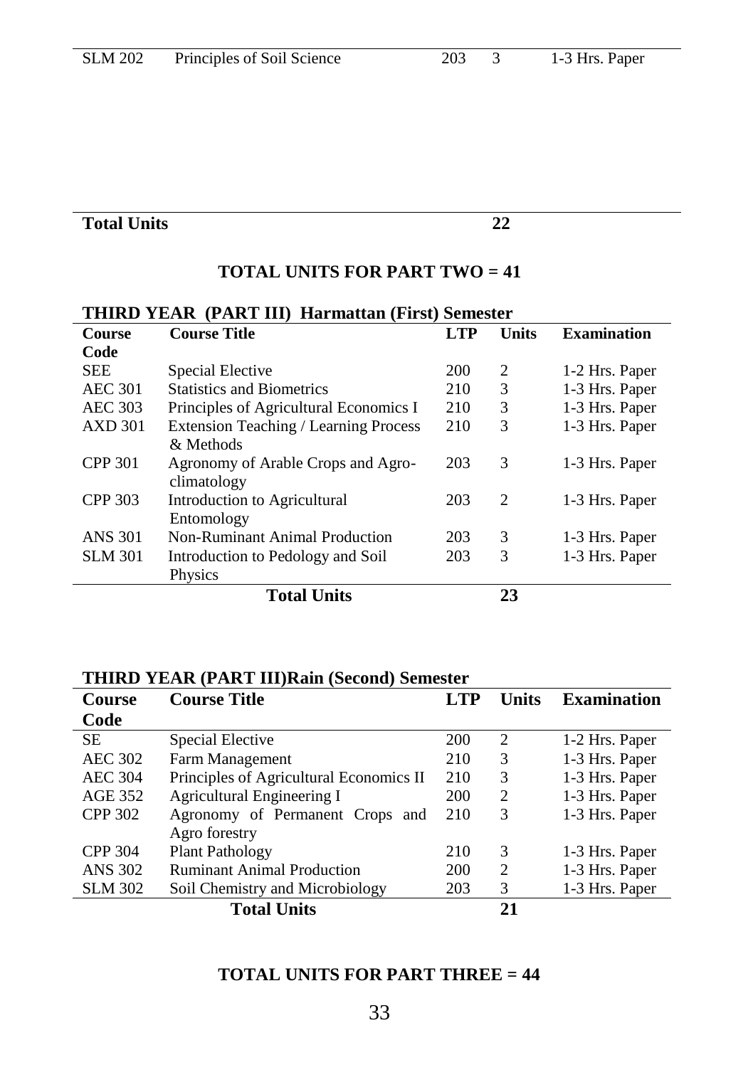| SLM 202 | Principles of Soil Science | 203 | 3 | 1-3 Hrs. Paper |
|---|---|---|---|---|
| **Total Units** | | | **22** | |

**TOTAL UNITS FOR PART TWO = 41**

**THIRD YEAR (PART III) Harmattan (First) Semester**

| Course Code | Course Title | LTP | Units | Examination |
|---|---|---|---|---|
| SEE | Special Elective | 200 | 2 | 1-2 Hrs. Paper |
| AEC 301 | Statistics and Biometrics | 210 | 3 | 1-3 Hrs. Paper |
| AEC 303 | Principles of Agricultural Economics I | 210 | 3 | 1-3 Hrs. Paper |
| AXD 301 | Extension Teaching / Learning Process & Methods | 210 | 3 | 1-3 Hrs. Paper |
| CPP 301 | Agronomy of Arable Crops and Agro-climatology | 203 | 3 | 1-3 Hrs. Paper |
| CPP 303 | Introduction to Agricultural Entomology | 203 | 2 | 1-3 Hrs. Paper |
| ANS 301 | Non-Ruminant Animal Production | 203 | 3 | 1-3 Hrs. Paper |
| SLM 301 | Introduction to Pedology and Soil Physics | 203 | 3 | 1-3 Hrs. Paper |
| | **Total Units** | | **23** | |

**THIRD YEAR (PART III)Rain (Second) Semester**

| Course Code | Course Title | LTP | Units | Examination |
|---|---|---|---|---|
| SE | Special Elective | 200 | 2 | 1-2 Hrs. Paper |
| AEC 302 | Farm Management | 210 | 3 | 1-3 Hrs. Paper |
| AEC 304 | Principles of Agricultural Economics II | 210 | 3 | 1-3 Hrs. Paper |
| AGE 352 | Agricultural Engineering I | 200 | 2 | 1-3 Hrs. Paper |
| CPP 302 | Agronomy of Permanent Crops and Agro forestry | 210 | 3 | 1-3 Hrs. Paper |
| CPP 304 | Plant Pathology | 210 | 3 | 1-3 Hrs. Paper |
| ANS 302 | Ruminant Animal Production | 200 | 2 | 1-3 Hrs. Paper |
| SLM 302 | Soil Chemistry and Microbiology | 203 | 3 | 1-3 Hrs. Paper |
| | **Total Units** | | **21** | |

**TOTAL UNITS FOR PART THREE = 44**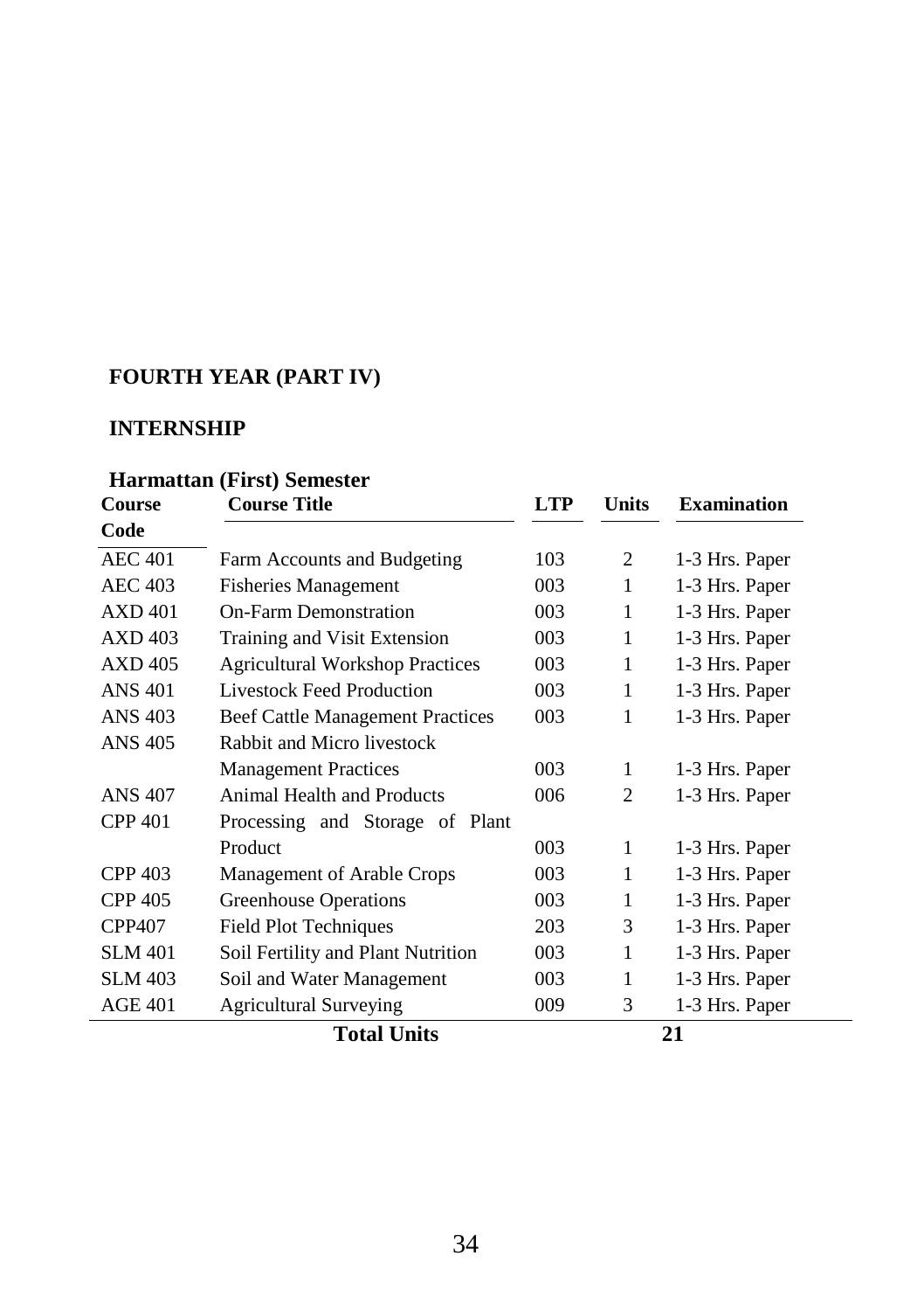## FOURTH YEAR (PART IV)

## INTERNSHIP

### Harmattan (First) Semester

| Course Code | Course Title | LTP | Units | Examination |
|---|---|---|---|---|
| AEC 401 | Farm Accounts and Budgeting | 103 | 2 | 1-3 Hrs. Paper |
| AEC 403 | Fisheries Management | 003 | 1 | 1-3 Hrs. Paper |
| AXD 401 | On-Farm Demonstration | 003 | 1 | 1-3 Hrs. Paper |
| AXD 403 | Training and Visit Extension | 003 | 1 | 1-3 Hrs. Paper |
| AXD 405 | Agricultural Workshop Practices | 003 | 1 | 1-3 Hrs. Paper |
| ANS 401 | Livestock Feed Production | 003 | 1 | 1-3 Hrs. Paper |
| ANS 403 | Beef Cattle Management Practices | 003 | 1 | 1-3 Hrs. Paper |
| ANS 405 | Rabbit and Micro livestock Management Practices | 003 | 1 | 1-3 Hrs. Paper |
| ANS 407 | Animal Health and Products | 006 | 2 | 1-3 Hrs. Paper |
| CPP 401 | Processing and Storage of Plant Product | 003 | 1 | 1-3 Hrs. Paper |
| CPP 403 | Management of Arable Crops | 003 | 1 | 1-3 Hrs. Paper |
| CPP 405 | Greenhouse Operations | 003 | 1 | 1-3 Hrs. Paper |
| CPP407 | Field Plot Techniques | 203 | 3 | 1-3 Hrs. Paper |
| SLM 401 | Soil Fertility and Plant Nutrition | 003 | 1 | 1-3 Hrs. Paper |
| SLM 403 | Soil and Water Management | 003 | 1 | 1-3 Hrs. Paper |
| AGE 401 | Agricultural Surveying | 009 | 3 | 1-3 Hrs. Paper |
| | **Total Units** | | **21** | |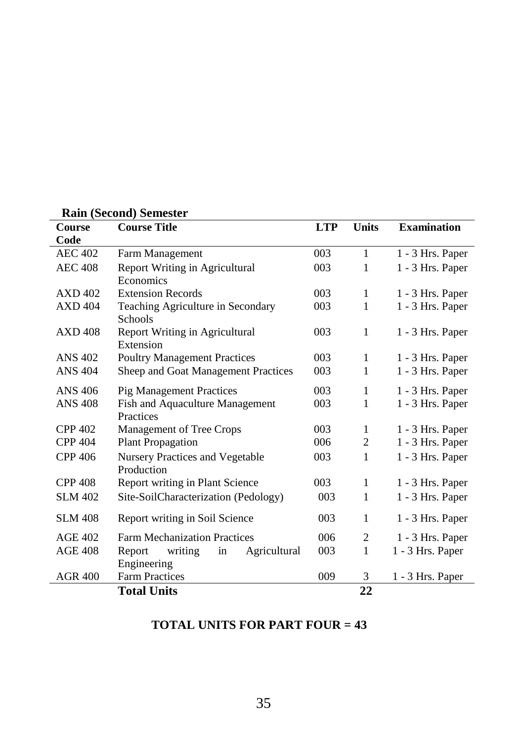**Rain (Second) Semester**

| Course Code | Course Title | LTP | Units | Examination |
|---|---|---|---|---|
| AEC 402 | Farm Management | 003 | 1 | 1 - 3 Hrs. Paper |
| AEC 408 | Report Writing in Agricultural Economics | 003 | 1 | 1 - 3 Hrs. Paper |
| AXD 402 | Extension Records | 003 | 1 | 1 - 3 Hrs. Paper |
| AXD 404 | Teaching Agriculture in Secondary Schools | 003 | 1 | 1 - 3 Hrs. Paper |
| AXD 408 | Report Writing in Agricultural Extension | 003 | 1 | 1 - 3 Hrs. Paper |
| ANS 402 | Poultry Management Practices | 003 | 1 | 1 - 3 Hrs. Paper |
| ANS 404 | Sheep and Goat Management Practices | 003 | 1 | 1 - 3 Hrs. Paper |
| ANS 406 | Pig Management Practices | 003 | 1 | 1 - 3 Hrs. Paper |
| ANS 408 | Fish and Aquaculture Management Practices | 003 | 1 | 1 - 3 Hrs. Paper |
| CPP 402 | Management of Tree Crops | 003 | 1 | 1 - 3 Hrs. Paper |
| CPP 404 | Plant Propagation | 006 | 2 | 1 - 3 Hrs. Paper |
| CPP 406 | Nursery Practices and Vegetable Production | 003 | 1 | 1 - 3 Hrs. Paper |
| CPP 408 | Report writing in Plant Science | 003 | 1 | 1 - 3 Hrs. Paper |
| SLM 402 | Site-SoilCharacterization (Pedology) | 003 | 1 | 1 - 3 Hrs. Paper |
| SLM 408 | Report writing in Soil Science | 003 | 1 | 1 - 3 Hrs. Paper |
| AGE 402 | Farm Mechanization Practices | 006 | 2 | 1 - 3 Hrs. Paper |
| AGE 408 | Report writing in Agricultural Engineering | 003 | 1 | 1 - 3 Hrs. Paper |
| AGR 400 | Farm Practices | 009 | 3 | 1 - 3 Hrs. Paper |
| | **Total Units** | | **22** | |

**TOTAL UNITS FOR PART FOUR = 43**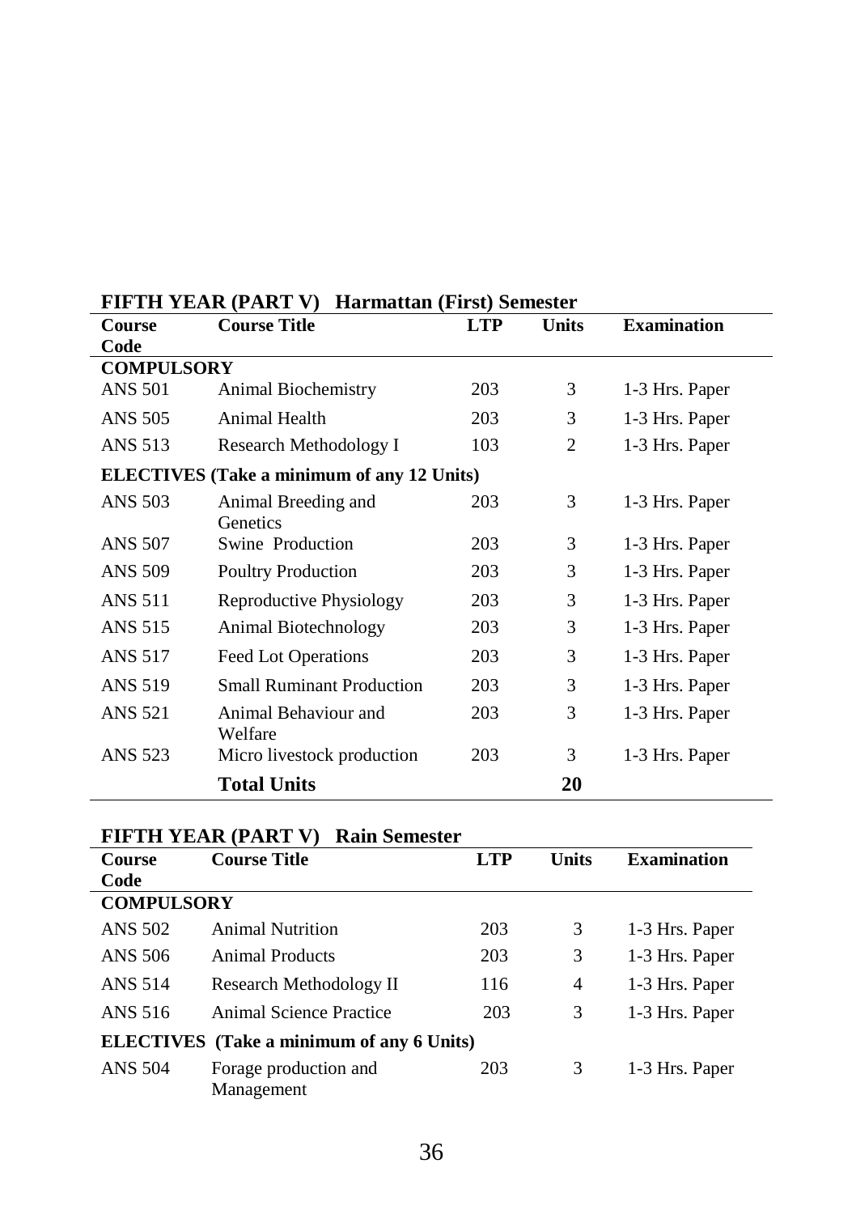**FIFTH YEAR (PART V) Harmattan (First) Semester**

| Course Code | Course Title | LTP | Units | Examination |
|---|---|---|---|---|
| **COMPULSORY** | | | | |
| ANS 501 | Animal Biochemistry | 203 | 3 | 1-3 Hrs. Paper |
| ANS 505 | Animal Health | 203 | 3 | 1-3 Hrs. Paper |
| ANS 513 | Research Methodology I | 103 | 2 | 1-3 Hrs. Paper |
| **ELECTIVES (Take a minimum of any 12 Units)** | | | | |
| ANS 503 | Animal Breeding and Genetics | 203 | 3 | 1-3 Hrs. Paper |
| ANS 507 | Swine Production | 203 | 3 | 1-3 Hrs. Paper |
| ANS 509 | Poultry Production | 203 | 3 | 1-3 Hrs. Paper |
| ANS 511 | Reproductive Physiology | 203 | 3 | 1-3 Hrs. Paper |
| ANS 515 | Animal Biotechnology | 203 | 3 | 1-3 Hrs. Paper |
| ANS 517 | Feed Lot Operations | 203 | 3 | 1-3 Hrs. Paper |
| ANS 519 | Small Ruminant Production | 203 | 3 | 1-3 Hrs. Paper |
| ANS 521 | Animal Behaviour and Welfare | 203 | 3 | 1-3 Hrs. Paper |
| ANS 523 | Micro livestock production | 203 | 3 | 1-3 Hrs. Paper |
| | **Total Units** | | **20** | |

**FIFTH YEAR (PART V) Rain Semester**

| Course Code | Course Title | LTP | Units | Examination |
|---|---|---|---|---|
| **COMPULSORY** | | | | |
| ANS 502 | Animal Nutrition | 203 | 3 | 1-3 Hrs. Paper |
| ANS 506 | Animal Products | 203 | 3 | 1-3 Hrs. Paper |
| ANS 514 | Research Methodology II | 116 | 4 | 1-3 Hrs. Paper |
| ANS 516 | Animal Science Practice | 203 | 3 | 1-3 Hrs. Paper |
| **ELECTIVES (Take a minimum of any 6 Units)** | | | | |
| ANS 504 | Forage production and Management | 203 | 3 | 1-3 Hrs. Paper |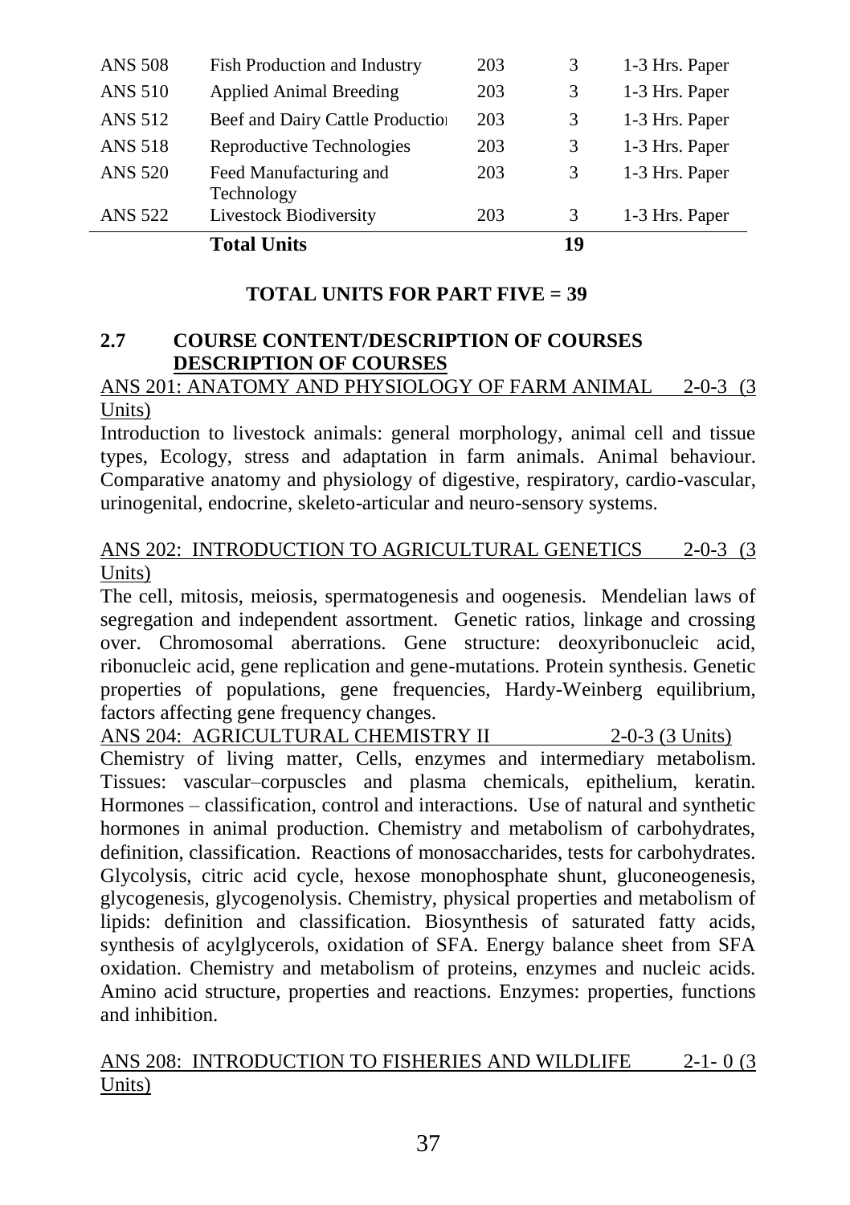| ANS 508 | Fish Production and Industry | 203 | 3 | 1-3 Hrs. Paper |
|---|---|---|---|---|
| ANS 510 | Applied Animal Breeding | 203 | 3 | 1-3 Hrs. Paper |
| ANS 512 | Beef and Dairy Cattle Productio | 203 | 3 | 1-3 Hrs. Paper |
| ANS 518 | Reproductive Technologies | 203 | 3 | 1-3 Hrs. Paper |
| ANS 520 | Feed Manufacturing and Technology | 203 | 3 | 1-3 Hrs. Paper |
| ANS 522 | Livestock Biodiversity | 203 | 3 | 1-3 Hrs. Paper |
| | **Total Units** | | **19** | |

**TOTAL UNITS FOR PART FIVE = 39**

## 2.7 COURSE CONTENT/DESCRIPTION OF COURSES

## DESCRIPTION OF COURSES

ANS 201: ANATOMY AND PHYSIOLOGY OF FARM ANIMAL 2-0-3 (3 Units)

Introduction to livestock animals: general morphology, animal cell and tissue types, Ecology, stress and adaptation in farm animals. Animal behaviour. Comparative anatomy and physiology of digestive, respiratory, cardio-vascular, urinogenital, endocrine, skeleto-articular and neuro-sensory systems.

ANS 202: INTRODUCTION TO AGRICULTURAL GENETICS 2-0-3 (3 Units)

The cell, mitosis, meiosis, spermatogenesis and oogenesis. Mendelian laws of segregation and independent assortment. Genetic ratios, linkage and crossing over. Chromosomal aberrations. Gene structure: deoxyribonucleic acid, ribonucleic acid, gene replication and gene-mutations. Protein synthesis. Genetic properties of populations, gene frequencies, Hardy-Weinberg equilibrium, factors affecting gene frequency changes.

ANS 204: AGRICULTURAL CHEMISTRY II 2-0-3 (3 Units)

Chemistry of living matter, Cells, enzymes and intermediary metabolism. Tissues: vascular–corpuscles and plasma chemicals, epithelium, keratin. Hormones – classification, control and interactions. Use of natural and synthetic hormones in animal production. Chemistry and metabolism of carbohydrates, definition, classification. Reactions of monosaccharides, tests for carbohydrates. Glycolysis, citric acid cycle, hexose monophosphate shunt, gluconeogenesis, glycogenesis, glycogenolysis. Chemistry, physical properties and metabolism of lipids: definition and classification. Biosynthesis of saturated fatty acids, synthesis of acylglycerols, oxidation of SFA. Energy balance sheet from SFA oxidation. Chemistry and metabolism of proteins, enzymes and nucleic acids. Amino acid structure, properties and reactions. Enzymes: properties, functions and inhibition.

ANS 208: INTRODUCTION TO FISHERIES AND WILDLIFE 2-1- 0 (3 Units)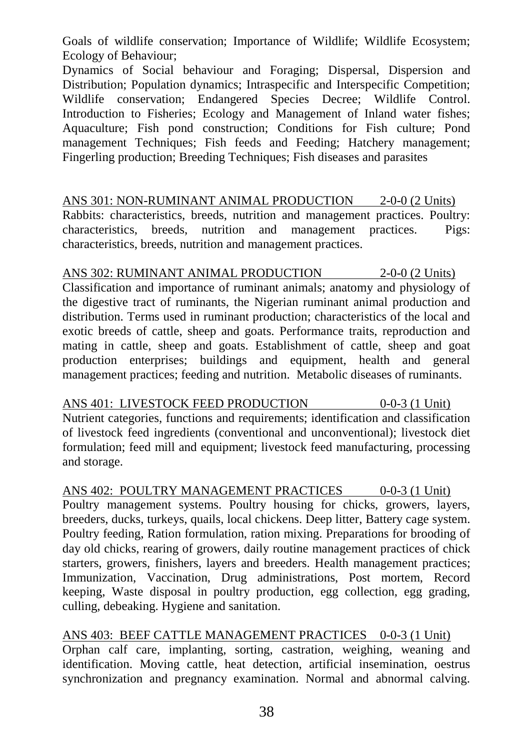Goals of wildlife conservation; Importance of Wildlife; Wildlife Ecosystem; Ecology of Behaviour;

Dynamics of Social behaviour and Foraging; Dispersal, Dispersion and Distribution; Population dynamics; Intraspecific and Interspecific Competition; Wildlife conservation; Endangered Species Decree; Wildlife Control. Introduction to Fisheries; Ecology and Management of Inland water fishes; Aquaculture; Fish pond construction; Conditions for Fish culture; Pond management Techniques; Fish feeds and Feeding; Hatchery management; Fingerling production; Breeding Techniques; Fish diseases and parasites

ANS 301: NON-RUMINANT ANIMAL PRODUCTION 2-0-0 (2 Units)

Rabbits: characteristics, breeds, nutrition and management practices. Poultry: characteristics, breeds, nutrition and management practices. Pigs: characteristics, breeds, nutrition and management practices.

ANS 302: RUMINANT ANIMAL PRODUCTION 2-0-0 (2 Units)

Classification and importance of ruminant animals; anatomy and physiology of the digestive tract of ruminants, the Nigerian ruminant animal production and distribution. Terms used in ruminant production; characteristics of the local and exotic breeds of cattle, sheep and goats. Performance traits, reproduction and mating in cattle, sheep and goats. Establishment of cattle, sheep and goat production enterprises; buildings and equipment, health and general management practices; feeding and nutrition. Metabolic diseases of ruminants.

ANS 401: LIVESTOCK FEED PRODUCTION 0-0-3 (1 Unit)

Nutrient categories, functions and requirements; identification and classification of livestock feed ingredients (conventional and unconventional); livestock diet formulation; feed mill and equipment; livestock feed manufacturing, processing and storage.

ANS 402: POULTRY MANAGEMENT PRACTICES 0-0-3 (1 Unit)

Poultry management systems. Poultry housing for chicks, growers, layers, breeders, ducks, turkeys, quails, local chickens. Deep litter, Battery cage system. Poultry feeding, Ration formulation, ration mixing. Preparations for brooding of day old chicks, rearing of growers, daily routine management practices of chick starters, growers, finishers, layers and breeders. Health management practices; Immunization, Vaccination, Drug administrations, Post mortem, Record keeping, Waste disposal in poultry production, egg collection, egg grading, culling, debeaking. Hygiene and sanitation.

ANS 403: BEEF CATTLE MANAGEMENT PRACTICES 0-0-3 (1 Unit)

Orphan calf care, implanting, sorting, castration, weighing, weaning and identification. Moving cattle, heat detection, artificial insemination, oestrus synchronization and pregnancy examination. Normal and abnormal calving.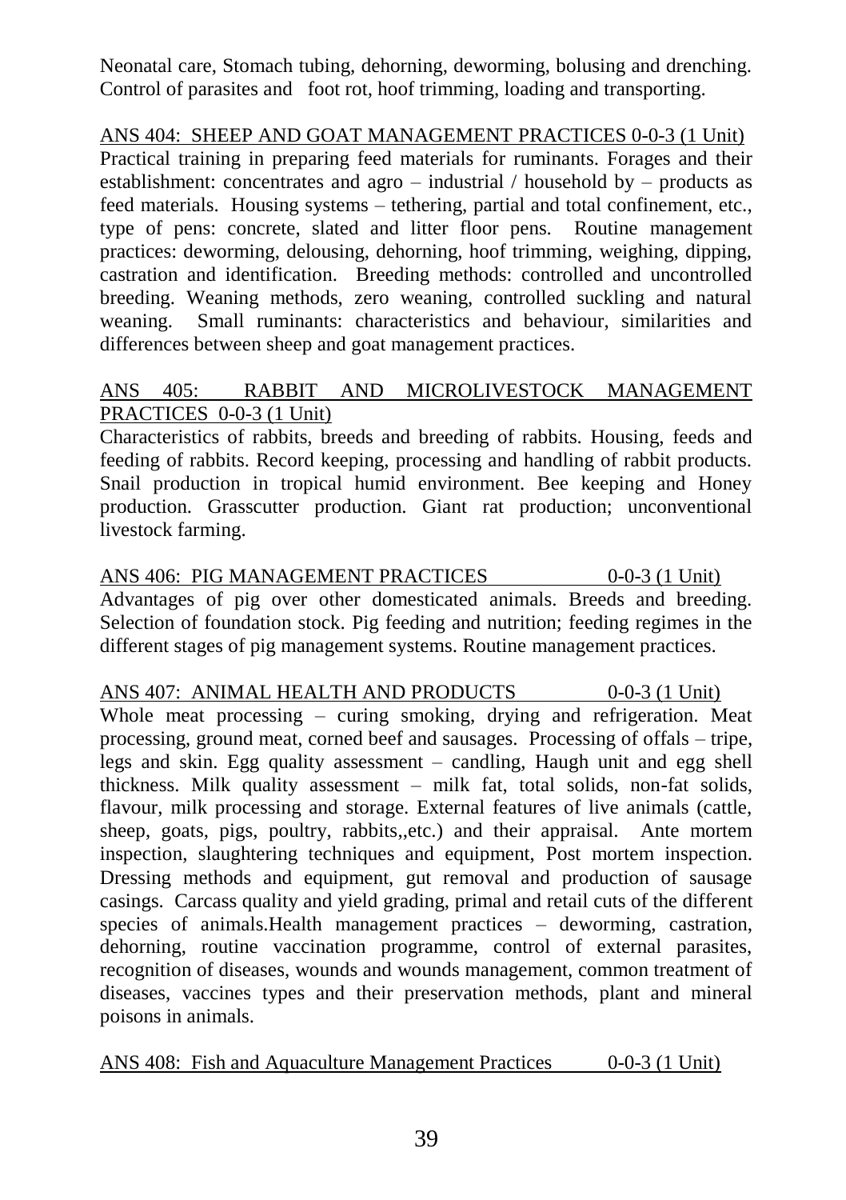Neonatal care, Stomach tubing, dehorning, deworming, bolusing and drenching. Control of parasites and foot rot, hoof trimming, loading and transporting.

ANS 404: SHEEP AND GOAT MANAGEMENT PRACTICES 0-0-3 (1 Unit)

Practical training in preparing feed materials for ruminants. Forages and their establishment: concentrates and agro – industrial / household by – products as feed materials. Housing systems – tethering, partial and total confinement, etc., type of pens: concrete, slated and litter floor pens. Routine management practices: deworming, delousing, dehorning, hoof trimming, weighing, dipping, castration and identification. Breeding methods: controlled and uncontrolled breeding. Weaning methods, zero weaning, controlled suckling and natural weaning. Small ruminants: characteristics and behaviour, similarities and differences between sheep and goat management practices.

ANS 405: RABBIT AND MICROLIVESTOCK MANAGEMENT PRACTICES 0-0-3 (1 Unit)

Characteristics of rabbits, breeds and breeding of rabbits. Housing, feeds and feeding of rabbits. Record keeping, processing and handling of rabbit products. Snail production in tropical humid environment. Bee keeping and Honey production. Grasscutter production. Giant rat production; unconventional livestock farming.

ANS 406: PIG MANAGEMENT PRACTICES 0-0-3 (1 Unit)

Advantages of pig over other domesticated animals. Breeds and breeding. Selection of foundation stock. Pig feeding and nutrition; feeding regimes in the different stages of pig management systems. Routine management practices.

ANS 407: ANIMAL HEALTH AND PRODUCTS 0-0-3 (1 Unit)

Whole meat processing – curing smoking, drying and refrigeration. Meat processing, ground meat, corned beef and sausages. Processing of offals – tripe, legs and skin. Egg quality assessment – candling, Haugh unit and egg shell thickness. Milk quality assessment – milk fat, total solids, non-fat solids, flavour, milk processing and storage. External features of live animals (cattle, sheep, goats, pigs, poultry, rabbits,,etc.) and their appraisal. Ante mortem inspection, slaughtering techniques and equipment, Post mortem inspection. Dressing methods and equipment, gut removal and production of sausage casings. Carcass quality and yield grading, primal and retail cuts of the different species of animals.Health management practices – deworming, castration, dehorning, routine vaccination programme, control of external parasites, recognition of diseases, wounds and wounds management, common treatment of diseases, vaccines types and their preservation methods, plant and mineral poisons in animals.

ANS 408: Fish and Aquaculture Management Practices 0-0-3 (1 Unit)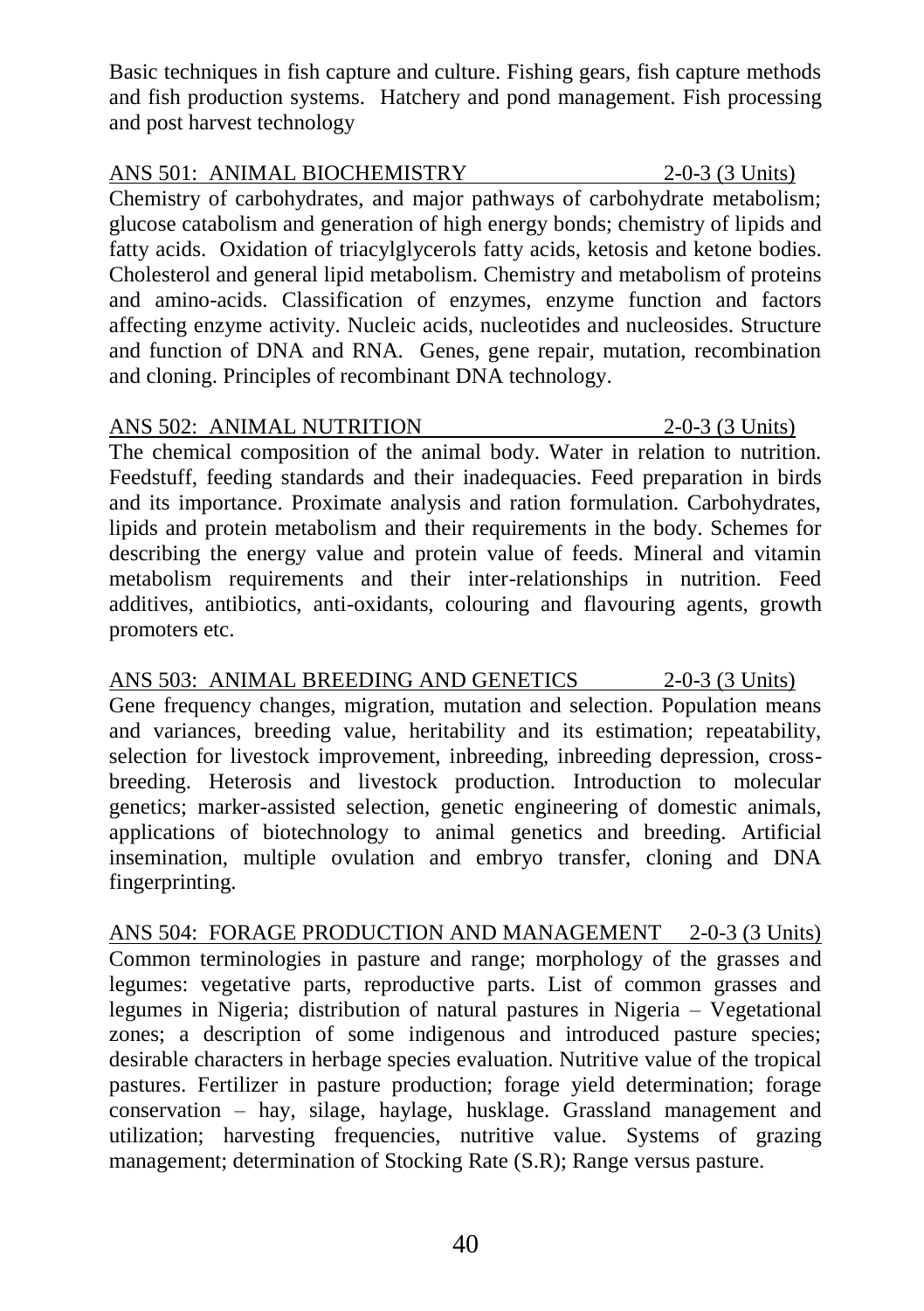Basic techniques in fish capture and culture. Fishing gears, fish capture methods and fish production systems. Hatchery and pond management. Fish processing and post harvest technology

### ANS 501: ANIMAL BIOCHEMISTRY 2-0-3 (3 Units)

Chemistry of carbohydrates, and major pathways of carbohydrate metabolism; glucose catabolism and generation of high energy bonds; chemistry of lipids and fatty acids. Oxidation of triacylglycerols fatty acids, ketosis and ketone bodies. Cholesterol and general lipid metabolism. Chemistry and metabolism of proteins and amino-acids. Classification of enzymes, enzyme function and factors affecting enzyme activity. Nucleic acids, nucleotides and nucleosides. Structure and function of DNA and RNA. Genes, gene repair, mutation, recombination and cloning. Principles of recombinant DNA technology.

### ANS 502: ANIMAL NUTRITION 2-0-3 (3 Units)

The chemical composition of the animal body. Water in relation to nutrition. Feedstuff, feeding standards and their inadequacies. Feed preparation in birds and its importance. Proximate analysis and ration formulation. Carbohydrates, lipids and protein metabolism and their requirements in the body. Schemes for describing the energy value and protein value of feeds. Mineral and vitamin metabolism requirements and their inter-relationships in nutrition. Feed additives, antibiotics, anti-oxidants, colouring and flavouring agents, growth promoters etc.

### ANS 503: ANIMAL BREEDING AND GENETICS 2-0-3 (3 Units)

Gene frequency changes, migration, mutation and selection. Population means and variances, breeding value, heritability and its estimation; repeatability, selection for livestock improvement, inbreeding, inbreeding depression, cross-breeding. Heterosis and livestock production. Introduction to molecular genetics; marker-assisted selection, genetic engineering of domestic animals, applications of biotechnology to animal genetics and breeding. Artificial insemination, multiple ovulation and embryo transfer, cloning and DNA fingerprinting.

### ANS 504: FORAGE PRODUCTION AND MANAGEMENT 2-0-3 (3 Units)

Common terminologies in pasture and range; morphology of the grasses and legumes: vegetative parts, reproductive parts. List of common grasses and legumes in Nigeria; distribution of natural pastures in Nigeria – Vegetational zones; a description of some indigenous and introduced pasture species; desirable characters in herbage species evaluation. Nutritive value of the tropical pastures. Fertilizer in pasture production; forage yield determination; forage conservation – hay, silage, haylage, husklage. Grassland management and utilization; harvesting frequencies, nutritive value. Systems of grazing management; determination of Stocking Rate (S.R); Range versus pasture.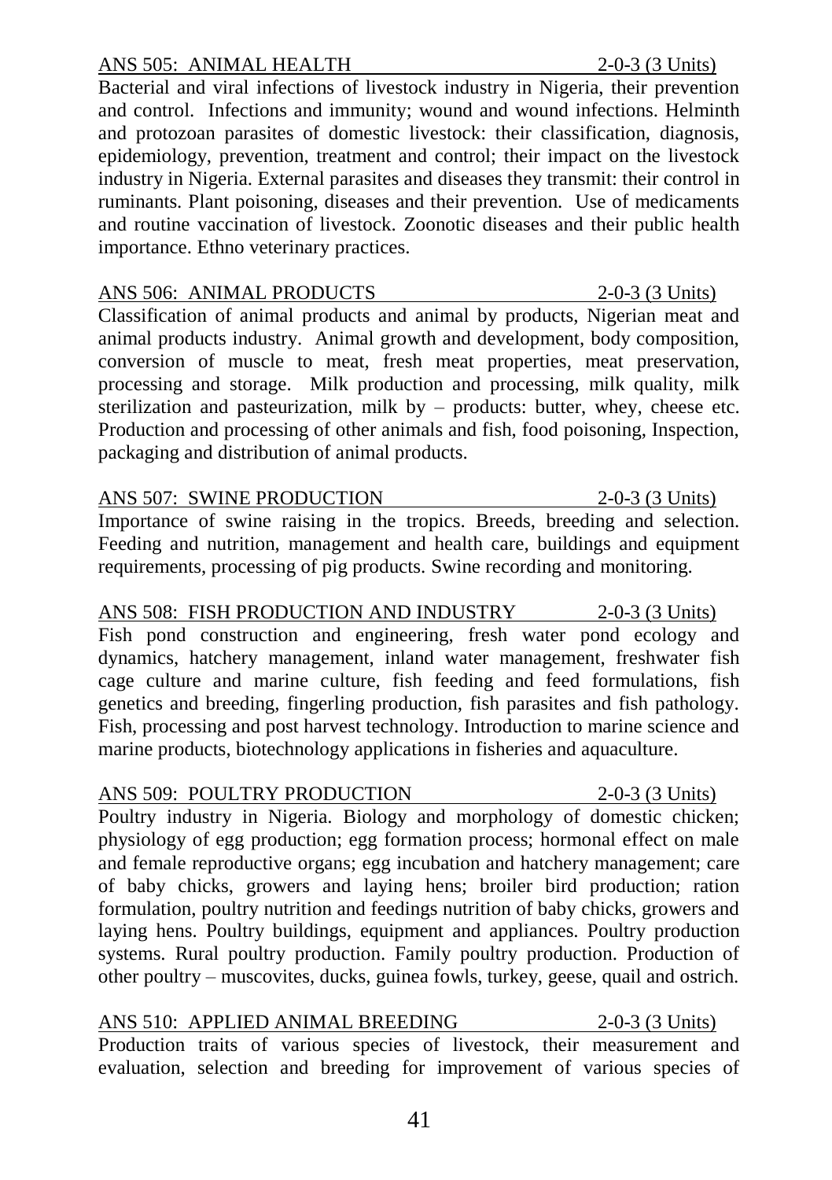ANS 505: ANIMAL HEALTH 2-0-3 (3 Units)

Bacterial and viral infections of livestock industry in Nigeria, their prevention and control. Infections and immunity; wound and wound infections. Helminth and protozoan parasites of domestic livestock: their classification, diagnosis, epidemiology, prevention, treatment and control; their impact on the livestock industry in Nigeria. External parasites and diseases they transmit: their control in ruminants. Plant poisoning, diseases and their prevention. Use of medicaments and routine vaccination of livestock. Zoonotic diseases and their public health importance. Ethno veterinary practices.

ANS 506: ANIMAL PRODUCTS 2-0-3 (3 Units)

Classification of animal products and animal by products, Nigerian meat and animal products industry. Animal growth and development, body composition, conversion of muscle to meat, fresh meat properties, meat preservation, processing and storage. Milk production and processing, milk quality, milk sterilization and pasteurization, milk by – products: butter, whey, cheese etc. Production and processing of other animals and fish, food poisoning, Inspection, packaging and distribution of animal products.

ANS 507: SWINE PRODUCTION 2-0-3 (3 Units)

Importance of swine raising in the tropics. Breeds, breeding and selection. Feeding and nutrition, management and health care, buildings and equipment requirements, processing of pig products. Swine recording and monitoring.

ANS 508: FISH PRODUCTION AND INDUSTRY 2-0-3 (3 Units)

Fish pond construction and engineering, fresh water pond ecology and dynamics, hatchery management, inland water management, freshwater fish cage culture and marine culture, fish feeding and feed formulations, fish genetics and breeding, fingerling production, fish parasites and fish pathology. Fish, processing and post harvest technology. Introduction to marine science and marine products, biotechnology applications in fisheries and aquaculture.

ANS 509: POULTRY PRODUCTION 2-0-3 (3 Units)

Poultry industry in Nigeria. Biology and morphology of domestic chicken; physiology of egg production; egg formation process; hormonal effect on male and female reproductive organs; egg incubation and hatchery management; care of baby chicks, growers and laying hens; broiler bird production; ration formulation, poultry nutrition and feedings nutrition of baby chicks, growers and laying hens. Poultry buildings, equipment and appliances. Poultry production systems. Rural poultry production. Family poultry production. Production of other poultry – muscovites, ducks, guinea fowls, turkey, geese, quail and ostrich.

ANS 510: APPLIED ANIMAL BREEDING 2-0-3 (3 Units)

Production traits of various species of livestock, their measurement and evaluation, selection and breeding for improvement of various species of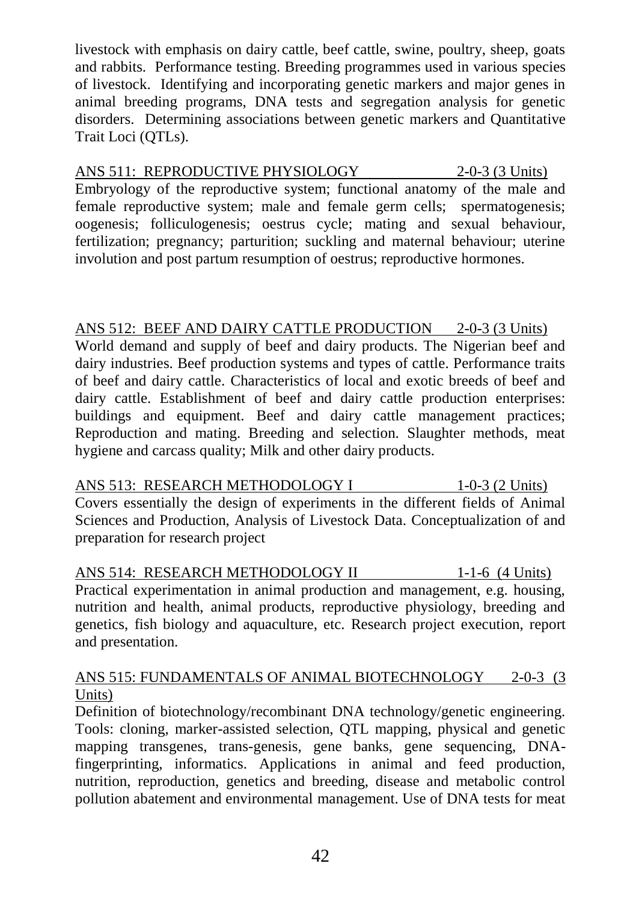livestock with emphasis on dairy cattle, beef cattle, swine, poultry, sheep, goats and rabbits. Performance testing. Breeding programmes used in various species of livestock. Identifying and incorporating genetic markers and major genes in animal breeding programs, DNA tests and segregation analysis for genetic disorders. Determining associations between genetic markers and Quantitative Trait Loci (QTLs).

ANS 511: REPRODUCTIVE PHYSIOLOGY 2-0-3 (3 Units)

Embryology of the reproductive system; functional anatomy of the male and female reproductive system; male and female germ cells; spermatogenesis; oogenesis; folliculogenesis; oestrus cycle; mating and sexual behaviour, fertilization; pregnancy; parturition; suckling and maternal behaviour; uterine involution and post partum resumption of oestrus; reproductive hormones.

ANS 512: BEEF AND DAIRY CATTLE PRODUCTION 2-0-3 (3 Units)

World demand and supply of beef and dairy products. The Nigerian beef and dairy industries. Beef production systems and types of cattle. Performance traits of beef and dairy cattle. Characteristics of local and exotic breeds of beef and dairy cattle. Establishment of beef and dairy cattle production enterprises: buildings and equipment. Beef and dairy cattle management practices; Reproduction and mating. Breeding and selection. Slaughter methods, meat hygiene and carcass quality; Milk and other dairy products.

ANS 513: RESEARCH METHODOLOGY I 1-0-3 (2 Units)

Covers essentially the design of experiments in the different fields of Animal Sciences and Production, Analysis of Livestock Data. Conceptualization of and preparation for research project

ANS 514: RESEARCH METHODOLOGY II 1-1-6 (4 Units)

Practical experimentation in animal production and management, e.g. housing, nutrition and health, animal products, reproductive physiology, breeding and genetics, fish biology and aquaculture, etc. Research project execution, report and presentation.

ANS 515: FUNDAMENTALS OF ANIMAL BIOTECHNOLOGY 2-0-3 (3 Units)

Definition of biotechnology/recombinant DNA technology/genetic engineering. Tools: cloning, marker-assisted selection, QTL mapping, physical and genetic mapping transgenes, trans-genesis, gene banks, gene sequencing, DNA-fingerprinting, informatics. Applications in animal and feed production, nutrition, reproduction, genetics and breeding, disease and metabolic control pollution abatement and environmental management. Use of DNA tests for meat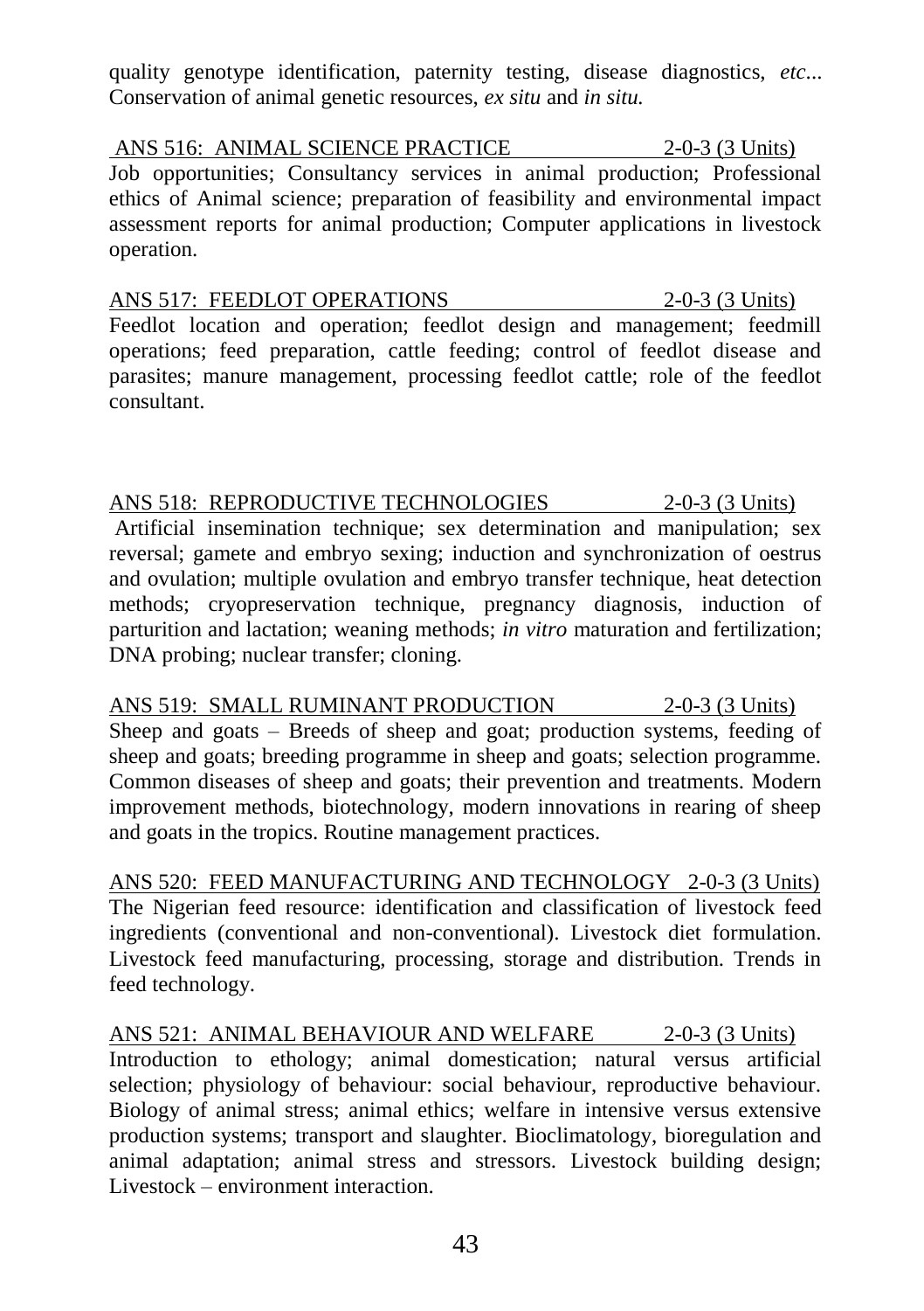quality genotype identification, paternity testing, disease diagnostics, *etc*... Conservation of animal genetic resources, *ex situ* and *in situ.*

ANS 516: ANIMAL SCIENCE PRACTICE 2-0-3 (3 Units)

Job opportunities; Consultancy services in animal production; Professional ethics of Animal science; preparation of feasibility and environmental impact assessment reports for animal production; Computer applications in livestock operation.

ANS 517: FEEDLOT OPERATIONS 2-0-3 (3 Units)

Feedlot location and operation; feedlot design and management; feedmill operations; feed preparation, cattle feeding; control of feedlot disease and parasites; manure management, processing feedlot cattle; role of the feedlot consultant.

ANS 518: REPRODUCTIVE TECHNOLOGIES 2-0-3 (3 Units)

Artificial insemination technique; sex determination and manipulation; sex reversal; gamete and embryo sexing; induction and synchronization of oestrus and ovulation; multiple ovulation and embryo transfer technique, heat detection methods; cryopreservation technique, pregnancy diagnosis, induction of parturition and lactation; weaning methods; *in vitro* maturation and fertilization; DNA probing; nuclear transfer; cloning.

ANS 519: SMALL RUMINANT PRODUCTION 2-0-3 (3 Units)

Sheep and goats – Breeds of sheep and goat; production systems, feeding of sheep and goats; breeding programme in sheep and goats; selection programme. Common diseases of sheep and goats; their prevention and treatments. Modern improvement methods, biotechnology, modern innovations in rearing of sheep and goats in the tropics. Routine management practices.

ANS 520: FEED MANUFACTURING AND TECHNOLOGY 2-0-3 (3 Units)

The Nigerian feed resource: identification and classification of livestock feed ingredients (conventional and non-conventional). Livestock diet formulation. Livestock feed manufacturing, processing, storage and distribution. Trends in feed technology.

ANS 521: ANIMAL BEHAVIOUR AND WELFARE 2-0-3 (3 Units)

Introduction to ethology; animal domestication; natural versus artificial selection; physiology of behaviour: social behaviour, reproductive behaviour. Biology of animal stress; animal ethics; welfare in intensive versus extensive production systems; transport and slaughter. Bioclimatology, bioregulation and animal adaptation; animal stress and stressors. Livestock building design; Livestock – environment interaction.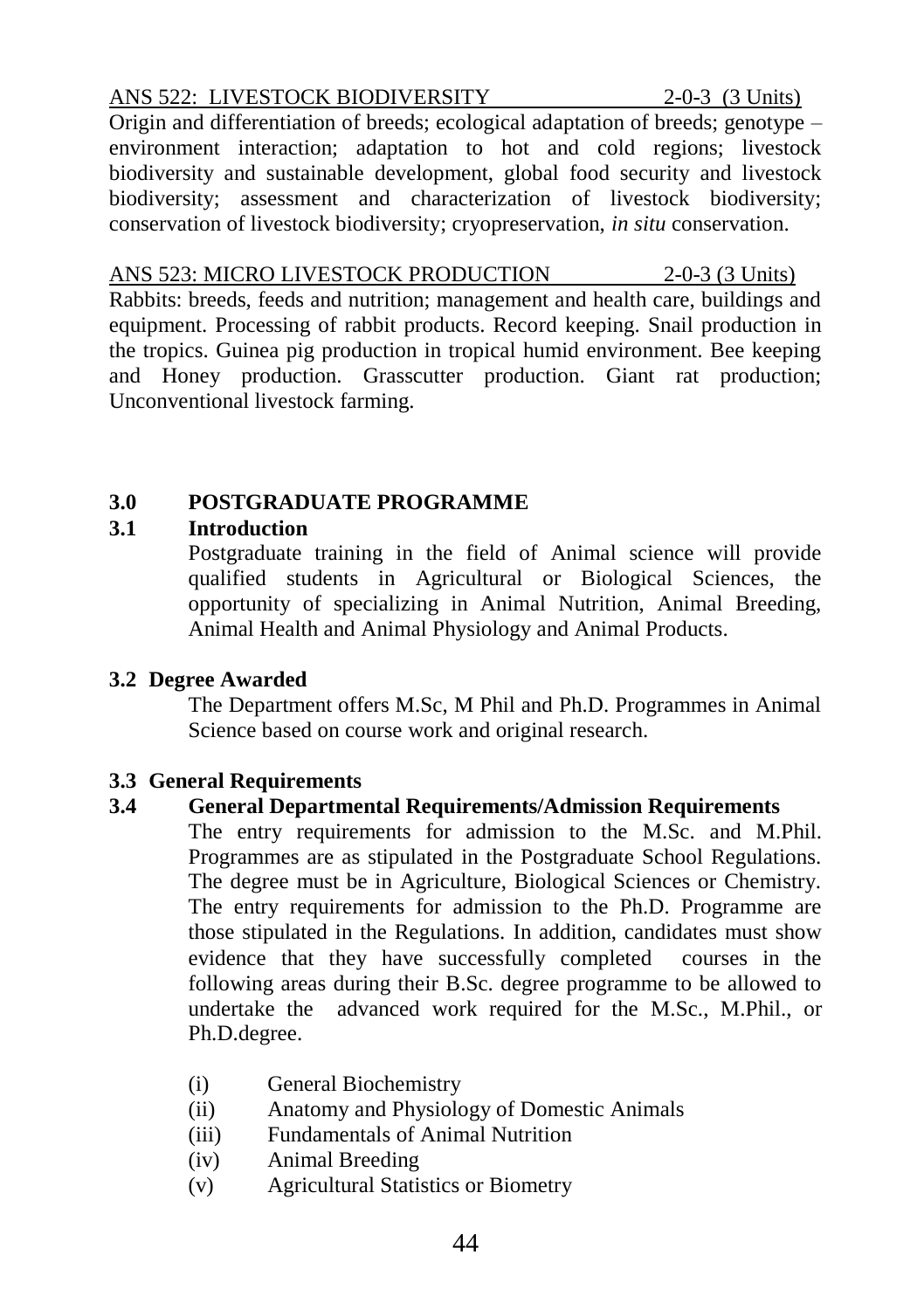ANS 522: LIVESTOCK BIODIVERSITY 2-0-3 (3 Units)

Origin and differentiation of breeds; ecological adaptation of breeds; genotype – environment interaction; adaptation to hot and cold regions; livestock biodiversity and sustainable development, global food security and livestock biodiversity; assessment and characterization of livestock biodiversity; conservation of livestock biodiversity; cryopreservation, *in situ* conservation.

ANS 523: MICRO LIVESTOCK PRODUCTION 2-0-3 (3 Units)

Rabbits: breeds, feeds and nutrition; management and health care, buildings and equipment. Processing of rabbit products. Record keeping. Snail production in the tropics. Guinea pig production in tropical humid environment. Bee keeping and Honey production. Grasscutter production. Giant rat production; Unconventional livestock farming.

## 3.0 POSTGRADUATE PROGRAMME

### 3.1 Introduction

Postgraduate training in the field of Animal science will provide qualified students in Agricultural or Biological Sciences, the opportunity of specializing in Animal Nutrition, Animal Breeding, Animal Health and Animal Physiology and Animal Products.

### 3.2 Degree Awarded

The Department offers M.Sc, M Phil and Ph.D. Programmes in Animal Science based on course work and original research.

### 3.3 General Requirements

### 3.4 General Departmental Requirements/Admission Requirements

The entry requirements for admission to the M.Sc. and M.Phil. Programmes are as stipulated in the Postgraduate School Regulations. The degree must be in Agriculture, Biological Sciences or Chemistry. The entry requirements for admission to the Ph.D. Programme are those stipulated in the Regulations. In addition, candidates must show evidence that they have successfully completed courses in the following areas during their B.Sc. degree programme to be allowed to undertake the advanced work required for the M.Sc., M.Phil., or Ph.D.degree.

(i) General Biochemistry
(ii) Anatomy and Physiology of Domestic Animals
(iii) Fundamentals of Animal Nutrition
(iv) Animal Breeding
(v) Agricultural Statistics or Biometry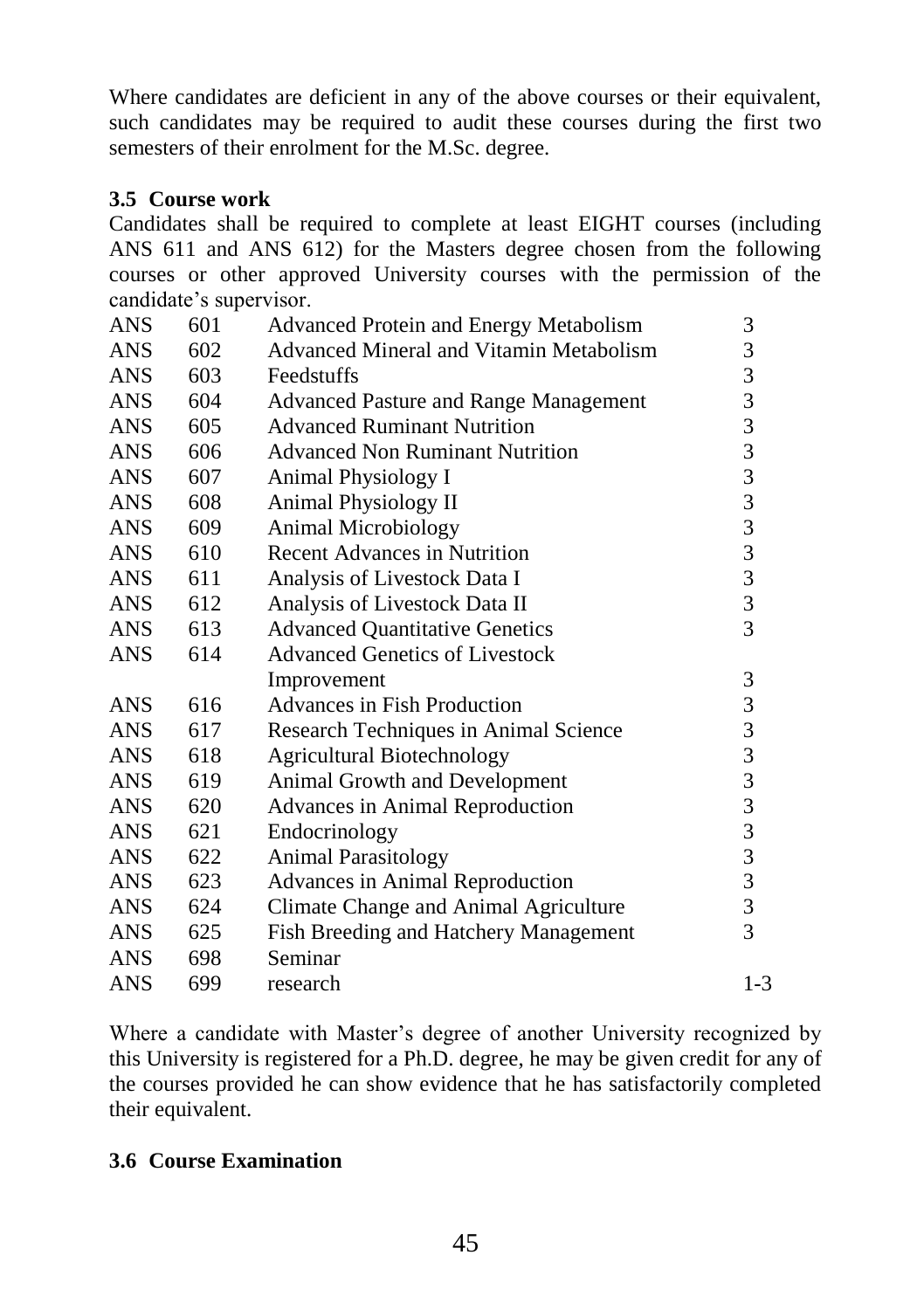Where candidates are deficient in any of the above courses or their equivalent, such candidates may be required to audit these courses during the first two semesters of their enrolment for the M.Sc. degree.

### 3.5 Course work

Candidates shall be required to complete at least EIGHT courses (including ANS 611 and ANS 612) for the Masters degree chosen from the following courses or other approved University courses with the permission of the candidate's supervisor.

| | | | |
|---|---|---|---|
| ANS | 601 | Advanced Protein and Energy Metabolism | 3 |
| ANS | 602 | Advanced Mineral and Vitamin Metabolism | 3 |
| ANS | 603 | Feedstuffs | 3 |
| ANS | 604 | Advanced Pasture and Range Management | 3 |
| ANS | 605 | Advanced Ruminant Nutrition | 3 |
| ANS | 606 | Advanced Non Ruminant Nutrition | 3 |
| ANS | 607 | Animal Physiology I | 3 |
| ANS | 608 | Animal Physiology II | 3 |
| ANS | 609 | Animal Microbiology | 3 |
| ANS | 610 | Recent Advances in Nutrition | 3 |
| ANS | 611 | Analysis of Livestock Data I | 3 |
| ANS | 612 | Analysis of Livestock Data II | 3 |
| ANS | 613 | Advanced Quantitative Genetics | 3 |
| ANS | 614 | Advanced Genetics of Livestock Improvement | 3 |
| ANS | 616 | Advances in Fish Production | 3 |
| ANS | 617 | Research Techniques in Animal Science | 3 |
| ANS | 618 | Agricultural Biotechnology | 3 |
| ANS | 619 | Animal Growth and Development | 3 |
| ANS | 620 | Advances in Animal Reproduction | 3 |
| ANS | 621 | Endocrinology | 3 |
| ANS | 622 | Animal Parasitology | 3 |
| ANS | 623 | Advances in Animal Reproduction | 3 |
| ANS | 624 | Climate Change and Animal Agriculture | 3 |
| ANS | 625 | Fish Breeding and Hatchery Management | 3 |
| ANS | 698 | Seminar | |
| ANS | 699 | research | 1-3 |

Where a candidate with Master's degree of another University recognized by this University is registered for a Ph.D. degree, he may be given credit for any of the courses provided he can show evidence that he has satisfactorily completed their equivalent.

### 3.6 Course Examination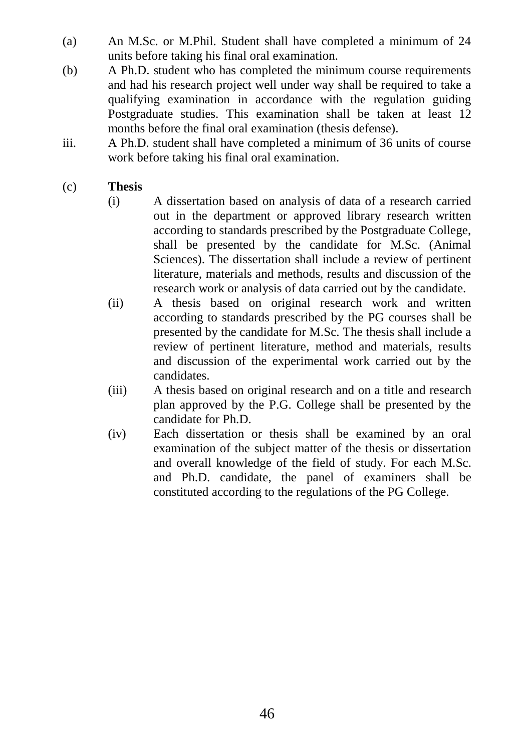(a) An M.Sc. or M.Phil. Student shall have completed a minimum of 24 units before taking his final oral examination.

(b) A Ph.D. student who has completed the minimum course requirements and had his research project well under way shall be required to take a qualifying examination in accordance with the regulation guiding Postgraduate studies. This examination shall be taken at least 12 months before the final oral examination (thesis defense).

iii. A Ph.D. student shall have completed a minimum of 36 units of course work before taking his final oral examination.

(c) **Thesis**

- (i) A dissertation based on analysis of data of a research carried out in the department or approved library research written according to standards prescribed by the Postgraduate College, shall be presented by the candidate for M.Sc. (Animal Sciences). The dissertation shall include a review of pertinent literature, materials and methods, results and discussion of the research work or analysis of data carried out by the candidate.
- (ii) A thesis based on original research work and written according to standards prescribed by the PG courses shall be presented by the candidate for M.Sc. The thesis shall include a review of pertinent literature, method and materials, results and discussion of the experimental work carried out by the candidates.
- (iii) A thesis based on original research and on a title and research plan approved by the P.G. College shall be presented by the candidate for Ph.D.
- (iv) Each dissertation or thesis shall be examined by an oral examination of the subject matter of the thesis or dissertation and overall knowledge of the field of study. For each M.Sc. and Ph.D. candidate, the panel of examiners shall be constituted according to the regulations of the PG College.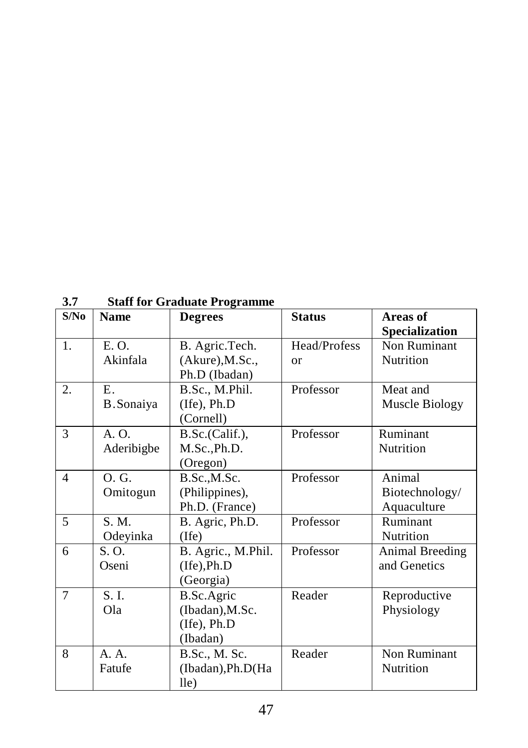### 3.7 Staff for Graduate Programme

| S/No | Name | Degrees | Status | Areas of Specialization |
|---|---|---|---|---|
| 1. | E. O. Akinfala | B. Agric.Tech. (Akure),M.Sc., Ph.D (Ibadan) | Head/Professor | Non Ruminant Nutrition |
| 2. | E. B.Sonaiya | B.Sc., M.Phil. (Ife), Ph.D (Cornell) | Professor | Meat and Muscle Biology |
| 3 | A. O. Aderibigbe | B.Sc.(Calif.), M.Sc.,Ph.D. (Oregon) | Professor | Ruminant Nutrition |
| 4 | O. G. Omitogun | B.Sc.,M.Sc. (Philippines), Ph.D. (France) | Professor | Animal Biotechnology/ Aquaculture |
| 5 | S. M. Odeyinka | B. Agric, Ph.D. (Ife) | Professor | Ruminant Nutrition |
| 6 | S. O. Oseni | B. Agric., M.Phil. (Ife),Ph.D (Georgia) | Professor | Animal Breeding and Genetics |
| 7 | S. I. Ola | B.Sc.Agric (Ibadan),M.Sc. (Ife), Ph.D (Ibadan) | Reader | Reproductive Physiology |
| 8 | A. A. Fatufe | B.Sc., M. Sc. (Ibadan),Ph.D(Halle) | Reader | Non Ruminant Nutrition |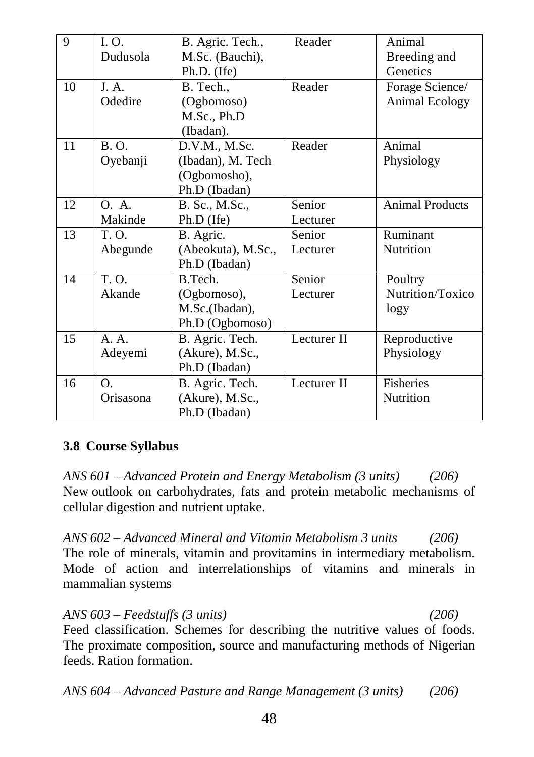| 9 | I. O. Dudusola | B. Agric. Tech., M.Sc. (Bauchi), Ph.D. (Ife) | Reader | Animal Breeding and Genetics |
|---|---|---|---|---|
| 10 | J. A. Odedire | B. Tech., (Ogbomoso) M.Sc., Ph.D (Ibadan). | Reader | Forage Science/ Animal Ecology |
| 11 | B. O. Oyebanji | D.V.M., M.Sc. (Ibadan), M. Tech (Ogbomosho), Ph.D (Ibadan) | Reader | Animal Physiology |
| 12 | O. A. Makinde | B. Sc., M.Sc., Ph.D (Ife) | Senior Lecturer | Animal Products |
| 13 | T. O. Abegunde | B. Agric. (Abeokuta), M.Sc., Ph.D (Ibadan) | Senior Lecturer | Ruminant Nutrition |
| 14 | T. O. Akande | B.Tech. (Ogbomoso), M.Sc.(Ibadan), Ph.D (Ogbomoso) | Senior Lecturer | Poultry Nutrition/Toxicology |
| 15 | A. A. Adeyemi | B. Agric. Tech. (Akure), M.Sc., Ph.D (Ibadan) | Lecturer II | Reproductive Physiology |
| 16 | O. Orisasona | B. Agric. Tech. (Akure), M.Sc., Ph.D (Ibadan) | Lecturer II | Fisheries Nutrition |

### 3.8 Course Syllabus

*ANS 601 – Advanced Protein and Energy Metabolism (3 units) (206)*
New outlook on carbohydrates, fats and protein metabolic mechanisms of cellular digestion and nutrient uptake.

*ANS 602 – Advanced Mineral and Vitamin Metabolism 3 units (206)*
The role of minerals, vitamin and provitamins in intermediary metabolism. Mode of action and interrelationships of vitamins and minerals in mammalian systems

*ANS 603 – Feedstuffs (3 units) (206)*
Feed classification. Schemes for describing the nutritive values of foods. The proximate composition, source and manufacturing methods of Nigerian feeds. Ration formation.

*ANS 604 – Advanced Pasture and Range Management (3 units) (206)*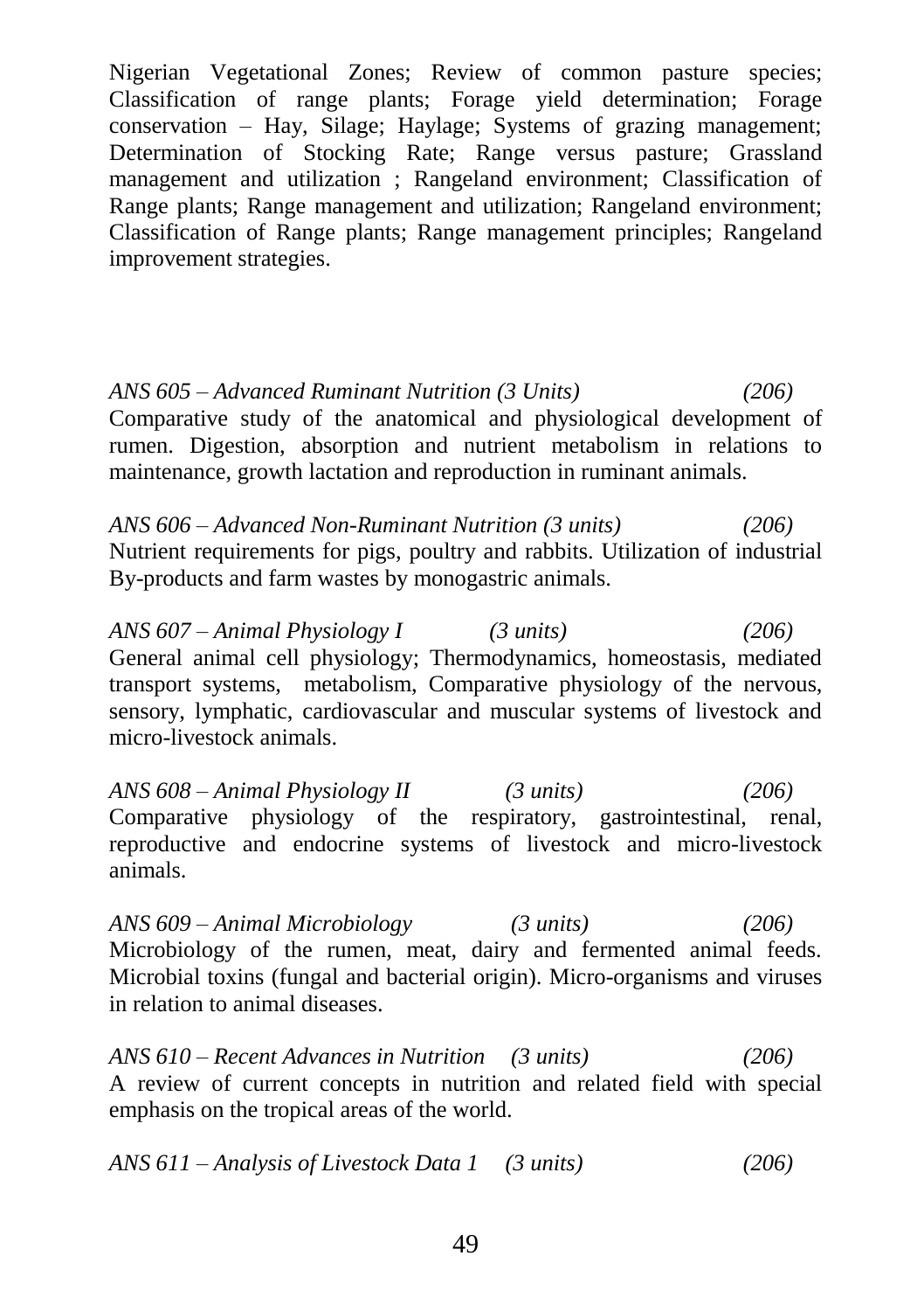Nigerian Vegetational Zones; Review of common pasture species; Classification of range plants; Forage yield determination; Forage conservation – Hay, Silage; Haylage; Systems of grazing management; Determination of Stocking Rate; Range versus pasture; Grassland management and utilization ; Rangeland environment; Classification of Range plants; Range management and utilization; Rangeland environment; Classification of Range plants; Range management principles; Rangeland improvement strategies.

*ANS 605 – Advanced Ruminant Nutrition (3 Units) (206)*
Comparative study of the anatomical and physiological development of rumen. Digestion, absorption and nutrient metabolism in relations to maintenance, growth lactation and reproduction in ruminant animals.

*ANS 606 – Advanced Non-Ruminant Nutrition (3 units) (206)*
Nutrient requirements for pigs, poultry and rabbits. Utilization of industrial By-products and farm wastes by monogastric animals.

*ANS 607 – Animal Physiology I (3 units) (206)*
General animal cell physiology; Thermodynamics, homeostasis, mediated transport systems, metabolism, Comparative physiology of the nervous, sensory, lymphatic, cardiovascular and muscular systems of livestock and micro-livestock animals.

*ANS 608 – Animal Physiology II (3 units) (206)*
Comparative physiology of the respiratory, gastrointestinal, renal, reproductive and endocrine systems of livestock and micro-livestock animals.

*ANS 609 – Animal Microbiology (3 units) (206)*
Microbiology of the rumen, meat, dairy and fermented animal feeds. Microbial toxins (fungal and bacterial origin). Micro-organisms and viruses in relation to animal diseases.

*ANS 610 – Recent Advances in Nutrition (3 units) (206)*
A review of current concepts in nutrition and related field with special emphasis on the tropical areas of the world.

*ANS 611 – Analysis of Livestock Data 1 (3 units) (206)*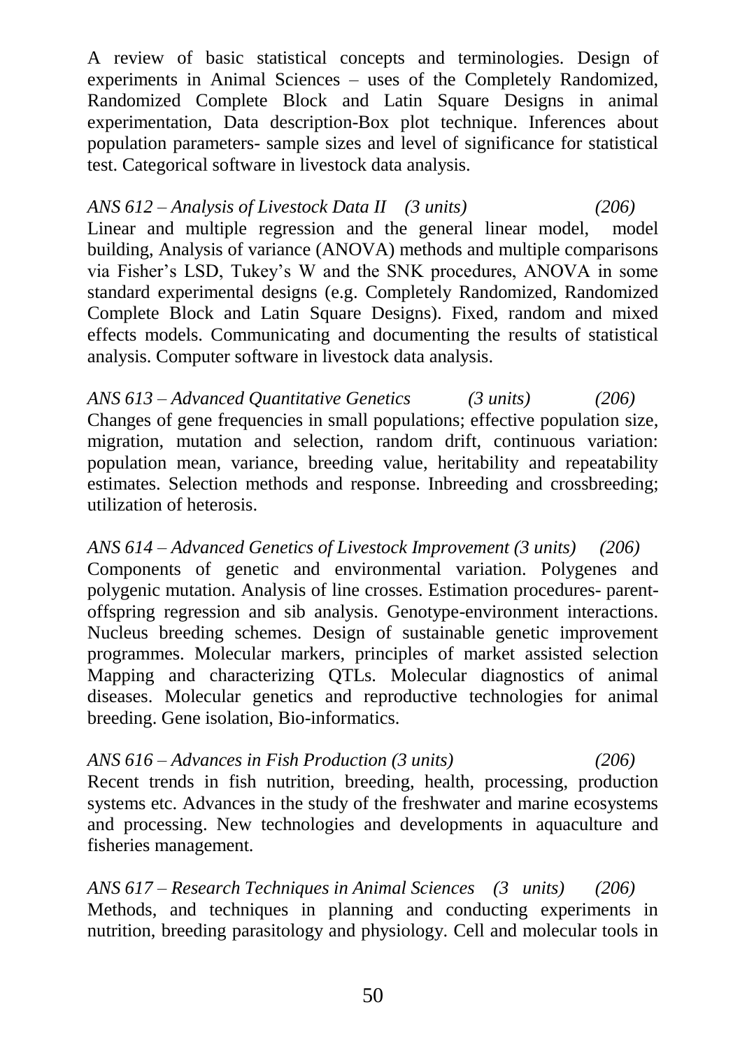A review of basic statistical concepts and terminologies. Design of experiments in Animal Sciences – uses of the Completely Randomized, Randomized Complete Block and Latin Square Designs in animal experimentation, Data description-Box plot technique. Inferences about population parameters- sample sizes and level of significance for statistical test. Categorical software in livestock data analysis.

*ANS 612 – Analysis of Livestock Data II (3 units) (206)*
Linear and multiple regression and the general linear model, model building, Analysis of variance (ANOVA) methods and multiple comparisons via Fisher's LSD, Tukey's W and the SNK procedures, ANOVA in some standard experimental designs (e.g. Completely Randomized, Randomized Complete Block and Latin Square Designs). Fixed, random and mixed effects models. Communicating and documenting the results of statistical analysis. Computer software in livestock data analysis.

*ANS 613 – Advanced Quantitative Genetics (3 units) (206)*
Changes of gene frequencies in small populations; effective population size, migration, mutation and selection, random drift, continuous variation: population mean, variance, breeding value, heritability and repeatability estimates. Selection methods and response. Inbreeding and crossbreeding; utilization of heterosis.

*ANS 614 – Advanced Genetics of Livestock Improvement (3 units) (206)*
Components of genetic and environmental variation. Polygenes and polygenic mutation. Analysis of line crosses. Estimation procedures- parent-offspring regression and sib analysis. Genotype-environment interactions. Nucleus breeding schemes. Design of sustainable genetic improvement programmes. Molecular markers, principles of market assisted selection Mapping and characterizing QTLs. Molecular diagnostics of animal diseases. Molecular genetics and reproductive technologies for animal breeding. Gene isolation, Bio-informatics.

*ANS 616 – Advances in Fish Production (3 units) (206)*
Recent trends in fish nutrition, breeding, health, processing, production systems etc. Advances in the study of the freshwater and marine ecosystems and processing. New technologies and developments in aquaculture and fisheries management.

*ANS 617 – Research Techniques in Animal Sciences (3 units) (206)*
Methods, and techniques in planning and conducting experiments in nutrition, breeding parasitology and physiology. Cell and molecular tools in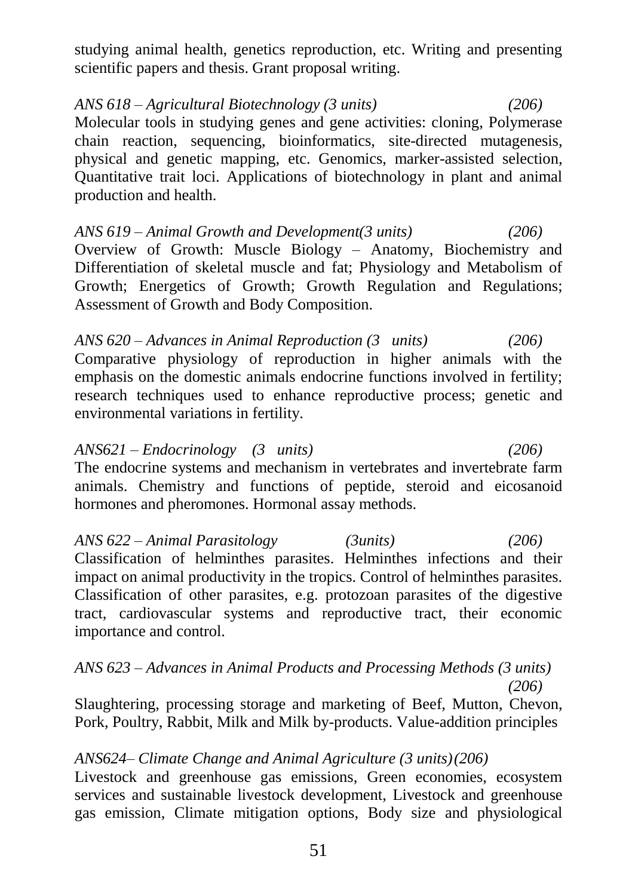studying animal health, genetics reproduction, etc. Writing and presenting scientific papers and thesis. Grant proposal writing.

*ANS 618 – Agricultural Biotechnology (3 units) (206)*
Molecular tools in studying genes and gene activities: cloning, Polymerase chain reaction, sequencing, bioinformatics, site-directed mutagenesis, physical and genetic mapping, etc. Genomics, marker-assisted selection, Quantitative trait loci. Applications of biotechnology in plant and animal production and health.

*ANS 619 – Animal Growth and Development(3 units) (206)*
Overview of Growth: Muscle Biology – Anatomy, Biochemistry and Differentiation of skeletal muscle and fat; Physiology and Metabolism of Growth; Energetics of Growth; Growth Regulation and Regulations; Assessment of Growth and Body Composition.

*ANS 620 – Advances in Animal Reproduction (3 units) (206)*
Comparative physiology of reproduction in higher animals with the emphasis on the domestic animals endocrine functions involved in fertility; research techniques used to enhance reproductive process; genetic and environmental variations in fertility.

*ANS621 – Endocrinology (3 units) (206)*
The endocrine systems and mechanism in vertebrates and invertebrate farm animals. Chemistry and functions of peptide, steroid and eicosanoid hormones and pheromones. Hormonal assay methods.

*ANS 622 – Animal Parasitology (3units) (206)*
Classification of helminthes parasites. Helminthes infections and their impact on animal productivity in the tropics. Control of helminthes parasites. Classification of other parasites, e.g. protozoan parasites of the digestive tract, cardiovascular systems and reproductive tract, their economic importance and control.

*ANS 623 – Advances in Animal Products and Processing Methods (3 units) (206)*
Slaughtering, processing storage and marketing of Beef, Mutton, Chevon, Pork, Poultry, Rabbit, Milk and Milk by-products. Value-addition principles

*ANS624– Climate Change and Animal Agriculture (3 units)(206)*
Livestock and greenhouse gas emissions, Green economies, ecosystem services and sustainable livestock development, Livestock and greenhouse gas emission, Climate mitigation options, Body size and physiological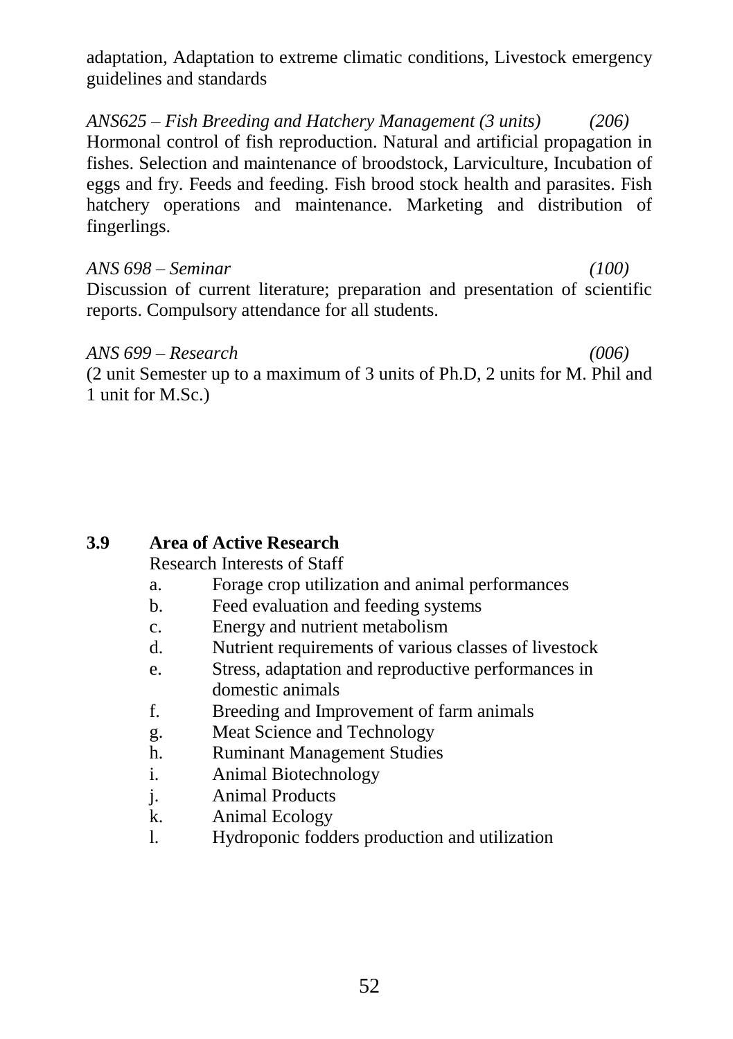adaptation, Adaptation to extreme climatic conditions, Livestock emergency guidelines and standards

*ANS625 – Fish Breeding and Hatchery Management (3 units) (206)*
Hormonal control of fish reproduction. Natural and artificial propagation in fishes. Selection and maintenance of broodstock, Larviculture, Incubation of eggs and fry. Feeds and feeding. Fish brood stock health and parasites. Fish hatchery operations and maintenance. Marketing and distribution of fingerlings.

*ANS 698 – Seminar (100)*
Discussion of current literature; preparation and presentation of scientific reports. Compulsory attendance for all students.

*ANS 699 – Research (006)*
(2 unit Semester up to a maximum of 3 units of Ph.D, 2 units for M. Phil and 1 unit for M.Sc.)

## 3.9 Area of Active Research

Research Interests of Staff

a. Forage crop utilization and animal performances
b. Feed evaluation and feeding systems
c. Energy and nutrient metabolism
d. Nutrient requirements of various classes of livestock
e. Stress, adaptation and reproductive performances in domestic animals
f. Breeding and Improvement of farm animals
g. Meat Science and Technology
h. Ruminant Management Studies
i. Animal Biotechnology
j. Animal Products
k. Animal Ecology
l. Hydroponic fodders production and utilization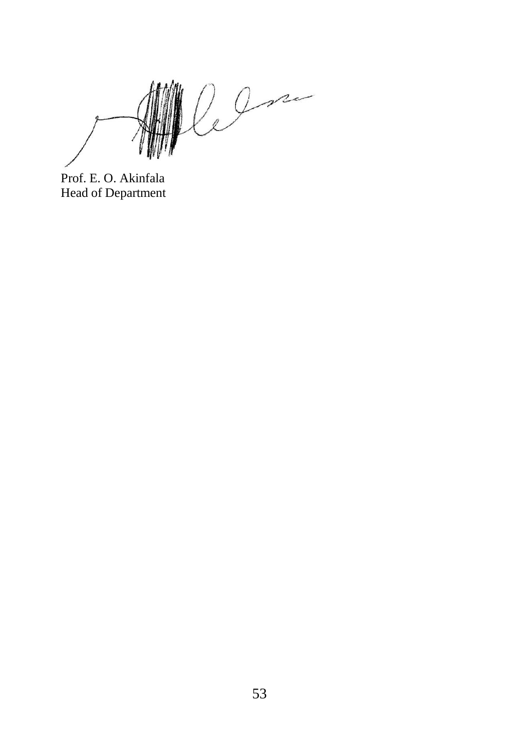Prof. E. O. Akinfala
Head of Department